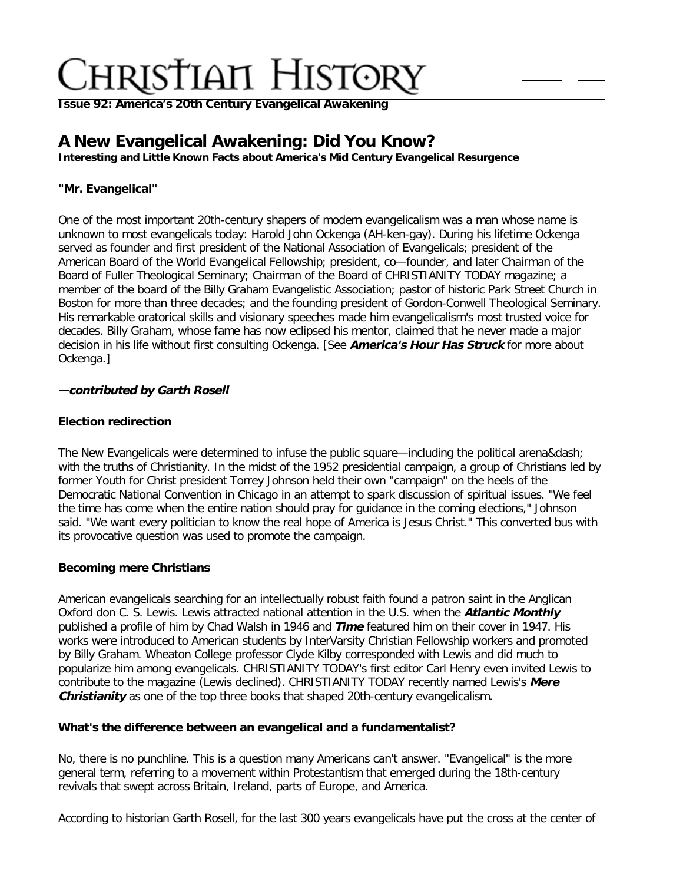# CHRISTIAN HISTORY

**Issue 92: America's 20th Century Evangelical Awakening**

## A New Evangelical Awakening: Did You Know?

**Interesting and Little Known Facts about America's Mid Century Evangelical Resurgence**

### "Mr. Evangelical"

One of the most important 20th-century shapers of modern evangelicalism was a man whose name is unknown to most evangelicals today: Harold John Ockenga (AH-ken-gay). During his lifetime Ockenga served as founder and first president of the National Association of Evangelicals; president of the American Board of the World Evangelical Fellowship; president, co—founder, and later Chairman of the Board of Fuller Theological Seminary; Chairman of the Board of CHRISTIANITY TODAY magazine; a member of the board of the Billy Graham Evangelistic Association; pastor of historic Park Street Church in Boston for more than three decades; and the founding president of Gordon-Conwell Theological Seminary. His remarkable oratorical skills and visionary speeches made him evangelicalism's most trusted voice for decades. Billy Graham, whose fame has now eclipsed his mentor, claimed that he never made a major decision in his life without first consulting Ockenga. [See ***America's Hour Has Struck*** for more about Ockenga.]

***—contributed by Garth Rosell***

### Election redirection

The New Evangelicals were determined to infuse the public square—including the political arena&dash; with the truths of Christianity. In the midst of the 1952 presidential campaign, a group of Christians led by former Youth for Christ president Torrey Johnson held their own "campaign" on the heels of the Democratic National Convention in Chicago in an attempt to spark discussion of spiritual issues. "We feel the time has come when the entire nation should pray for guidance in the coming elections," Johnson said. "We want every politician to know the real hope of America is Jesus Christ." This converted bus with its provocative question was used to promote the campaign.

### Becoming mere Christians

American evangelicals searching for an intellectually robust faith found a patron saint in the Anglican Oxford don C. S. Lewis. Lewis attracted national attention in the U.S. when the ***Atlantic Monthly*** published a profile of him by Chad Walsh in 1946 and ***Time*** featured him on their cover in 1947. His works were introduced to American students by InterVarsity Christian Fellowship workers and promoted by Billy Graham. Wheaton College professor Clyde Kilby corresponded with Lewis and did much to popularize him among evangelicals. CHRISTIANITY TODAY's first editor Carl Henry even invited Lewis to contribute to the magazine (Lewis declined). CHRISTIANITY TODAY recently named Lewis's ***Mere Christianity*** as one of the top three books that shaped 20th-century evangelicalism.

### What's the difference between an evangelical and a fundamentalist?

No, there is no punchline. This is a question many Americans can't answer. "Evangelical" is the more general term, referring to a movement within Protestantism that emerged during the 18th-century revivals that swept across Britain, Ireland, parts of Europe, and America.

According to historian Garth Rosell, for the last 300 years evangelicals have put the cross at the center of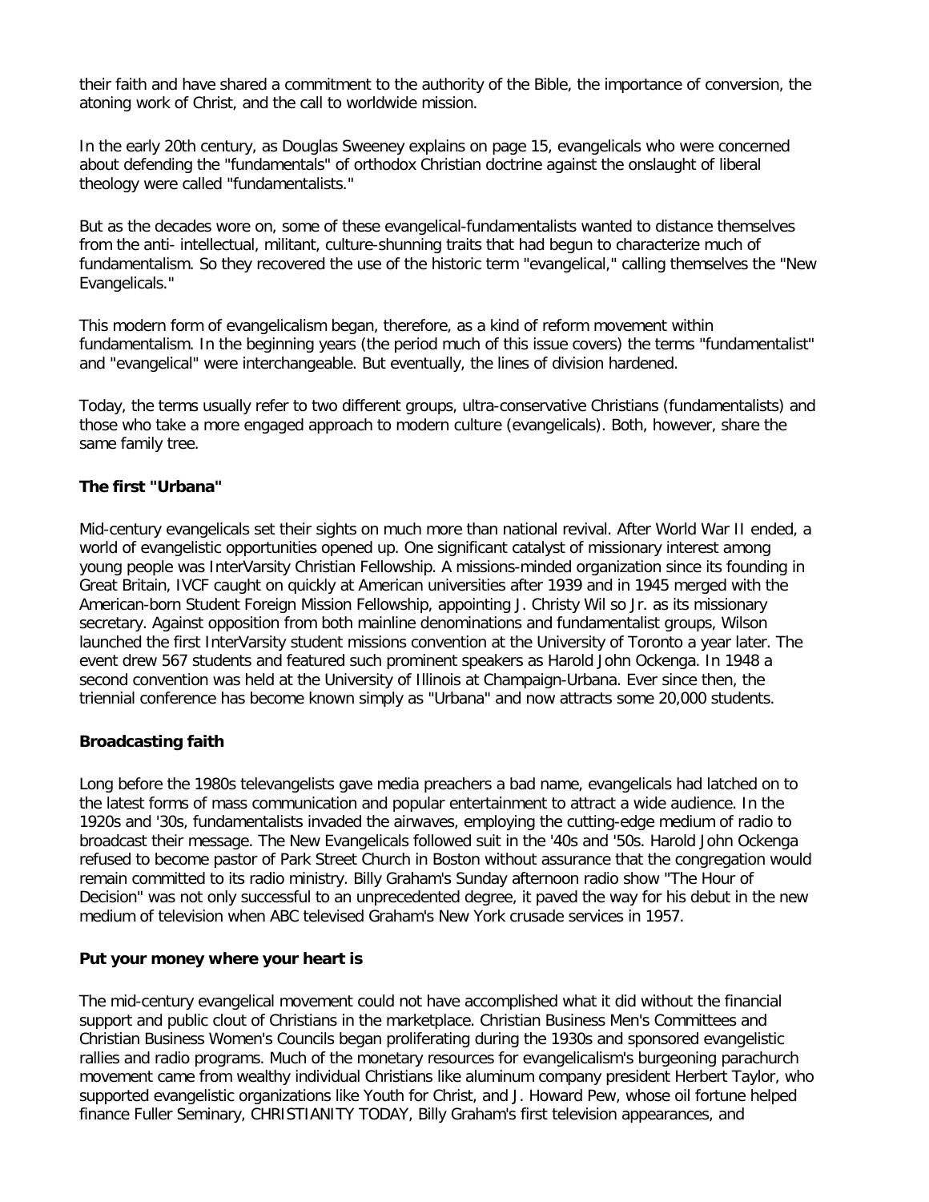their faith and have shared a commitment to the authority of the Bible, the importance of conversion, the atoning work of Christ, and the call to worldwide mission.

In the early 20th century, as Douglas Sweeney explains on page 15, evangelicals who were concerned about defending the "fundamentals" of orthodox Christian doctrine against the onslaught of liberal theology were called "fundamentalists."

But as the decades wore on, some of these evangelical-fundamentalists wanted to distance themselves from the anti- intellectual, militant, culture-shunning traits that had begun to characterize much of fundamentalism. So they recovered the use of the historic term "evangelical," calling themselves the "New Evangelicals."

This modern form of evangelicalism began, therefore, as a kind of reform movement within fundamentalism. In the beginning years (the period much of this issue covers) the terms "fundamentalist" and "evangelical" were interchangeable. But eventually, the lines of division hardened.

Today, the terms usually refer to two different groups, ultra-conservative Christians (fundamentalists) and those who take a more engaged approach to modern culture (evangelicals). Both, however, share the same family tree.

**The first "Urbana"**

Mid-century evangelicals set their sights on much more than national revival. After World War II ended, a world of evangelistic opportunities opened up. One significant catalyst of missionary interest among young people was InterVarsity Christian Fellowship. A missions-minded organization since its founding in Great Britain, IVCF caught on quickly at American universities after 1939 and in 1945 merged with the American-born Student Foreign Mission Fellowship, appointing J. Christy Wil so Jr. as its missionary secretary. Against opposition from both mainline denominations and fundamentalist groups, Wilson launched the first InterVarsity student missions convention at the University of Toronto a year later. The event drew 567 students and featured such prominent speakers as Harold John Ockenga. In 1948 a second convention was held at the University of Illinois at Champaign-Urbana. Ever since then, the triennial conference has become known simply as "Urbana" and now attracts some 20,000 students.

**Broadcasting faith**

Long before the 1980s televangelists gave media preachers a bad name, evangelicals had latched on to the latest forms of mass communication and popular entertainment to attract a wide audience. In the 1920s and '30s, fundamentalists invaded the airwaves, employing the cutting-edge medium of radio to broadcast their message. The New Evangelicals followed suit in the '40s and '50s. Harold John Ockenga refused to become pastor of Park Street Church in Boston without assurance that the congregation would remain committed to its radio ministry. Billy Graham's Sunday afternoon radio show "The Hour of Decision" was not only successful to an unprecedented degree, it paved the way for his debut in the new medium of television when ABC televised Graham's New York crusade services in 1957.

**Put your money where your heart is**

The mid-century evangelical movement could not have accomplished what it did without the financial support and public clout of Christians in the marketplace. Christian Business Men's Committees and Christian Business Women's Councils began proliferating during the 1930s and sponsored evangelistic rallies and radio programs. Much of the monetary resources for evangelicalism's burgeoning parachurch movement came from wealthy individual Christians like aluminum company president Herbert Taylor, who supported evangelistic organizations like Youth for Christ, and J. Howard Pew, whose oil fortune helped finance Fuller Seminary, CHRISTIANITY TODAY, Billy Graham's first television appearances, and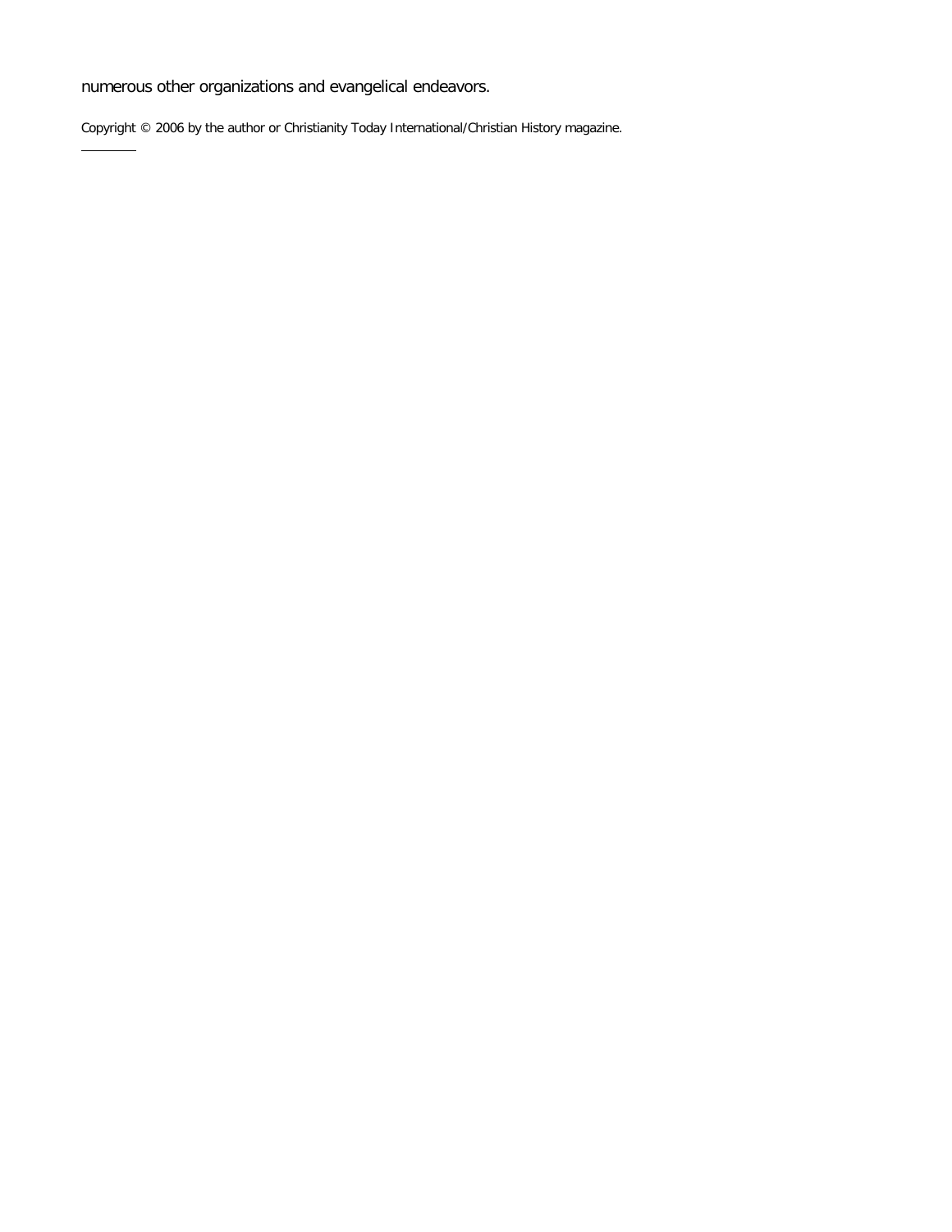numerous other organizations and evangelical endeavors.

Copyright © 2006 by the author or Christianity Today International/Christian History magazine.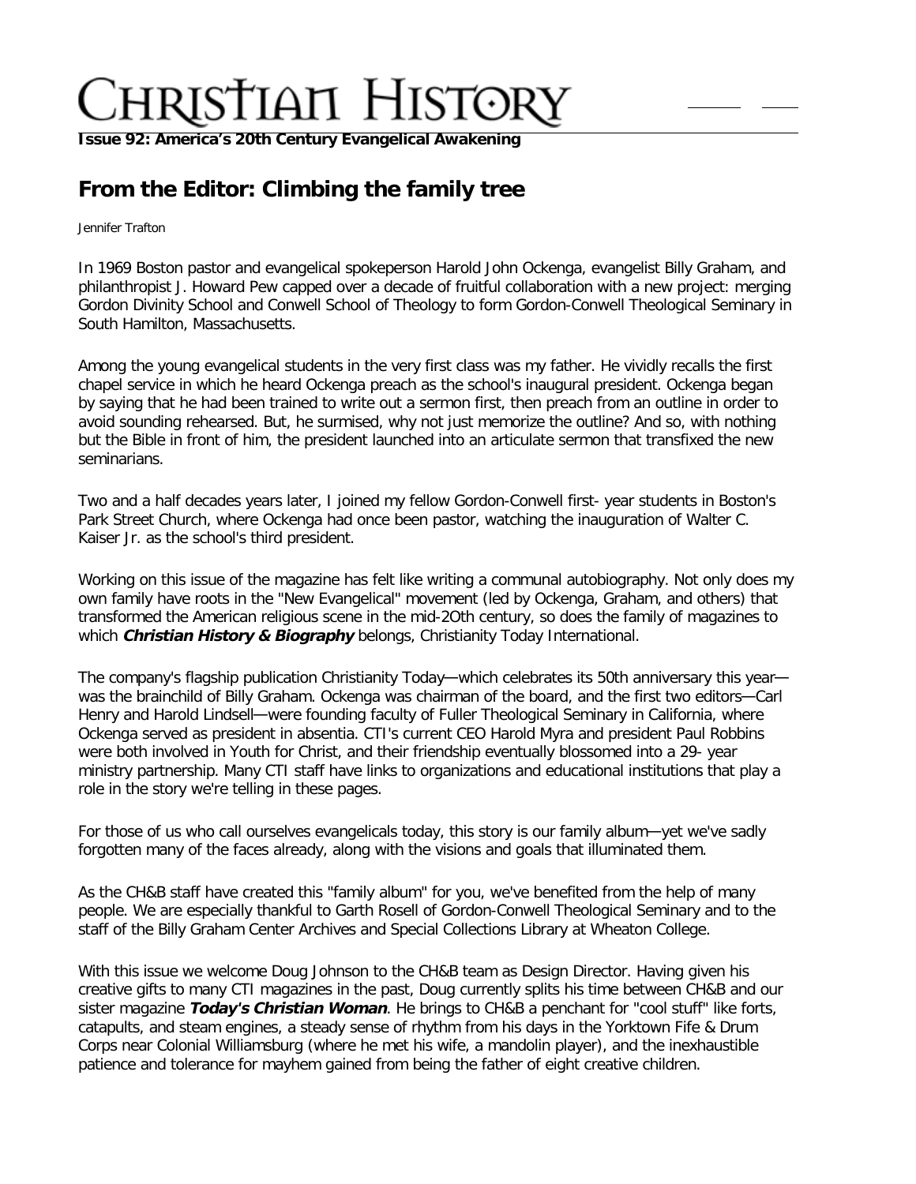**Issue 92: America's 20th Century Evangelical Awakening**

## From the Editor: Climbing the family tree

Jennifer Trafton

In 1969 Boston pastor and evangelical spokeperson Harold John Ockenga, evangelist Billy Graham, and philanthropist J. Howard Pew capped over a decade of fruitful collaboration with a new project: merging Gordon Divinity School and Conwell School of Theology to form Gordon-Conwell Theological Seminary in South Hamilton, Massachusetts.

Among the young evangelical students in the very first class was my father. He vividly recalls the first chapel service in which he heard Ockenga preach as the school's inaugural president. Ockenga began by saying that he had been trained to write out a sermon first, then preach from an outline in order to avoid sounding rehearsed. But, he surmised, why not just memorize the outline? And so, with nothing but the Bible in front of him, the president launched into an articulate sermon that transfixed the new seminarians.

Two and a half decades years later, I joined my fellow Gordon-Conwell first- year students in Boston's Park Street Church, where Ockenga had once been pastor, watching the inauguration of Walter C. Kaiser Jr. as the school's third president.

Working on this issue of the magazine has felt like writing a communal autobiography. Not only does my own family have roots in the "New Evangelical" movement (led by Ockenga, Graham, and others) that transformed the American religious scene in the mid-2Oth century, so does the family of magazines to which ***Christian History & Biography*** belongs, Christianity Today International.

The company's flagship publication Christianity Today—which celebrates its 50th anniversary this year—was the brainchild of Billy Graham. Ockenga was chairman of the board, and the first two editors—Carl Henry and Harold Lindsell—were founding faculty of Fuller Theological Seminary in California, where Ockenga served as president in absentia. CTI's current CEO Harold Myra and president Paul Robbins were both involved in Youth for Christ, and their friendship eventually blossomed into a 29- year ministry partnership. Many CTI staff have links to organizations and educational institutions that play a role in the story we're telling in these pages.

For those of us who call ourselves evangelicals today, this story is our family album—yet we've sadly forgotten many of the faces already, along with the visions and goals that illuminated them.

As the CH&B staff have created this "family album" for you, we've benefited from the help of many people. We are especially thankful to Garth Rosell of Gordon-Conwell Theological Seminary and to the staff of the Billy Graham Center Archives and Special Collections Library at Wheaton College.

With this issue we welcome Doug Johnson to the CH&B team as Design Director. Having given his creative gifts to many CTI magazines in the past, Doug currently splits his time between CH&B and our sister magazine ***Today's Christian Woman***. He brings to CH&B a penchant for "cool stuff" like forts, catapults, and steam engines, a steady sense of rhythm from his days in the Yorktown Fife & Drum Corps near Colonial Williamsburg (where he met his wife, a mandolin player), and the inexhaustible patience and tolerance for mayhem gained from being the father of eight creative children.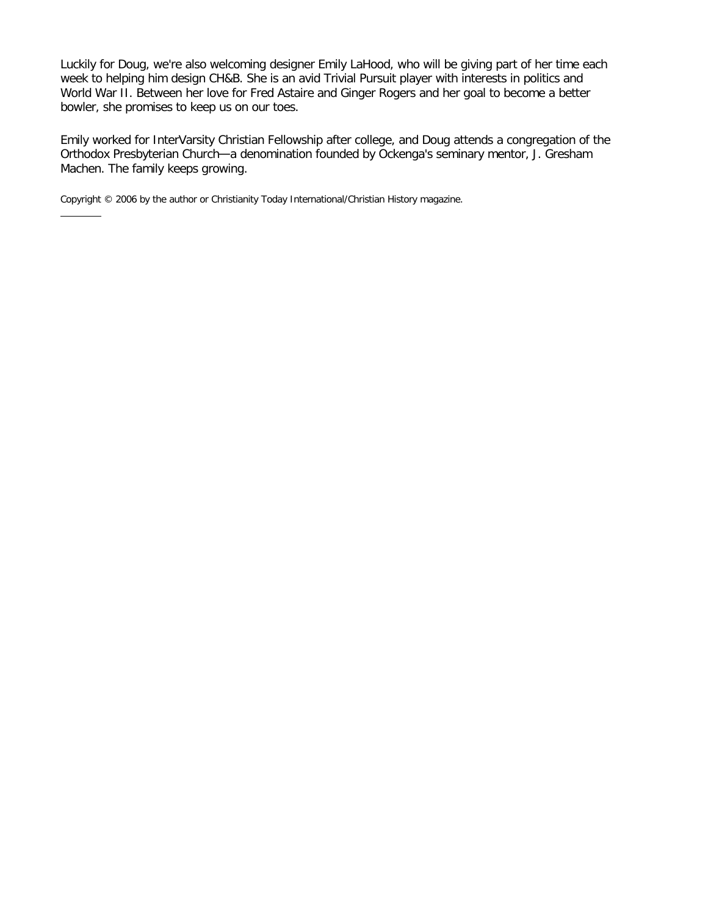Luckily for Doug, we're also welcoming designer Emily LaHood, who will be giving part of her time each week to helping him design CH&B. She is an avid Trivial Pursuit player with interests in politics and World War II. Between her love for Fred Astaire and Ginger Rogers and her goal to become a better bowler, she promises to keep us on our toes.

Emily worked for InterVarsity Christian Fellowship after college, and Doug attends a congregation of the Orthodox Presbyterian Church—a denomination founded by Ockenga's seminary mentor, J. Gresham Machen. The family keeps growing.

Copyright © 2006 by the author or Christianity Today International/Christian History magazine.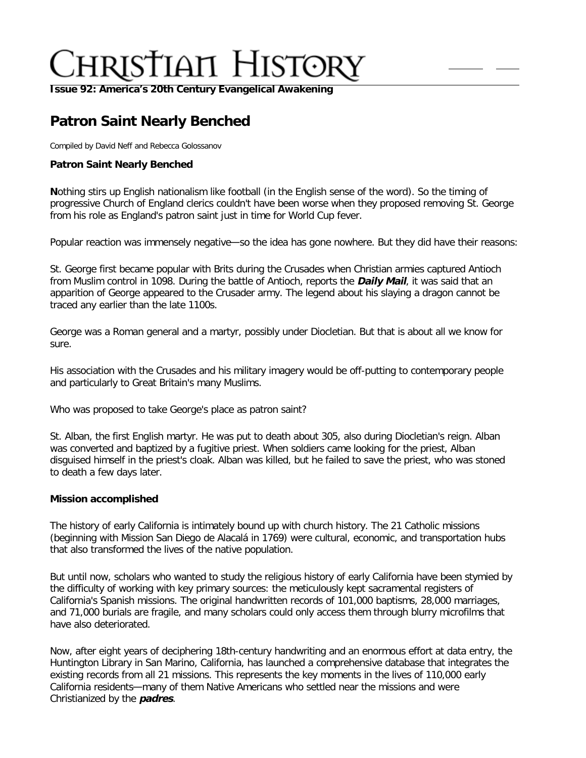# Patron Saint Nearly Benched

Compiled by David Neff and Rebecca Golossanov

### Patron Saint Nearly Benched

**N**othing stirs up English nationalism like football (in the English sense of the word). So the timing of progressive Church of England clerics couldn't have been worse when they proposed removing St. George from his role as England's patron saint just in time for World Cup fever.

Popular reaction was immensely negative—so the idea has gone nowhere. But they did have their reasons:

St. George first became popular with Brits during the Crusades when Christian armies captured Antioch from Muslim control in 1098. During the battle of Antioch, reports the ***Daily Mail***, it was said that an apparition of George appeared to the Crusader army. The legend about his slaying a dragon cannot be traced any earlier than the late 1100s.

George was a Roman general and a martyr, possibly under Diocletian. But that is about all we know for sure.

His association with the Crusades and his military imagery would be off-putting to contemporary people and particularly to Great Britain's many Muslims.

Who was proposed to take George's place as patron saint?

St. Alban, the first English martyr. He was put to death about 305, also during Diocletian's reign. Alban was converted and baptized by a fugitive priest. When soldiers came looking for the priest, Alban disguised himself in the priest's cloak. Alban was killed, but he failed to save the priest, who was stoned to death a few days later.

### Mission accomplished

The history of early California is intimately bound up with church history. The 21 Catholic missions (beginning with Mission San Diego de Alacalá in 1769) were cultural, economic, and transportation hubs that also transformed the lives of the native population.

But until now, scholars who wanted to study the religious history of early California have been stymied by the difficulty of working with key primary sources: the meticulously kept sacramental registers of California's Spanish missions. The original handwritten records of 101,000 baptisms, 28,000 marriages, and 71,000 burials are fragile, and many scholars could only access them through blurry microfilms that have also deteriorated.

Now, after eight years of deciphering 18th-century handwriting and an enormous effort at data entry, the Huntington Library in San Marino, California, has launched a comprehensive database that integrates the existing records from all 21 missions. This represents the key moments in the lives of 110,000 early California residents—many of them Native Americans who settled near the missions and were Christianized by the ***padres***.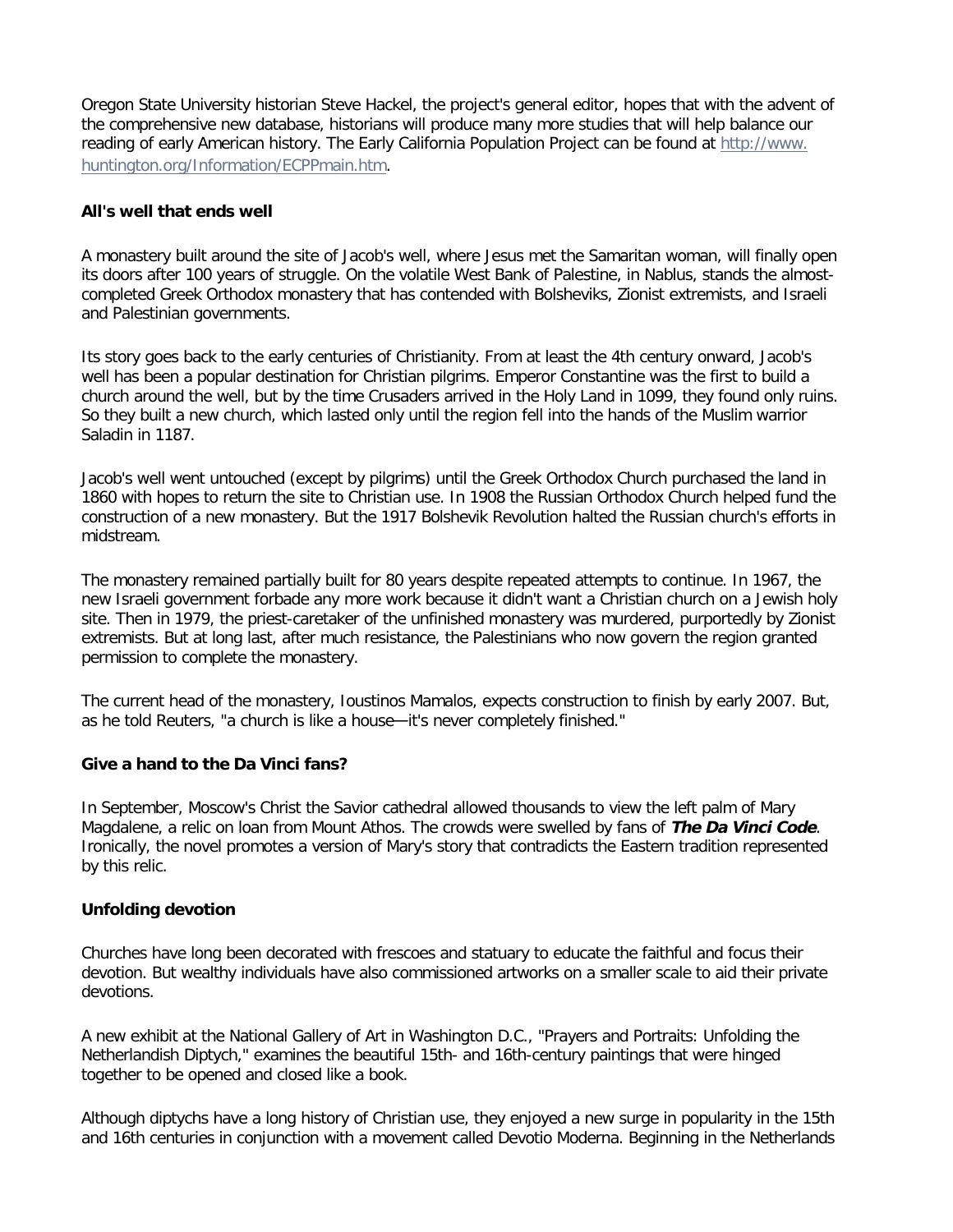Oregon State University historian Steve Hackel, the project's general editor, hopes that with the advent of the comprehensive new database, historians will produce many more studies that will help balance our reading of early American history. The Early California Population Project can be found at [http://www.huntington.org/Information/ECPPmain.htm](http://www.huntington.org/Information/ECPPmain.htm).

**All's well that ends well**

A monastery built around the site of Jacob's well, where Jesus met the Samaritan woman, will finally open its doors after 100 years of struggle. On the volatile West Bank of Palestine, in Nablus, stands the almost-completed Greek Orthodox monastery that has contended with Bolsheviks, Zionist extremists, and Israeli and Palestinian governments.

Its story goes back to the early centuries of Christianity. From at least the 4th century onward, Jacob's well has been a popular destination for Christian pilgrims. Emperor Constantine was the first to build a church around the well, but by the time Crusaders arrived in the Holy Land in 1099, they found only ruins. So they built a new church, which lasted only until the region fell into the hands of the Muslim warrior Saladin in 1187.

Jacob's well went untouched (except by pilgrims) until the Greek Orthodox Church purchased the land in 1860 with hopes to return the site to Christian use. In 1908 the Russian Orthodox Church helped fund the construction of a new monastery. But the 1917 Bolshevik Revolution halted the Russian church's efforts in midstream.

The monastery remained partially built for 80 years despite repeated attempts to continue. In 1967, the new Israeli government forbade any more work because it didn't want a Christian church on a Jewish holy site. Then in 1979, the priest-caretaker of the unfinished monastery was murdered, purportedly by Zionist extremists. But at long last, after much resistance, the Palestinians who now govern the region granted permission to complete the monastery.

The current head of the monastery, Ioustinos Mamalos, expects construction to finish by early 2007. But, as he told Reuters, "a church is like a house—it's never completely finished."

**Give a hand to the Da Vinci fans?**

In September, Moscow's Christ the Savior cathedral allowed thousands to view the left palm of Mary Magdalene, a relic on loan from Mount Athos. The crowds were swelled by fans of ***The Da Vinci Code***. Ironically, the novel promotes a version of Mary's story that contradicts the Eastern tradition represented by this relic.

**Unfolding devotion**

Churches have long been decorated with frescoes and statuary to educate the faithful and focus their devotion. But wealthy individuals have also commissioned artworks on a smaller scale to aid their private devotions.

A new exhibit at the National Gallery of Art in Washington D.C., "Prayers and Portraits: Unfolding the Netherlandish Diptych," examines the beautiful 15th- and 16th-century paintings that were hinged together to be opened and closed like a book.

Although diptychs have a long history of Christian use, they enjoyed a new surge in popularity in the 15th and 16th centuries in conjunction with a movement called Devotio Moderna. Beginning in the Netherlands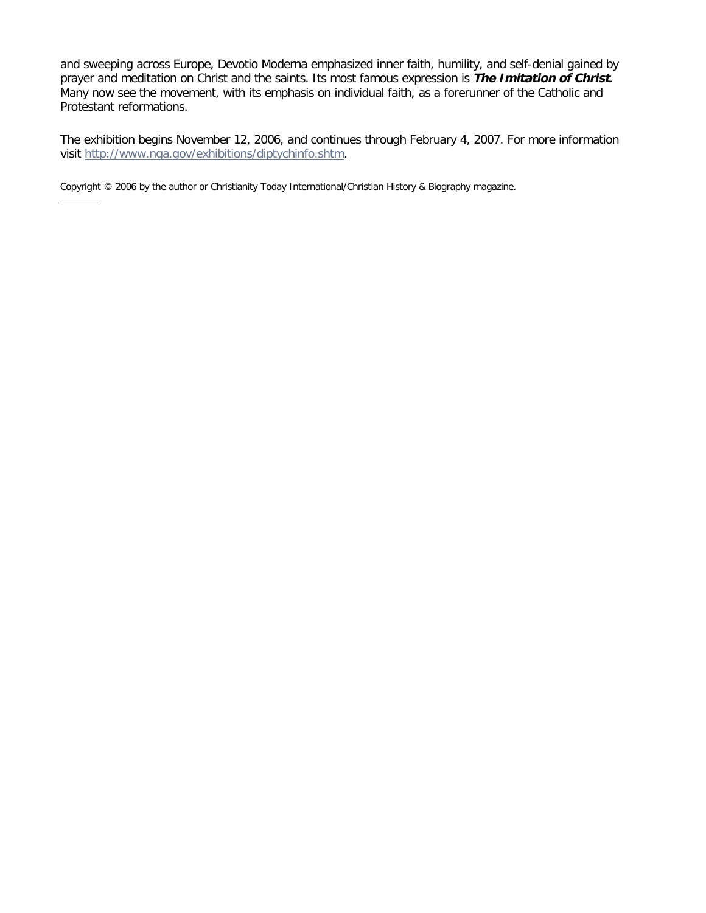and sweeping across Europe, Devotio Moderna emphasized inner faith, humility, and self-denial gained by prayer and meditation on Christ and the saints. Its most famous expression is ***The Imitation of Christ***. Many now see the movement, with its emphasis on individual faith, as a forerunner of the Catholic and Protestant reformations.

The exhibition begins November 12, 2006, and continues through February 4, 2007. For more information visit http://www.nga.gov/exhibitions/diptychinfo.shtm.

Copyright © 2006 by the author or Christianity Today International/Christian History & Biography magazine.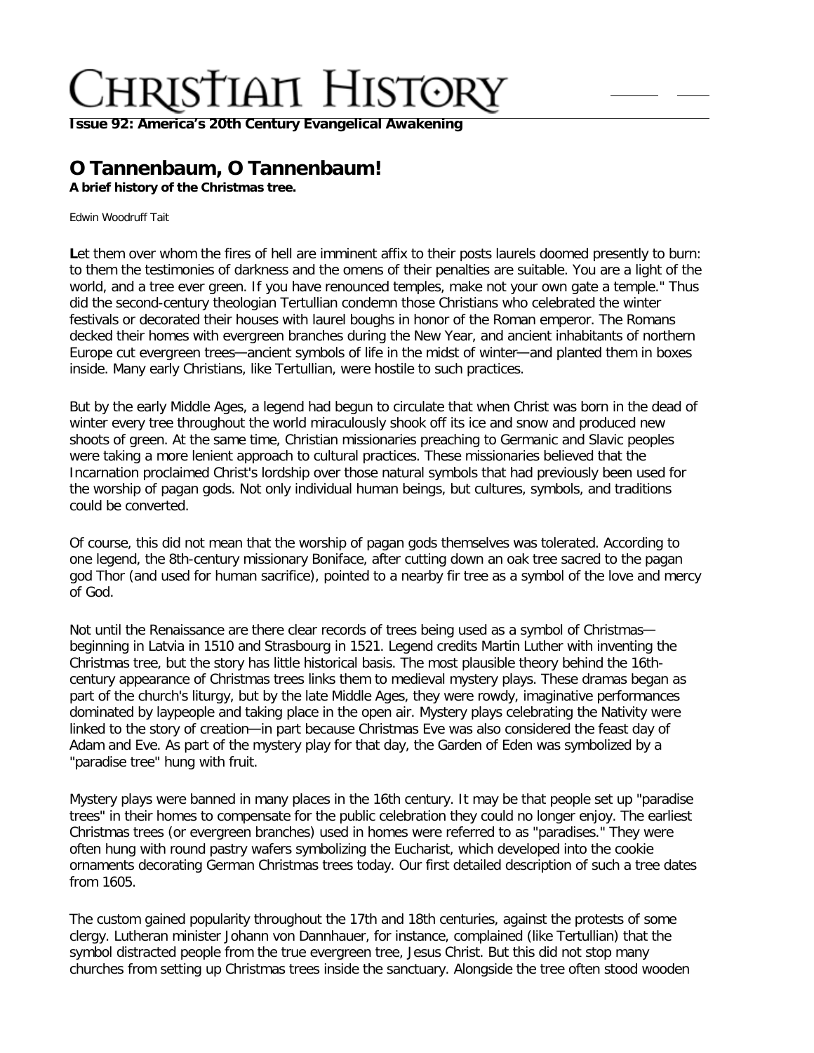**Issue 92: America's 20th Century Evangelical Awakening**

## O Tannenbaum, O Tannenbaum!

**A brief history of the Christmas tree.**

Edwin Woodruff Tait

**L**et them over whom the fires of hell are imminent affix to their posts laurels doomed presently to burn: to them the testimonies of darkness and the omens of their penalties are suitable. You are a light of the world, and a tree ever green. If you have renounced temples, make not your own gate a temple." Thus did the second-century theologian Tertullian condemn those Christians who celebrated the winter festivals or decorated their houses with laurel boughs in honor of the Roman emperor. The Romans decked their homes with evergreen branches during the New Year, and ancient inhabitants of northern Europe cut evergreen trees—ancient symbols of life in the midst of winter—and planted them in boxes inside. Many early Christians, like Tertullian, were hostile to such practices.

But by the early Middle Ages, a legend had begun to circulate that when Christ was born in the dead of winter every tree throughout the world miraculously shook off its ice and snow and produced new shoots of green. At the same time, Christian missionaries preaching to Germanic and Slavic peoples were taking a more lenient approach to cultural practices. These missionaries believed that the Incarnation proclaimed Christ's lordship over those natural symbols that had previously been used for the worship of pagan gods. Not only individual human beings, but cultures, symbols, and traditions could be converted.

Of course, this did not mean that the worship of pagan gods themselves was tolerated. According to one legend, the 8th-century missionary Boniface, after cutting down an oak tree sacred to the pagan god Thor (and used for human sacrifice), pointed to a nearby fir tree as a symbol of the love and mercy of God.

Not until the Renaissance are there clear records of trees being used as a symbol of Christmas—beginning in Latvia in 1510 and Strasbourg in 1521. Legend credits Martin Luther with inventing the Christmas tree, but the story has little historical basis. The most plausible theory behind the 16th-century appearance of Christmas trees links them to medieval mystery plays. These dramas began as part of the church's liturgy, but by the late Middle Ages, they were rowdy, imaginative performances dominated by laypeople and taking place in the open air. Mystery plays celebrating the Nativity were linked to the story of creation—in part because Christmas Eve was also considered the feast day of Adam and Eve. As part of the mystery play for that day, the Garden of Eden was symbolized by a "paradise tree" hung with fruit.

Mystery plays were banned in many places in the 16th century. It may be that people set up "paradise trees" in their homes to compensate for the public celebration they could no longer enjoy. The earliest Christmas trees (or evergreen branches) used in homes were referred to as "paradises." They were often hung with round pastry wafers symbolizing the Eucharist, which developed into the cookie ornaments decorating German Christmas trees today. Our first detailed description of such a tree dates from 1605.

The custom gained popularity throughout the 17th and 18th centuries, against the protests of some clergy. Lutheran minister Johann von Dannhauer, for instance, complained (like Tertullian) that the symbol distracted people from the true evergreen tree, Jesus Christ. But this did not stop many churches from setting up Christmas trees inside the sanctuary. Alongside the tree often stood wooden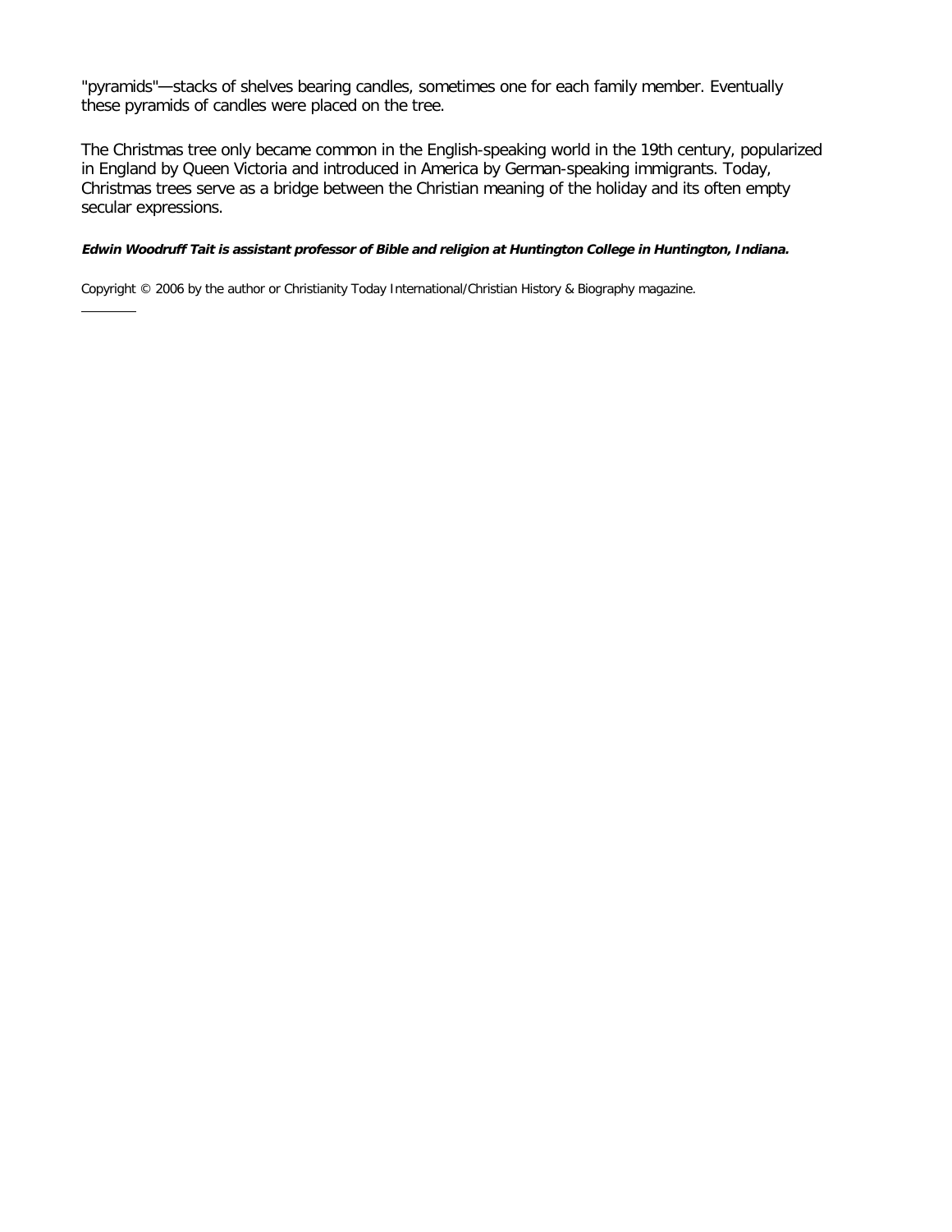"pyramids"—stacks of shelves bearing candles, sometimes one for each family member. Eventually these pyramids of candles were placed on the tree.

The Christmas tree only became common in the English-speaking world in the 19th century, popularized in England by Queen Victoria and introduced in America by German-speaking immigrants. Today, Christmas trees serve as a bridge between the Christian meaning of the holiday and its often empty secular expressions.

***Edwin Woodruff Tait is assistant professor of Bible and religion at Huntington College in Huntington, Indiana.***

Copyright © 2006 by the author or Christianity Today International/Christian History & Biography magazine.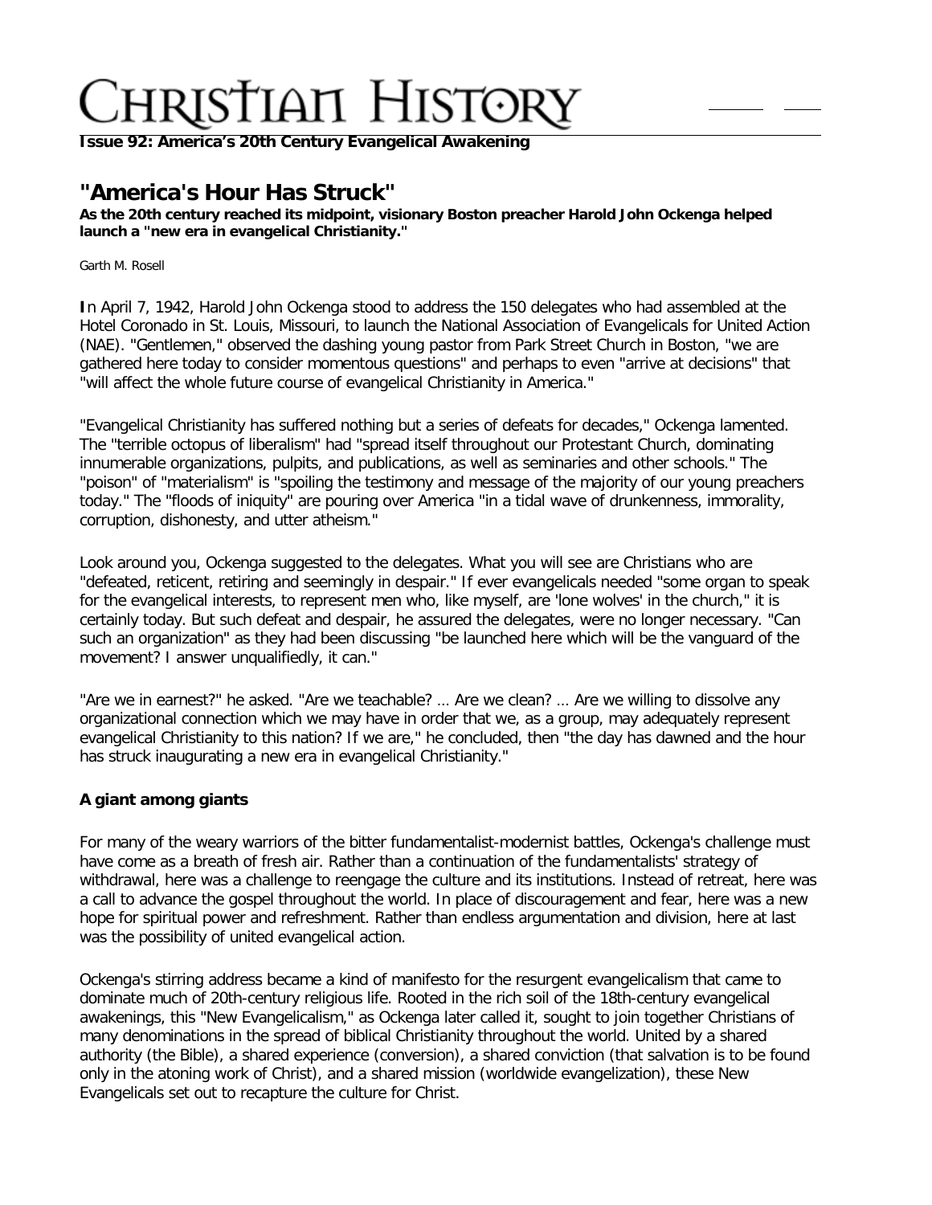**Issue 92: America's 20th Century Evangelical Awakening**

## "America's Hour Has Struck"

**As the 20th century reached its midpoint, visionary Boston preacher Harold John Ockenga helped launch a "new era in evangelical Christianity."**

Garth M. Rosell

**I**n April 7, 1942, Harold John Ockenga stood to address the 150 delegates who had assembled at the Hotel Coronado in St. Louis, Missouri, to launch the National Association of Evangelicals for United Action (NAE). "Gentlemen," observed the dashing young pastor from Park Street Church in Boston, "we are gathered here today to consider momentous questions" and perhaps to even "arrive at decisions" that "will affect the whole future course of evangelical Christianity in America."

"Evangelical Christianity has suffered nothing but a series of defeats for decades," Ockenga lamented. The "terrible octopus of liberalism" had "spread itself throughout our Protestant Church, dominating innumerable organizations, pulpits, and publications, as well as seminaries and other schools." The "poison" of "materialism" is "spoiling the testimony and message of the majority of our young preachers today." The "floods of iniquity" are pouring over America "in a tidal wave of drunkenness, immorality, corruption, dishonesty, and utter atheism."

Look around you, Ockenga suggested to the delegates. What you will see are Christians who are "defeated, reticent, retiring and seemingly in despair." If ever evangelicals needed "some organ to speak for the evangelical interests, to represent men who, like myself, are 'lone wolves' in the church," it is certainly today. But such defeat and despair, he assured the delegates, were no longer necessary. "Can such an organization" as they had been discussing "be launched here which will be the vanguard of the movement? I answer unqualifiedly, it can."

"Are we in earnest?" he asked. "Are we teachable? ... Are we clean? ... Are we willing to dissolve any organizational connection which we may have in order that we, as a group, may adequately represent evangelical Christianity to this nation? If we are," he concluded, then "the day has dawned and the hour has struck inaugurating a new era in evangelical Christianity."

### A giant among giants

For many of the weary warriors of the bitter fundamentalist-modernist battles, Ockenga's challenge must have come as a breath of fresh air. Rather than a continuation of the fundamentalists' strategy of withdrawal, here was a challenge to reengage the culture and its institutions. Instead of retreat, here was a call to advance the gospel throughout the world. In place of discouragement and fear, here was a new hope for spiritual power and refreshment. Rather than endless argumentation and division, here at last was the possibility of united evangelical action.

Ockenga's stirring address became a kind of manifesto for the resurgent evangelicalism that came to dominate much of 20th-century religious life. Rooted in the rich soil of the 18th-century evangelical awakenings, this "New Evangelicalism," as Ockenga later called it, sought to join together Christians of many denominations in the spread of biblical Christianity throughout the world. United by a shared authority (the Bible), a shared experience (conversion), a shared conviction (that salvation is to be found only in the atoning work of Christ), and a shared mission (worldwide evangelization), these New Evangelicals set out to recapture the culture for Christ.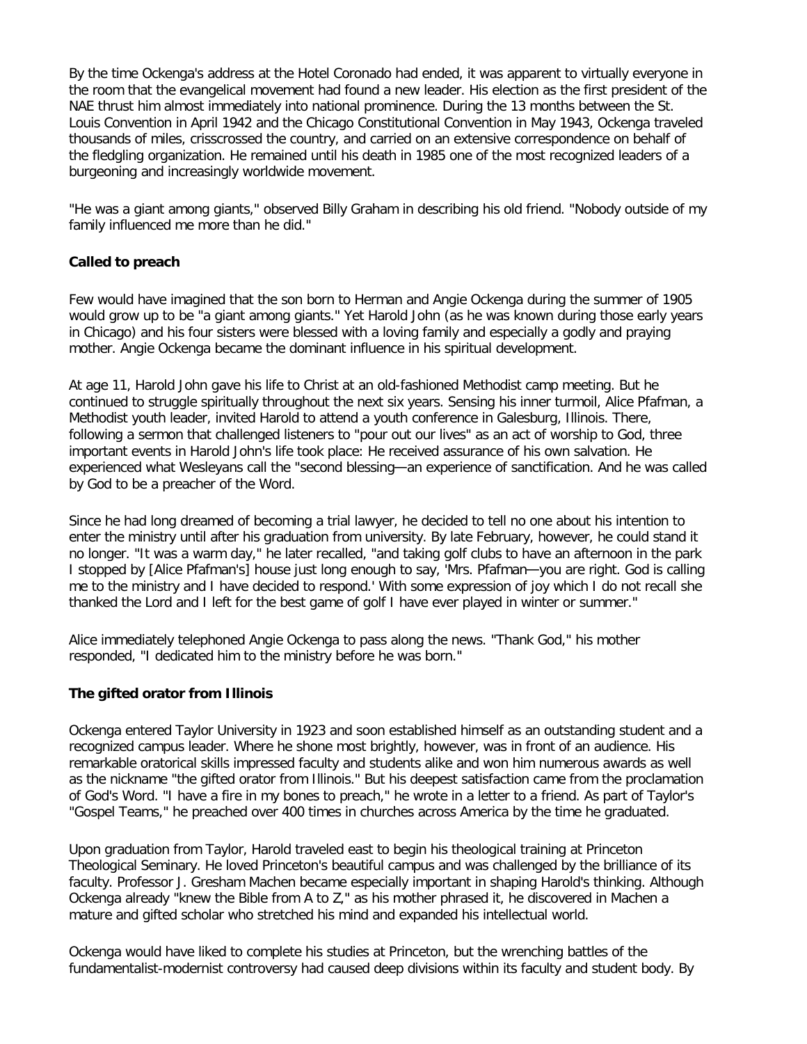By the time Ockenga's address at the Hotel Coronado had ended, it was apparent to virtually everyone in the room that the evangelical movement had found a new leader. His election as the first president of the NAE thrust him almost immediately into national prominence. During the 13 months between the St. Louis Convention in April 1942 and the Chicago Constitutional Convention in May 1943, Ockenga traveled thousands of miles, crisscrossed the country, and carried on an extensive correspondence on behalf of the fledgling organization. He remained until his death in 1985 one of the most recognized leaders of a burgeoning and increasingly worldwide movement.

"He was a giant among giants," observed Billy Graham in describing his old friend. "Nobody outside of my family influenced me more than he did."

**Called to preach**

Few would have imagined that the son born to Herman and Angie Ockenga during the summer of 1905 would grow up to be "a giant among giants." Yet Harold John (as he was known during those early years in Chicago) and his four sisters were blessed with a loving family and especially a godly and praying mother. Angie Ockenga became the dominant influence in his spiritual development.

At age 11, Harold John gave his life to Christ at an old-fashioned Methodist camp meeting. But he continued to struggle spiritually throughout the next six years. Sensing his inner turmoil, Alice Pfafman, a Methodist youth leader, invited Harold to attend a youth conference in Galesburg, Illinois. There, following a sermon that challenged listeners to "pour out our lives" as an act of worship to God, three important events in Harold John's life took place: He received assurance of his own salvation. He experienced what Wesleyans call the "second blessing—an experience of sanctification. And he was called by God to be a preacher of the Word.

Since he had long dreamed of becoming a trial lawyer, he decided to tell no one about his intention to enter the ministry until after his graduation from university. By late February, however, he could stand it no longer. "It was a warm day," he later recalled, "and taking golf clubs to have an afternoon in the park I stopped by [Alice Pfafman's] house just long enough to say, 'Mrs. Pfafman—you are right. God is calling me to the ministry and I have decided to respond.' With some expression of joy which I do not recall she thanked the Lord and I left for the best game of golf I have ever played in winter or summer."

Alice immediately telephoned Angie Ockenga to pass along the news. "Thank God," his mother responded, "I dedicated him to the ministry before he was born."

**The gifted orator from Illinois**

Ockenga entered Taylor University in 1923 and soon established himself as an outstanding student and a recognized campus leader. Where he shone most brightly, however, was in front of an audience. His remarkable oratorical skills impressed faculty and students alike and won him numerous awards as well as the nickname "the gifted orator from Illinois." But his deepest satisfaction came from the proclamation of God's Word. "I have a fire in my bones to preach," he wrote in a letter to a friend. As part of Taylor's "Gospel Teams," he preached over 400 times in churches across America by the time he graduated.

Upon graduation from Taylor, Harold traveled east to begin his theological training at Princeton Theological Seminary. He loved Princeton's beautiful campus and was challenged by the brilliance of its faculty. Professor J. Gresham Machen became especially important in shaping Harold's thinking. Although Ockenga already "knew the Bible from A to Z," as his mother phrased it, he discovered in Machen a mature and gifted scholar who stretched his mind and expanded his intellectual world.

Ockenga would have liked to complete his studies at Princeton, but the wrenching battles of the fundamentalist-modernist controversy had caused deep divisions within its faculty and student body. By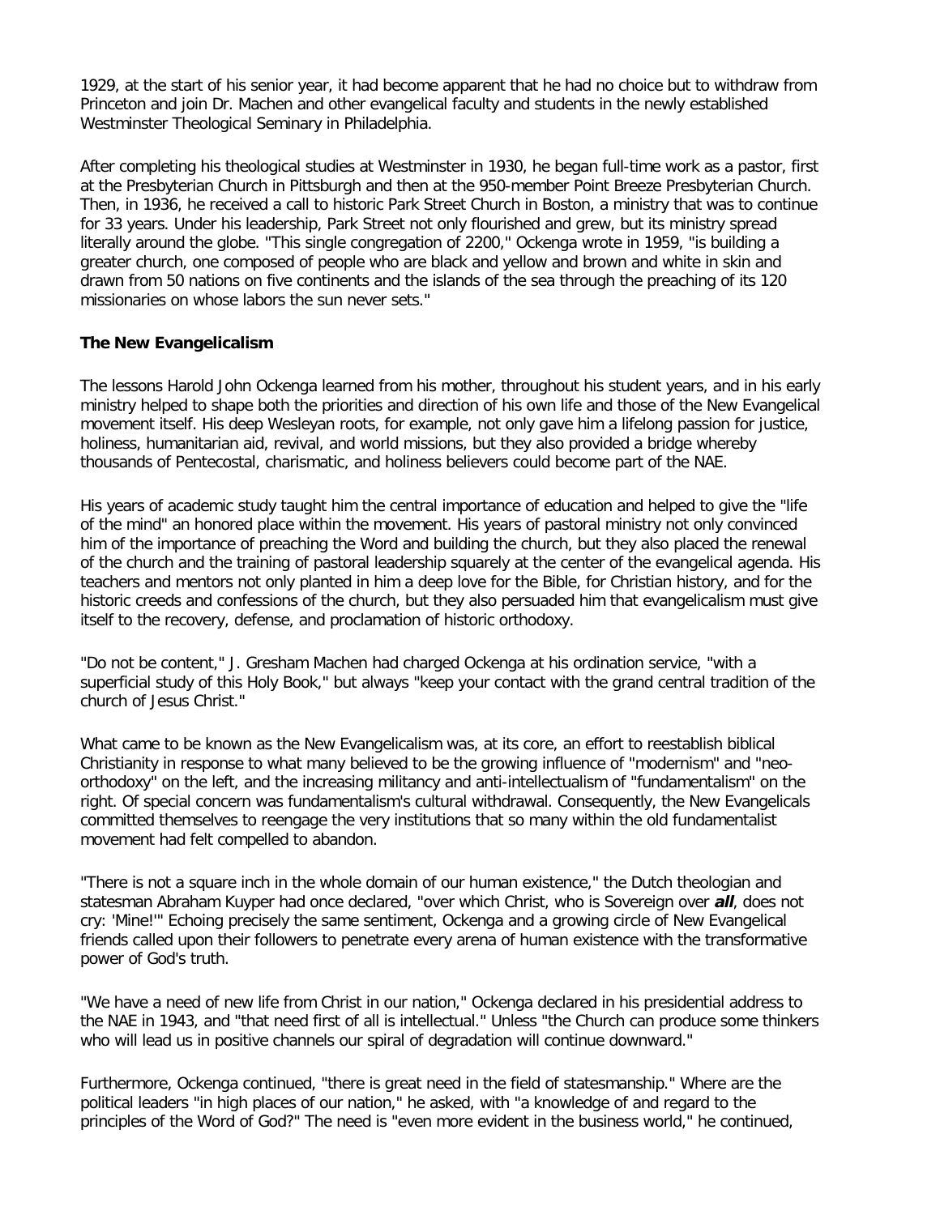1929, at the start of his senior year, it had become apparent that he had no choice but to withdraw from Princeton and join Dr. Machen and other evangelical faculty and students in the newly established Westminster Theological Seminary in Philadelphia.

After completing his theological studies at Westminster in 1930, he began full-time work as a pastor, first at the Presbyterian Church in Pittsburgh and then at the 950-member Point Breeze Presbyterian Church. Then, in 1936, he received a call to historic Park Street Church in Boston, a ministry that was to continue for 33 years. Under his leadership, Park Street not only flourished and grew, but its ministry spread literally around the globe. "This single congregation of 2200," Ockenga wrote in 1959, "is building a greater church, one composed of people who are black and yellow and brown and white in skin and drawn from 50 nations on five continents and the islands of the sea through the preaching of its 120 missionaries on whose labors the sun never sets."

**The New Evangelicalism**

The lessons Harold John Ockenga learned from his mother, throughout his student years, and in his early ministry helped to shape both the priorities and direction of his own life and those of the New Evangelical movement itself. His deep Wesleyan roots, for example, not only gave him a lifelong passion for justice, holiness, humanitarian aid, revival, and world missions, but they also provided a bridge whereby thousands of Pentecostal, charismatic, and holiness believers could become part of the NAE.

His years of academic study taught him the central importance of education and helped to give the "life of the mind" an honored place within the movement. His years of pastoral ministry not only convinced him of the importance of preaching the Word and building the church, but they also placed the renewal of the church and the training of pastoral leadership squarely at the center of the evangelical agenda. His teachers and mentors not only planted in him a deep love for the Bible, for Christian history, and for the historic creeds and confessions of the church, but they also persuaded him that evangelicalism must give itself to the recovery, defense, and proclamation of historic orthodoxy.

"Do not be content," J. Gresham Machen had charged Ockenga at his ordination service, "with a superficial study of this Holy Book," but always "keep your contact with the grand central tradition of the church of Jesus Christ."

What came to be known as the New Evangelicalism was, at its core, an effort to reestablish biblical Christianity in response to what many believed to be the growing influence of "modernism" and "neo-orthodoxy" on the left, and the increasing militancy and anti-intellectualism of "fundamentalism" on the right. Of special concern was fundamentalism's cultural withdrawal. Consequently, the New Evangelicals committed themselves to reengage the very institutions that so many within the old fundamentalist movement had felt compelled to abandon.

"There is not a square inch in the whole domain of our human existence," the Dutch theologian and statesman Abraham Kuyper had once declared, "over which Christ, who is Sovereign over ***all***, does not cry: 'Mine!'" Echoing precisely the same sentiment, Ockenga and a growing circle of New Evangelical friends called upon their followers to penetrate every arena of human existence with the transformative power of God's truth.

"We have a need of new life from Christ in our nation," Ockenga declared in his presidential address to the NAE in 1943, and "that need first of all is intellectual." Unless "the Church can produce some thinkers who will lead us in positive channels our spiral of degradation will continue downward."

Furthermore, Ockenga continued, "there is great need in the field of statesmanship." Where are the political leaders "in high places of our nation," he asked, with "a knowledge of and regard to the principles of the Word of God?" The need is "even more evident in the business world," he continued,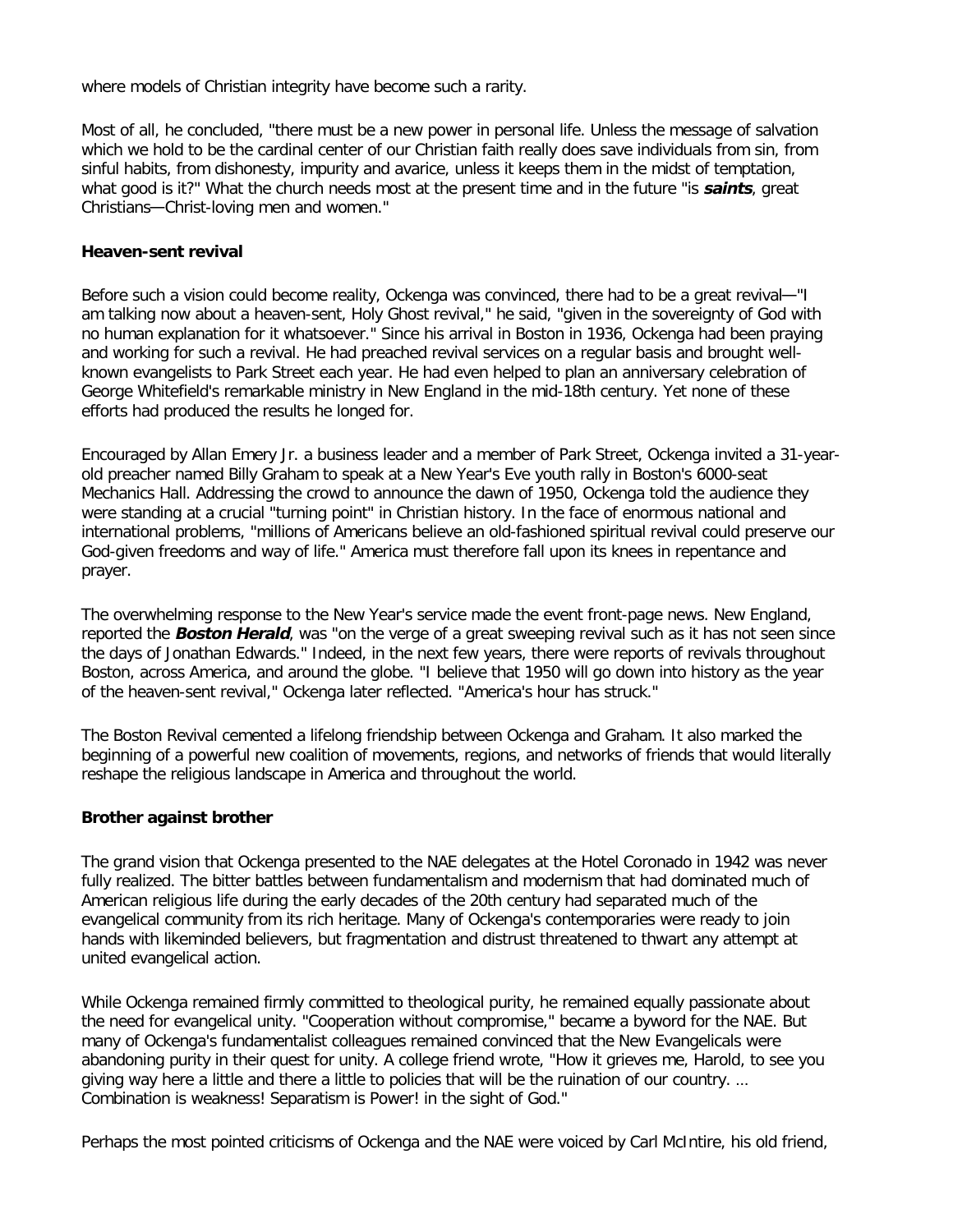where models of Christian integrity have become such a rarity.

Most of all, he concluded, "there must be a new power in personal life. Unless the message of salvation which we hold to be the cardinal center of our Christian faith really does save individuals from sin, from sinful habits, from dishonesty, impurity and avarice, unless it keeps them in the midst of temptation, what good is it?" What the church needs most at the present time and in the future "is ***saints***, great Christians—Christ-loving men and women."

**Heaven-sent revival**

Before such a vision could become reality, Ockenga was convinced, there had to be a great revival—"I am talking now about a heaven-sent, Holy Ghost revival," he said, "given in the sovereignty of God with no human explanation for it whatsoever." Since his arrival in Boston in 1936, Ockenga had been praying and working for such a revival. He had preached revival services on a regular basis and brought well-known evangelists to Park Street each year. He had even helped to plan an anniversary celebration of George Whitefield's remarkable ministry in New England in the mid-18th century. Yet none of these efforts had produced the results he longed for.

Encouraged by Allan Emery Jr. a business leader and a member of Park Street, Ockenga invited a 31-year-old preacher named Billy Graham to speak at a New Year's Eve youth rally in Boston's 6000-seat Mechanics Hall. Addressing the crowd to announce the dawn of 1950, Ockenga told the audience they were standing at a crucial "turning point" in Christian history. In the face of enormous national and international problems, "millions of Americans believe an old-fashioned spiritual revival could preserve our God-given freedoms and way of life." America must therefore fall upon its knees in repentance and prayer.

The overwhelming response to the New Year's service made the event front-page news. New England, reported the ***Boston Herald***, was "on the verge of a great sweeping revival such as it has not seen since the days of Jonathan Edwards." Indeed, in the next few years, there were reports of revivals throughout Boston, across America, and around the globe. "I believe that 1950 will go down into history as the year of the heaven-sent revival," Ockenga later reflected. "America's hour has struck."

The Boston Revival cemented a lifelong friendship between Ockenga and Graham. It also marked the beginning of a powerful new coalition of movements, regions, and networks of friends that would literally reshape the religious landscape in America and throughout the world.

**Brother against brother**

The grand vision that Ockenga presented to the NAE delegates at the Hotel Coronado in 1942 was never fully realized. The bitter battles between fundamentalism and modernism that had dominated much of American religious life during the early decades of the 20th century had separated much of the evangelical community from its rich heritage. Many of Ockenga's contemporaries were ready to join hands with likeminded believers, but fragmentation and distrust threatened to thwart any attempt at united evangelical action.

While Ockenga remained firmly committed to theological purity, he remained equally passionate about the need for evangelical unity. "Cooperation without compromise," became a byword for the NAE. But many of Ockenga's fundamentalist colleagues remained convinced that the New Evangelicals were abandoning purity in their quest for unity. A college friend wrote, "How it grieves me, Harold, to see you giving way here a little and there a little to policies that will be the ruination of our country. … Combination is weakness! Separatism is Power! in the sight of God."

Perhaps the most pointed criticisms of Ockenga and the NAE were voiced by Carl McIntire, his old friend,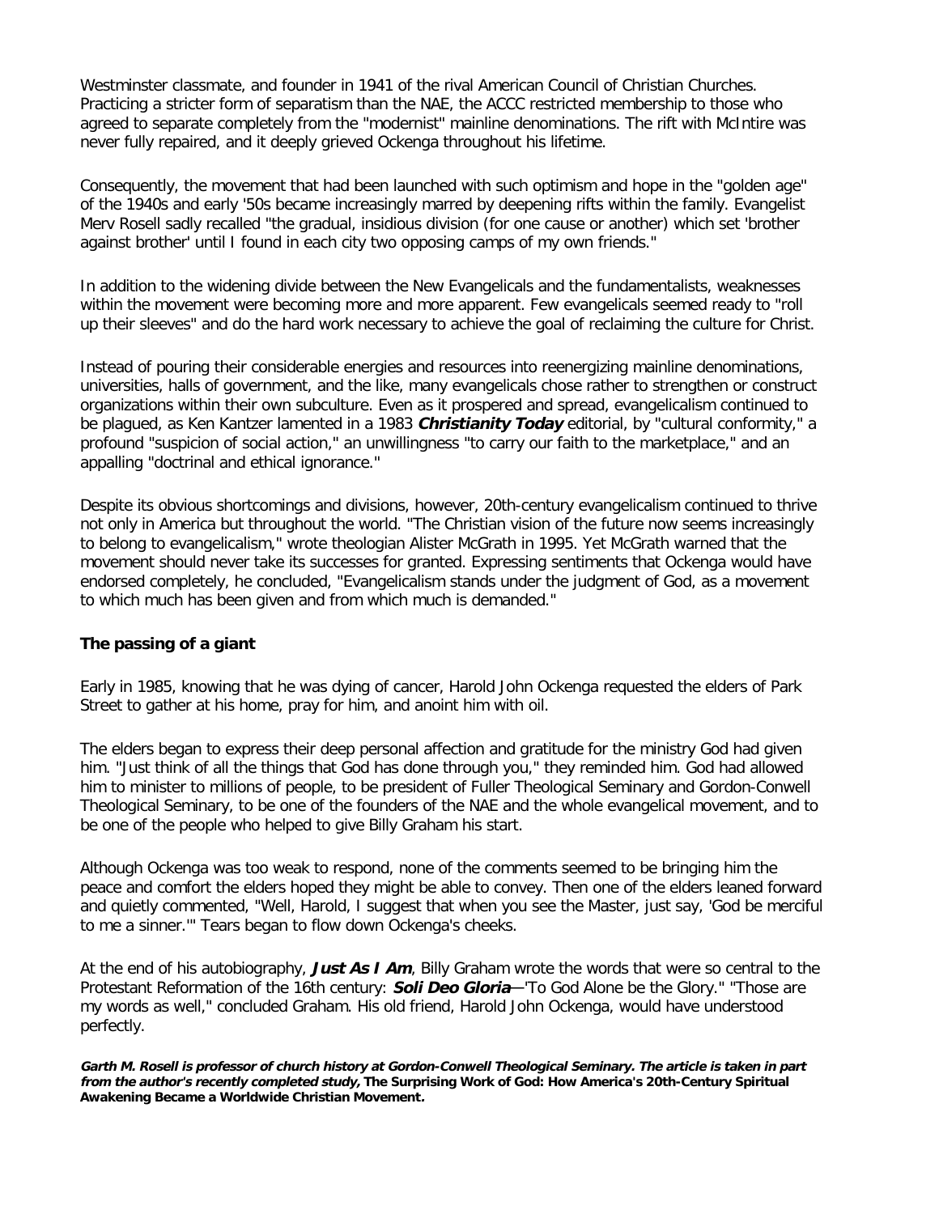Westminster classmate, and founder in 1941 of the rival American Council of Christian Churches. Practicing a stricter form of separatism than the NAE, the ACCC restricted membership to those who agreed to separate completely from the "modernist" mainline denominations. The rift with McIntire was never fully repaired, and it deeply grieved Ockenga throughout his lifetime.

Consequently, the movement that had been launched with such optimism and hope in the "golden age" of the 1940s and early '50s became increasingly marred by deepening rifts within the family. Evangelist Merv Rosell sadly recalled "the gradual, insidious division (for one cause or another) which set 'brother against brother' until I found in each city two opposing camps of my own friends."

In addition to the widening divide between the New Evangelicals and the fundamentalists, weaknesses within the movement were becoming more and more apparent. Few evangelicals seemed ready to "roll up their sleeves" and do the hard work necessary to achieve the goal of reclaiming the culture for Christ.

Instead of pouring their considerable energies and resources into reenergizing mainline denominations, universities, halls of government, and the like, many evangelicals chose rather to strengthen or construct organizations within their own subculture. Even as it prospered and spread, evangelicalism continued to be plagued, as Ken Kantzer lamented in a 1983 ***Christianity Today*** editorial, by "cultural conformity," a profound "suspicion of social action," an unwillingness "to carry our faith to the marketplace," and an appalling "doctrinal and ethical ignorance."

Despite its obvious shortcomings and divisions, however, 20th-century evangelicalism continued to thrive not only in America but throughout the world. "The Christian vision of the future now seems increasingly to belong to evangelicalism," wrote theologian Alister McGrath in 1995. Yet McGrath warned that the movement should never take its successes for granted. Expressing sentiments that Ockenga would have endorsed completely, he concluded, "Evangelicalism stands under the judgment of God, as a movement to which much has been given and from which much is demanded."

### The passing of a giant

Early in 1985, knowing that he was dying of cancer, Harold John Ockenga requested the elders of Park Street to gather at his home, pray for him, and anoint him with oil.

The elders began to express their deep personal affection and gratitude for the ministry God had given him. "Just think of all the things that God has done through you," they reminded him. God had allowed him to minister to millions of people, to be president of Fuller Theological Seminary and Gordon-Conwell Theological Seminary, to be one of the founders of the NAE and the whole evangelical movement, and to be one of the people who helped to give Billy Graham his start.

Although Ockenga was too weak to respond, none of the comments seemed to be bringing him the peace and comfort the elders hoped they might be able to convey. Then one of the elders leaned forward and quietly commented, "Well, Harold, I suggest that when you see the Master, just say, 'God be merciful to me a sinner.'" Tears began to flow down Ockenga's cheeks.

At the end of his autobiography, ***Just As I Am***, Billy Graham wrote the words that were so central to the Protestant Reformation of the 16th century: ***Soli Deo Gloria***—'To God Alone be the Glory." "Those are my words as well," concluded Graham. His old friend, Harold John Ockenga, would have understood perfectly.

***Garth M. Rosell is professor of church history at Gordon-Conwell Theological Seminary. The article is taken in part from the author's recently completed study,* The Surprising Work of God: How America's 20th-Century Spiritual Awakening Became a Worldwide Christian Movement.**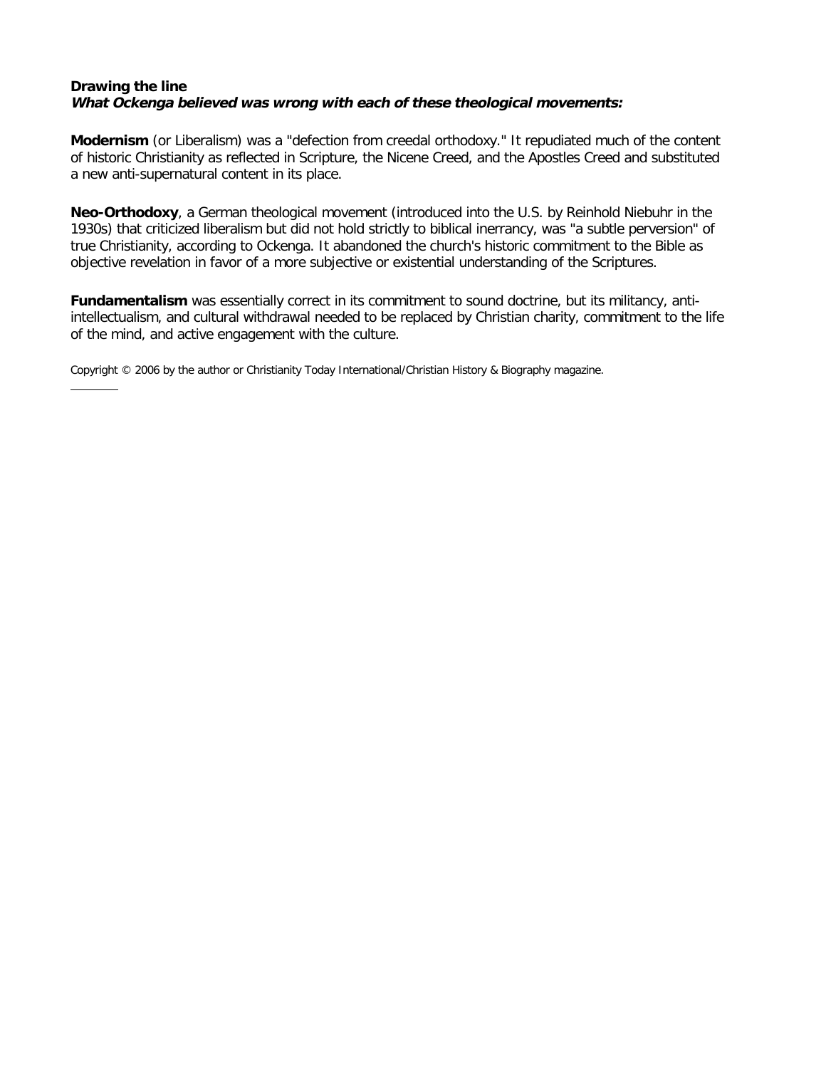**Drawing the line**
***What Ockenga believed was wrong with each of these theological movements:***

**Modernism** (or Liberalism) was a "defection from creedal orthodoxy." It repudiated much of the content of historic Christianity as reflected in Scripture, the Nicene Creed, and the Apostles Creed and substituted a new anti-supernatural content in its place.

**Neo-Orthodoxy**, a German theological movement (introduced into the U.S. by Reinhold Niebuhr in the 1930s) that criticized liberalism but did not hold strictly to biblical inerrancy, was "a subtle perversion" of true Christianity, according to Ockenga. It abandoned the church's historic commitment to the Bible as objective revelation in favor of a more subjective or existential understanding of the Scriptures.

**Fundamentalism** was essentially correct in its commitment to sound doctrine, but its militancy, anti-intellectualism, and cultural withdrawal needed to be replaced by Christian charity, commitment to the life of the mind, and active engagement with the culture.

Copyright © 2006 by the author or Christianity Today International/Christian History & Biography magazine.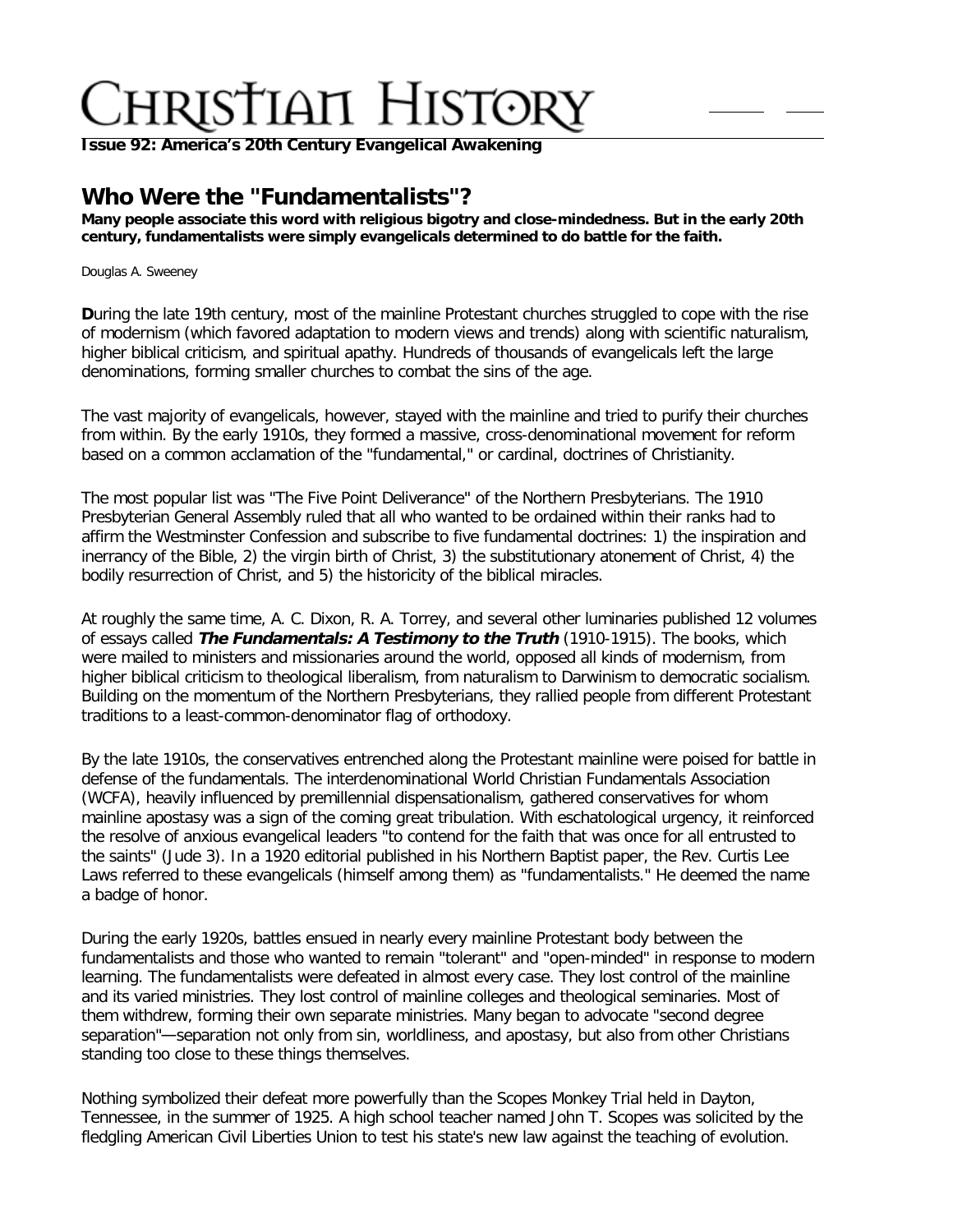**Issue 92: America's 20th Century Evangelical Awakening**

## Who Were the "Fundamentalists"?

**Many people associate this word with religious bigotry and close-mindedness. But in the early 20th century, fundamentalists were simply evangelicals determined to do battle for the faith.**

Douglas A. Sweeney

**D**uring the late 19th century, most of the mainline Protestant churches struggled to cope with the rise of modernism (which favored adaptation to modern views and trends) along with scientific naturalism, higher biblical criticism, and spiritual apathy. Hundreds of thousands of evangelicals left the large denominations, forming smaller churches to combat the sins of the age.

The vast majority of evangelicals, however, stayed with the mainline and tried to purify their churches from within. By the early 1910s, they formed a massive, cross-denominational movement for reform based on a common acclamation of the "fundamental," or cardinal, doctrines of Christianity.

The most popular list was "The Five Point Deliverance" of the Northern Presbyterians. The 1910 Presbyterian General Assembly ruled that all who wanted to be ordained within their ranks had to affirm the Westminster Confession and subscribe to five fundamental doctrines: 1) the inspiration and inerrancy of the Bible, 2) the virgin birth of Christ, 3) the substitutionary atonement of Christ, 4) the bodily resurrection of Christ, and 5) the historicity of the biblical miracles.

At roughly the same time, A. C. Dixon, R. A. Torrey, and several other luminaries published 12 volumes of essays called ***The Fundamentals: A Testimony to the Truth*** (1910-1915). The books, which were mailed to ministers and missionaries around the world, opposed all kinds of modernism, from higher biblical criticism to theological liberalism, from naturalism to Darwinism to democratic socialism. Building on the momentum of the Northern Presbyterians, they rallied people from different Protestant traditions to a least-common-denominator flag of orthodoxy.

By the late 1910s, the conservatives entrenched along the Protestant mainline were poised for battle in defense of the fundamentals. The interdenominational World Christian Fundamentals Association (WCFA), heavily influenced by premillennial dispensationalism, gathered conservatives for whom mainline apostasy was a sign of the coming great tribulation. With eschatological urgency, it reinforced the resolve of anxious evangelical leaders "to contend for the faith that was once for all entrusted to the saints" (Jude 3). In a 1920 editorial published in his Northern Baptist paper, the Rev. Curtis Lee Laws referred to these evangelicals (himself among them) as "fundamentalists." He deemed the name a badge of honor.

During the early 1920s, battles ensued in nearly every mainline Protestant body between the fundamentalists and those who wanted to remain "tolerant" and "open-minded" in response to modern learning. The fundamentalists were defeated in almost every case. They lost control of the mainline and its varied ministries. They lost control of mainline colleges and theological seminaries. Most of them withdrew, forming their own separate ministries. Many began to advocate "second degree separation"—separation not only from sin, worldliness, and apostasy, but also from other Christians standing too close to these things themselves.

Nothing symbolized their defeat more powerfully than the Scopes Monkey Trial held in Dayton, Tennessee, in the summer of 1925. A high school teacher named John T. Scopes was solicited by the fledgling American Civil Liberties Union to test his state's new law against the teaching of evolution.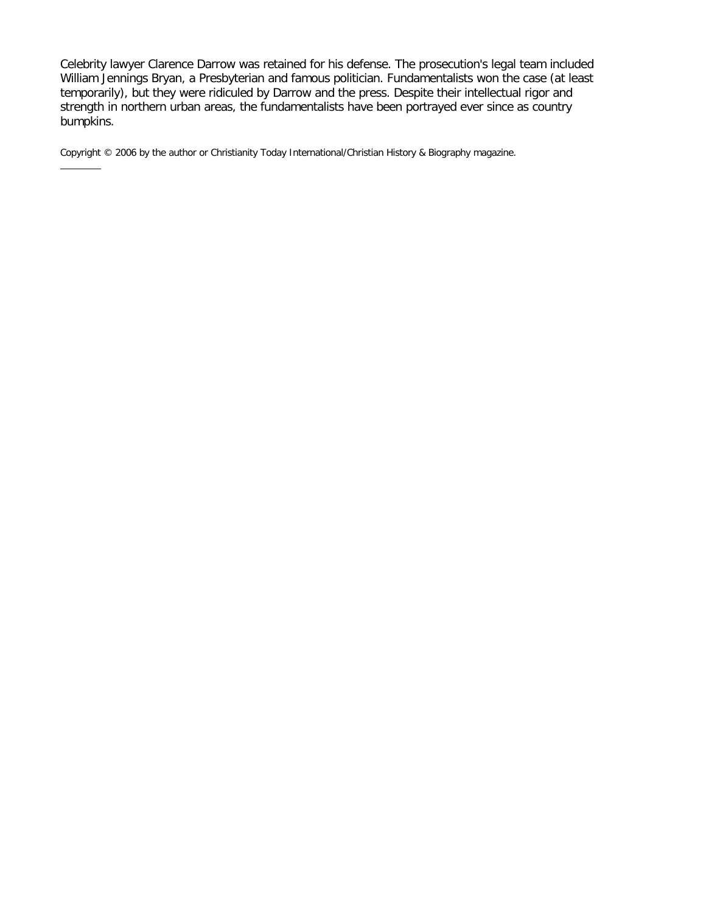Celebrity lawyer Clarence Darrow was retained for his defense. The prosecution's legal team included William Jennings Bryan, a Presbyterian and famous politician. Fundamentalists won the case (at least temporarily), but they were ridiculed by Darrow and the press. Despite their intellectual rigor and strength in northern urban areas, the fundamentalists have been portrayed ever since as country bumpkins.

Copyright © 2006 by the author or Christianity Today International/Christian History & Biography magazine.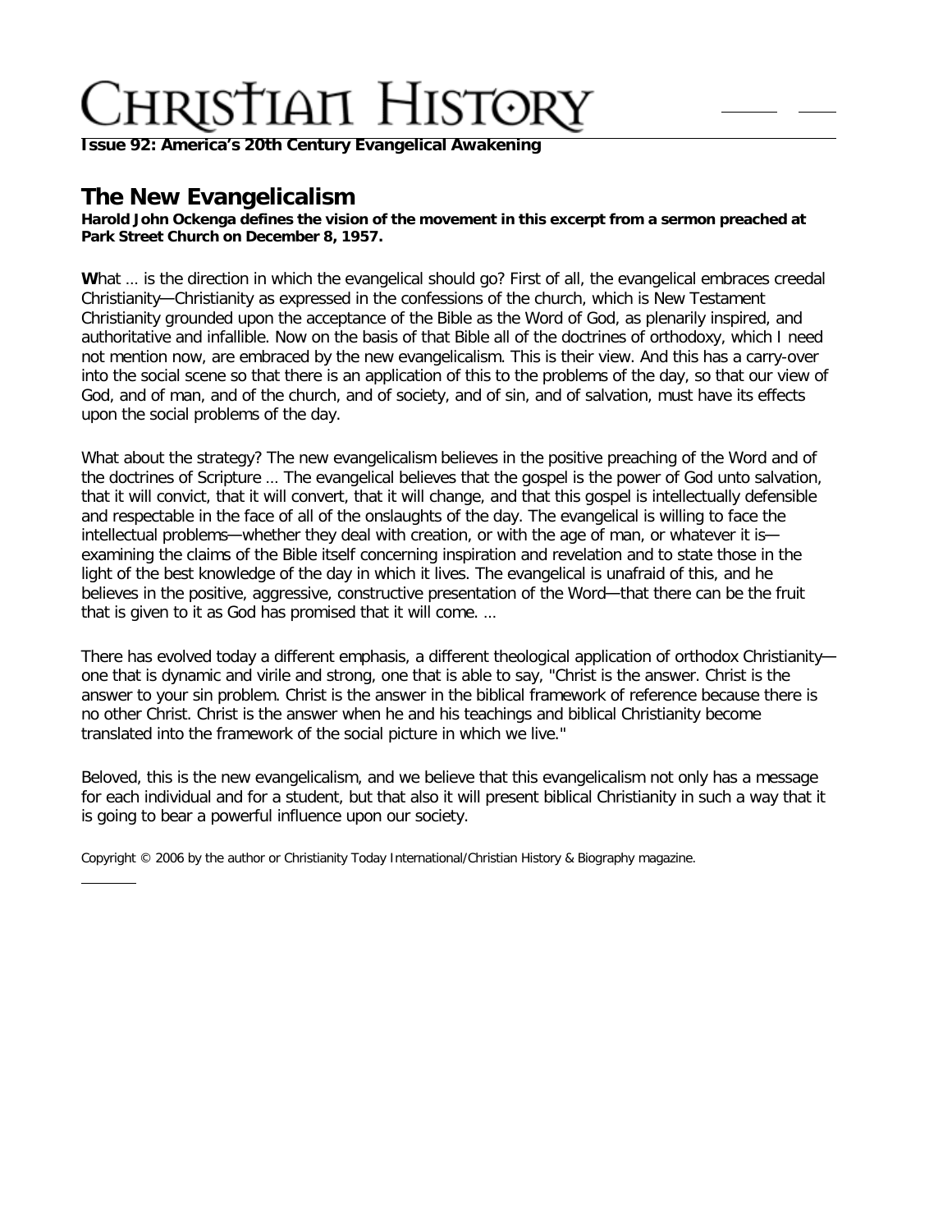**Issue 92: America's 20th Century Evangelical Awakening**

## The New Evangelicalism

**Harold John Ockenga defines the vision of the movement in this excerpt from a sermon preached at Park Street Church on December 8, 1957.**

**W**hat … is the direction in which the evangelical should go? First of all, the evangelical embraces creedal Christianity—Christianity as expressed in the confessions of the church, which is New Testament Christianity grounded upon the acceptance of the Bible as the Word of God, as plenarily inspired, and authoritative and infallible. Now on the basis of that Bible all of the doctrines of orthodoxy, which I need not mention now, are embraced by the new evangelicalism. This is their view. And this has a carry-over into the social scene so that there is an application of this to the problems of the day, so that our view of God, and of man, and of the church, and of society, and of sin, and of salvation, must have its effects upon the social problems of the day.

What about the strategy? The new evangelicalism believes in the positive preaching of the Word and of the doctrines of Scripture … The evangelical believes that the gospel is the power of God unto salvation, that it will convict, that it will convert, that it will change, and that this gospel is intellectually defensible and respectable in the face of all of the onslaughts of the day. The evangelical is willing to face the intellectual problems—whether they deal with creation, or with the age of man, or whatever it is—examining the claims of the Bible itself concerning inspiration and revelation and to state those in the light of the best knowledge of the day in which it lives. The evangelical is unafraid of this, and he believes in the positive, aggressive, constructive presentation of the Word—that there can be the fruit that is given to it as God has promised that it will come. …

There has evolved today a different emphasis, a different theological application of orthodox Christianity—one that is dynamic and virile and strong, one that is able to say, "Christ is the answer. Christ is the answer to your sin problem. Christ is the answer in the biblical framework of reference because there is no other Christ. Christ is the answer when he and his teachings and biblical Christianity become translated into the framework of the social picture in which we live."

Beloved, this is the new evangelicalism, and we believe that this evangelicalism not only has a message for each individual and for a student, but that also it will present biblical Christianity in such a way that it is going to bear a powerful influence upon our society.

Copyright © 2006 by the author or Christianity Today International/Christian History & Biography magazine.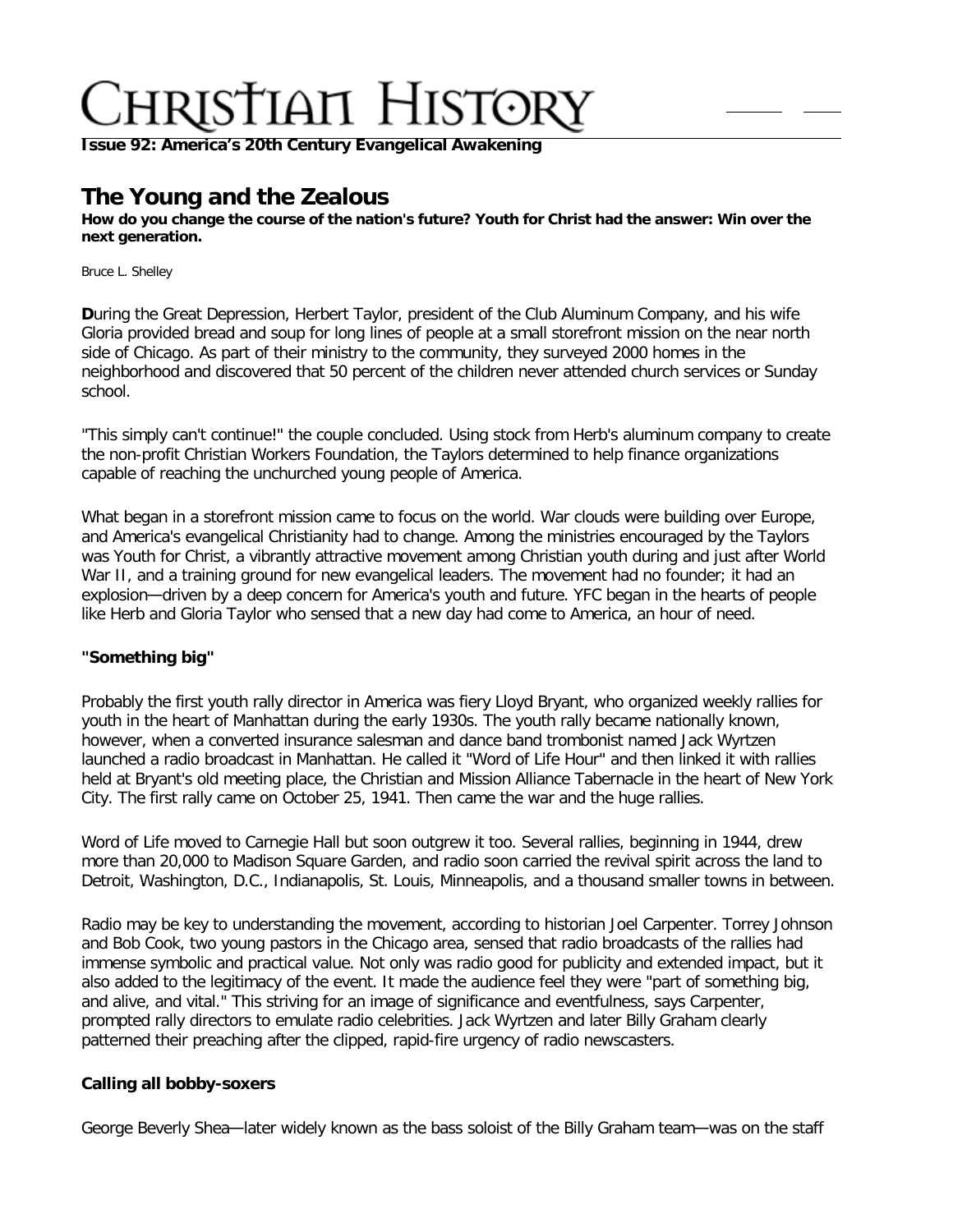**Issue 92: America's 20th Century Evangelical Awakening**

# The Young and the Zealous

**How do you change the course of the nation's future? Youth for Christ had the answer: Win over the next generation.**

Bruce L. Shelley

**D**uring the Great Depression, Herbert Taylor, president of the Club Aluminum Company, and his wife Gloria provided bread and soup for long lines of people at a small storefront mission on the near north side of Chicago. As part of their ministry to the community, they surveyed 2000 homes in the neighborhood and discovered that 50 percent of the children never attended church services or Sunday school.

"This simply can't continue!" the couple concluded. Using stock from Herb's aluminum company to create the non-profit Christian Workers Foundation, the Taylors determined to help finance organizations capable of reaching the unchurched young people of America.

What began in a storefront mission came to focus on the world. War clouds were building over Europe, and America's evangelical Christianity had to change. Among the ministries encouraged by the Taylors was Youth for Christ, a vibrantly attractive movement among Christian youth during and just after World War II, and a training ground for new evangelical leaders. The movement had no founder; it had an explosion—driven by a deep concern for America's youth and future. YFC began in the hearts of people like Herb and Gloria Taylor who sensed that a new day had come to America, an hour of need.

### "Something big"

Probably the first youth rally director in America was fiery Lloyd Bryant, who organized weekly rallies for youth in the heart of Manhattan during the early 1930s. The youth rally became nationally known, however, when a converted insurance salesman and dance band trombonist named Jack Wyrtzen launched a radio broadcast in Manhattan. He called it "Word of Life Hour" and then linked it with rallies held at Bryant's old meeting place, the Christian and Mission Alliance Tabernacle in the heart of New York City. The first rally came on October 25, 1941. Then came the war and the huge rallies.

Word of Life moved to Carnegie Hall but soon outgrew it too. Several rallies, beginning in 1944, drew more than 20,000 to Madison Square Garden, and radio soon carried the revival spirit across the land to Detroit, Washington, D.C., Indianapolis, St. Louis, Minneapolis, and a thousand smaller towns in between.

Radio may be key to understanding the movement, according to historian Joel Carpenter. Torrey Johnson and Bob Cook, two young pastors in the Chicago area, sensed that radio broadcasts of the rallies had immense symbolic and practical value. Not only was radio good for publicity and extended impact, but it also added to the legitimacy of the event. It made the audience feel they were "part of something big, and alive, and vital." This striving for an image of significance and eventfulness, says Carpenter, prompted rally directors to emulate radio celebrities. Jack Wyrtzen and later Billy Graham clearly patterned their preaching after the clipped, rapid-fire urgency of radio newscasters.

### Calling all bobby-soxers

George Beverly Shea—later widely known as the bass soloist of the Billy Graham team—was on the staff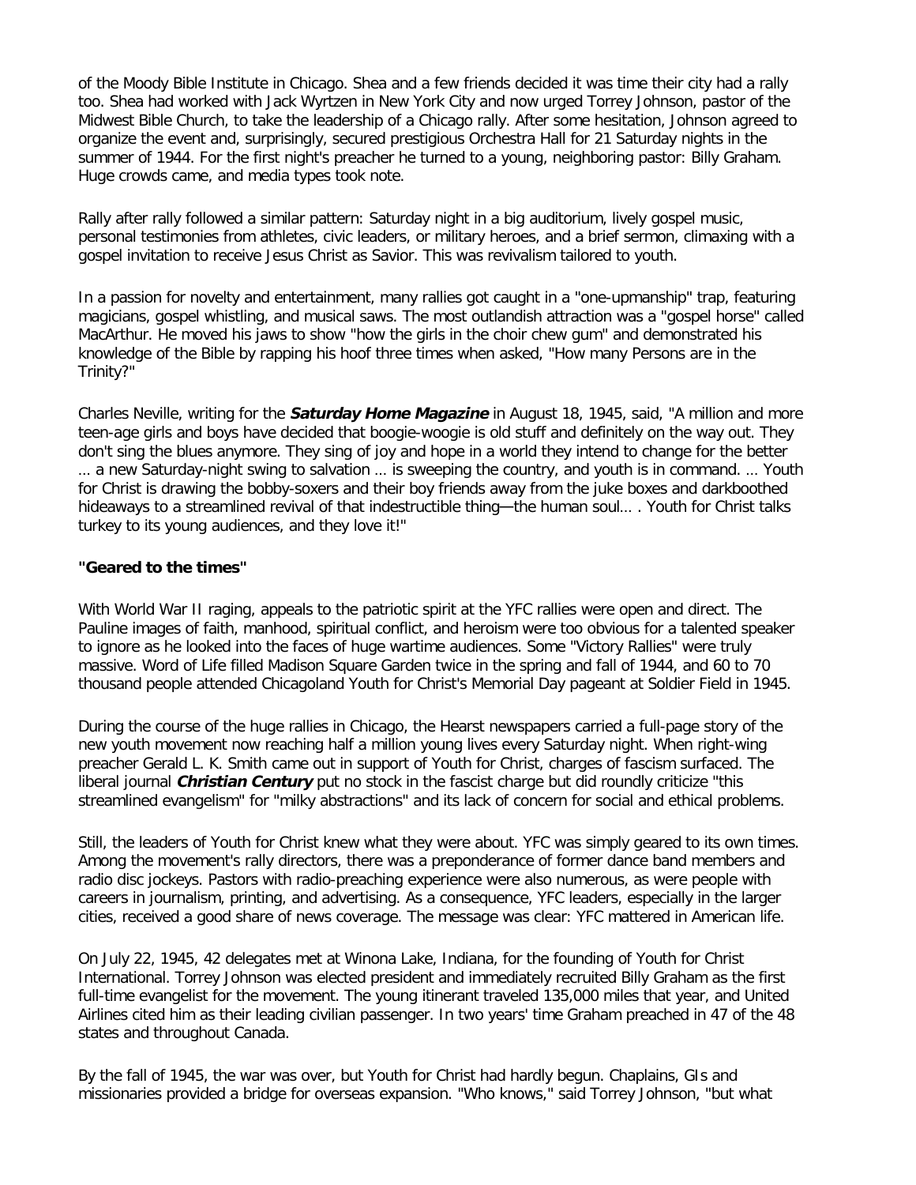of the Moody Bible Institute in Chicago. Shea and a few friends decided it was time their city had a rally too. Shea had worked with Jack Wyrtzen in New York City and now urged Torrey Johnson, pastor of the Midwest Bible Church, to take the leadership of a Chicago rally. After some hesitation, Johnson agreed to organize the event and, surprisingly, secured prestigious Orchestra Hall for 21 Saturday nights in the summer of 1944. For the first night's preacher he turned to a young, neighboring pastor: Billy Graham. Huge crowds came, and media types took note.

Rally after rally followed a similar pattern: Saturday night in a big auditorium, lively gospel music, personal testimonies from athletes, civic leaders, or military heroes, and a brief sermon, climaxing with a gospel invitation to receive Jesus Christ as Savior. This was revivalism tailored to youth.

In a passion for novelty and entertainment, many rallies got caught in a "one-upmanship" trap, featuring magicians, gospel whistling, and musical saws. The most outlandish attraction was a "gospel horse" called MacArthur. He moved his jaws to show "how the girls in the choir chew gum" and demonstrated his knowledge of the Bible by rapping his hoof three times when asked, "How many Persons are in the Trinity?"

Charles Neville, writing for the ***Saturday Home Magazine*** in August 18, 1945, said, "A million and more teen-age girls and boys have decided that boogie-woogie is old stuff and definitely on the way out. They don't sing the blues anymore. They sing of joy and hope in a world they intend to change for the better … a new Saturday-night swing to salvation … is sweeping the country, and youth is in command. … Youth for Christ is drawing the bobby-soxers and their boy friends away from the juke boxes and darkboothed hideaways to a streamlined revival of that indestructible thing—the human soul… . Youth for Christ talks turkey to its young audiences, and they love it!"

**"Geared to the times"**

With World War II raging, appeals to the patriotic spirit at the YFC rallies were open and direct. The Pauline images of faith, manhood, spiritual conflict, and heroism were too obvious for a talented speaker to ignore as he looked into the faces of huge wartime audiences. Some "Victory Rallies" were truly massive. Word of Life filled Madison Square Garden twice in the spring and fall of 1944, and 60 to 70 thousand people attended Chicagoland Youth for Christ's Memorial Day pageant at Soldier Field in 1945.

During the course of the huge rallies in Chicago, the Hearst newspapers carried a full-page story of the new youth movement now reaching half a million young lives every Saturday night. When right-wing preacher Gerald L. K. Smith came out in support of Youth for Christ, charges of fascism surfaced. The liberal journal ***Christian Century*** put no stock in the fascist charge but did roundly criticize "this streamlined evangelism" for "milky abstractions" and its lack of concern for social and ethical problems.

Still, the leaders of Youth for Christ knew what they were about. YFC was simply geared to its own times. Among the movement's rally directors, there was a preponderance of former dance band members and radio disc jockeys. Pastors with radio-preaching experience were also numerous, as were people with careers in journalism, printing, and advertising. As a consequence, YFC leaders, especially in the larger cities, received a good share of news coverage. The message was clear: YFC mattered in American life.

On July 22, 1945, 42 delegates met at Winona Lake, Indiana, for the founding of Youth for Christ International. Torrey Johnson was elected president and immediately recruited Billy Graham as the first full-time evangelist for the movement. The young itinerant traveled 135,000 miles that year, and United Airlines cited him as their leading civilian passenger. In two years' time Graham preached in 47 of the 48 states and throughout Canada.

By the fall of 1945, the war was over, but Youth for Christ had hardly begun. Chaplains, GIs and missionaries provided a bridge for overseas expansion. "Who knows," said Torrey Johnson, "but what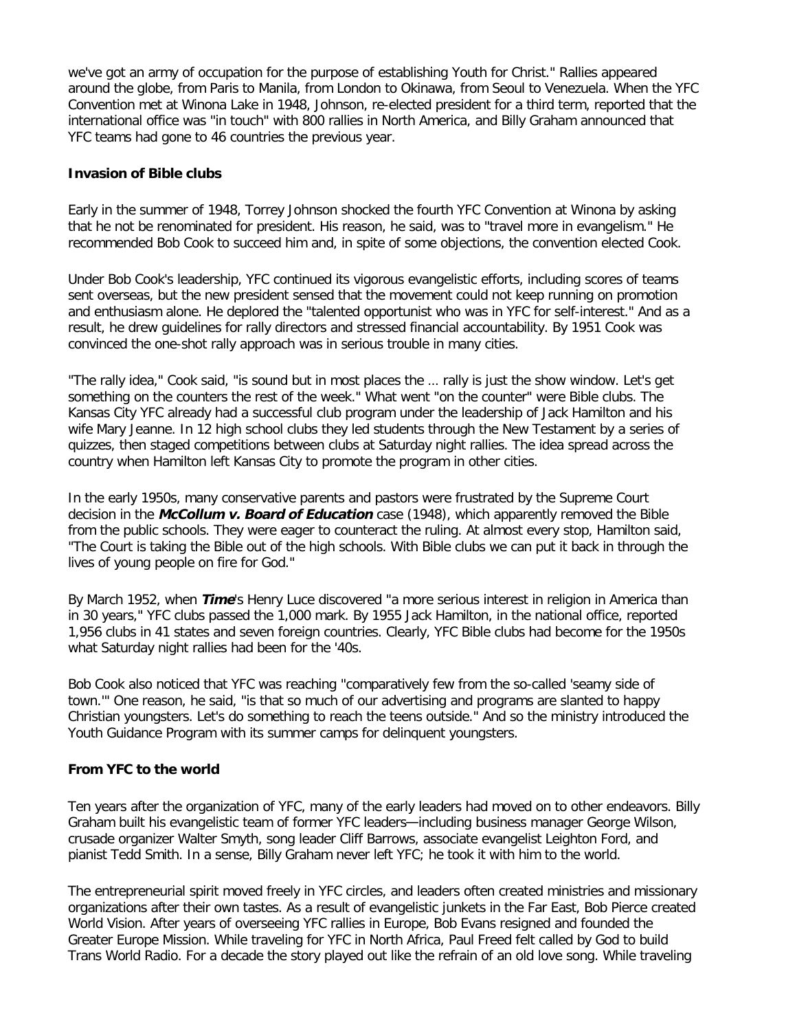we've got an army of occupation for the purpose of establishing Youth for Christ." Rallies appeared around the globe, from Paris to Manila, from London to Okinawa, from Seoul to Venezuela. When the YFC Convention met at Winona Lake in 1948, Johnson, re-elected president for a third term, reported that the international office was "in touch" with 800 rallies in North America, and Billy Graham announced that YFC teams had gone to 46 countries the previous year.

**Invasion of Bible clubs**

Early in the summer of 1948, Torrey Johnson shocked the fourth YFC Convention at Winona by asking that he not be renominated for president. His reason, he said, was to "travel more in evangelism." He recommended Bob Cook to succeed him and, in spite of some objections, the convention elected Cook.

Under Bob Cook's leadership, YFC continued its vigorous evangelistic efforts, including scores of teams sent overseas, but the new president sensed that the movement could not keep running on promotion and enthusiasm alone. He deplored the "talented opportunist who was in YFC for self-interest." And as a result, he drew guidelines for rally directors and stressed financial accountability. By 1951 Cook was convinced the one-shot rally approach was in serious trouble in many cities.

"The rally idea," Cook said, "is sound but in most places the … rally is just the show window. Let's get something on the counters the rest of the week." What went "on the counter" were Bible clubs. The Kansas City YFC already had a successful club program under the leadership of Jack Hamilton and his wife Mary Jeanne. In 12 high school clubs they led students through the New Testament by a series of quizzes, then staged competitions between clubs at Saturday night rallies. The idea spread across the country when Hamilton left Kansas City to promote the program in other cities.

In the early 1950s, many conservative parents and pastors were frustrated by the Supreme Court decision in the ***McCollum v. Board of Education*** case (1948), which apparently removed the Bible from the public schools. They were eager to counteract the ruling. At almost every stop, Hamilton said, "The Court is taking the Bible out of the high schools. With Bible clubs we can put it back in through the lives of young people on fire for God."

By March 1952, when ***Time***'s Henry Luce discovered "a more serious interest in religion in America than in 30 years," YFC clubs passed the 1,000 mark. By 1955 Jack Hamilton, in the national office, reported 1,956 clubs in 41 states and seven foreign countries. Clearly, YFC Bible clubs had become for the 1950s what Saturday night rallies had been for the '40s.

Bob Cook also noticed that YFC was reaching "comparatively few from the so-called 'seamy side of town.'" One reason, he said, "is that so much of our advertising and programs are slanted to happy Christian youngsters. Let's do something to reach the teens outside." And so the ministry introduced the Youth Guidance Program with its summer camps for delinquent youngsters.

**From YFC to the world**

Ten years after the organization of YFC, many of the early leaders had moved on to other endeavors. Billy Graham built his evangelistic team of former YFC leaders—including business manager George Wilson, crusade organizer Walter Smyth, song leader Cliff Barrows, associate evangelist Leighton Ford, and pianist Tedd Smith. In a sense, Billy Graham never left YFC; he took it with him to the world.

The entrepreneurial spirit moved freely in YFC circles, and leaders often created ministries and missionary organizations after their own tastes. As a result of evangelistic junkets in the Far East, Bob Pierce created World Vision. After years of overseeing YFC rallies in Europe, Bob Evans resigned and founded the Greater Europe Mission. While traveling for YFC in North Africa, Paul Freed felt called by God to build Trans World Radio. For a decade the story played out like the refrain of an old love song. While traveling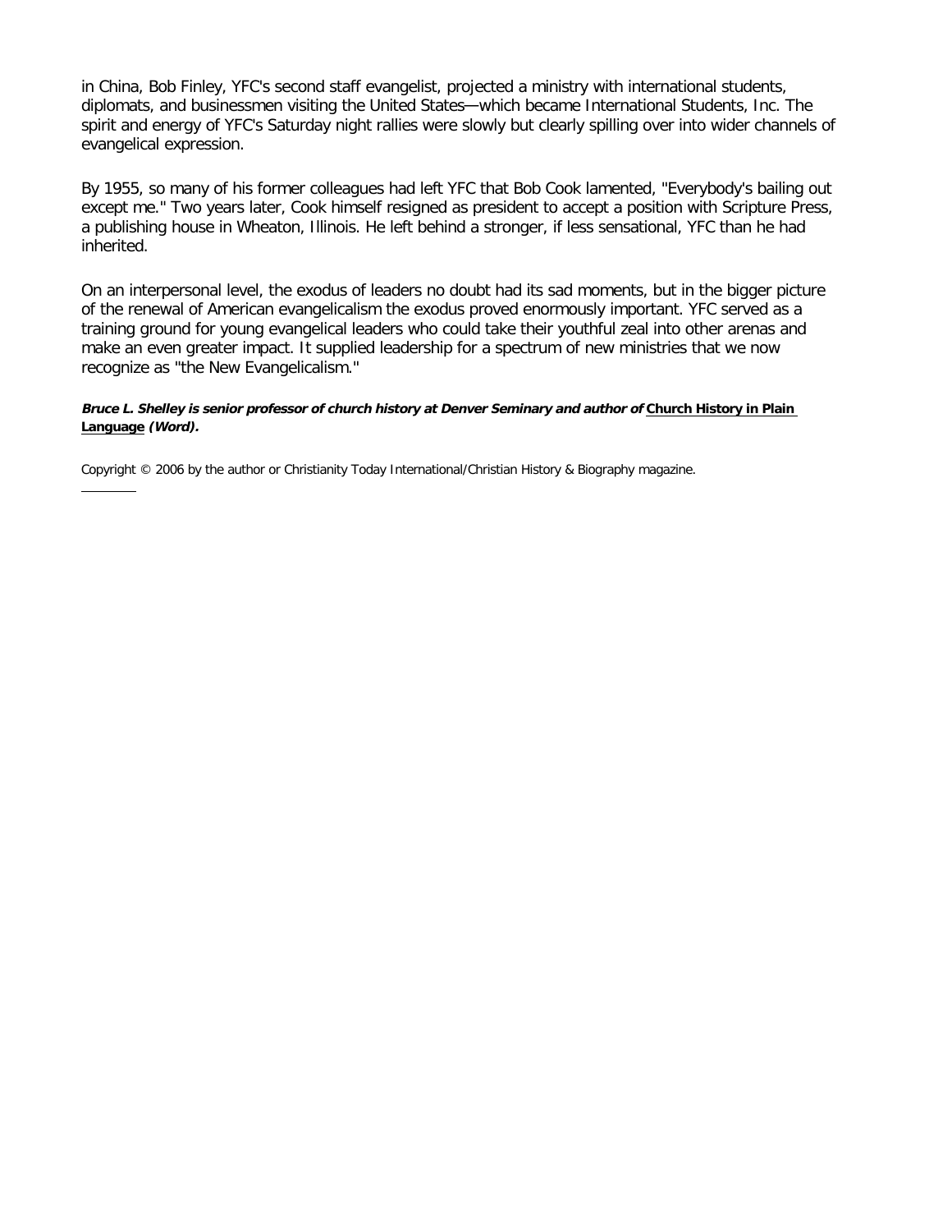in China, Bob Finley, YFC's second staff evangelist, projected a ministry with international students, diplomats, and businessmen visiting the United States—which became International Students, Inc. The spirit and energy of YFC's Saturday night rallies were slowly but clearly spilling over into wider channels of evangelical expression.

By 1955, so many of his former colleagues had left YFC that Bob Cook lamented, "Everybody's bailing out except me." Two years later, Cook himself resigned as president to accept a position with Scripture Press, a publishing house in Wheaton, Illinois. He left behind a stronger, if less sensational, YFC than he had inherited.

On an interpersonal level, the exodus of leaders no doubt had its sad moments, but in the bigger picture of the renewal of American evangelicalism the exodus proved enormously important. YFC served as a training ground for young evangelical leaders who could take their youthful zeal into other arenas and make an even greater impact. It supplied leadership for a spectrum of new ministries that we now recognize as "the New Evangelicalism."

***Bruce L. Shelley is senior professor of church history at Denver Seminary and author of Church History in Plain Language (Word).***

Copyright © 2006 by the author or Christianity Today International/Christian History & Biography magazine.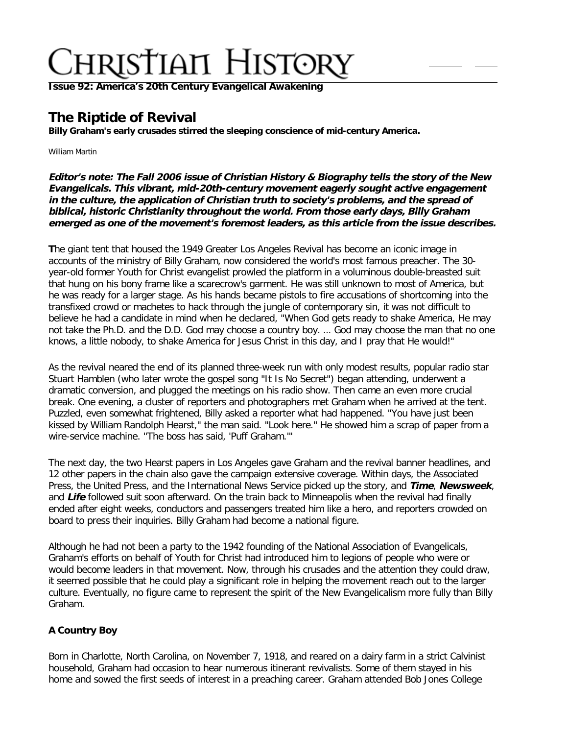# The Riptide of Revival

**Billy Graham's early crusades stirred the sleeping conscience of mid-century America.**

William Martin

***Editor's note: The Fall 2006 issue of Christian History & Biography tells the story of the New Evangelicals. This vibrant, mid-20th-century movement eagerly sought active engagement in the culture, the application of Christian truth to society's problems, and the spread of biblical, historic Christianity throughout the world. From those early days, Billy Graham emerged as one of the movement's foremost leaders, as this article from the issue describes.***

**T**he giant tent that housed the 1949 Greater Los Angeles Revival has become an iconic image in accounts of the ministry of Billy Graham, now considered the world's most famous preacher. The 30-year-old former Youth for Christ evangelist prowled the platform in a voluminous double-breasted suit that hung on his bony frame like a scarecrow's garment. He was still unknown to most of America, but he was ready for a larger stage. As his hands became pistols to fire accusations of shortcoming into the transfixed crowd or machetes to hack through the jungle of contemporary sin, it was not difficult to believe he had a candidate in mind when he declared, "When God gets ready to shake America, He may not take the Ph.D. and the D.D. God may choose a country boy. ... God may choose the man that no one knows, a little nobody, to shake America for Jesus Christ in this day, and I pray that He would!"

As the revival neared the end of its planned three-week run with only modest results, popular radio star Stuart Hamblen (who later wrote the gospel song "It Is No Secret") began attending, underwent a dramatic conversion, and plugged the meetings on his radio show. Then came an even more crucial break. One evening, a cluster of reporters and photographers met Graham when he arrived at the tent. Puzzled, even somewhat frightened, Billy asked a reporter what had happened. "You have just been kissed by William Randolph Hearst," the man said. "Look here." He showed him a scrap of paper from a wire-service machine. "The boss has said, 'Puff Graham.'"

The next day, the two Hearst papers in Los Angeles gave Graham and the revival banner headlines, and 12 other papers in the chain also gave the campaign extensive coverage. Within days, the Associated Press, the United Press, and the International News Service picked up the story, and ***Time***, ***Newsweek***, and ***Life*** followed suit soon afterward. On the train back to Minneapolis when the revival had finally ended after eight weeks, conductors and passengers treated him like a hero, and reporters crowded on board to press their inquiries. Billy Graham had become a national figure.

Although he had not been a party to the 1942 founding of the National Association of Evangelicals, Graham's efforts on behalf of Youth for Christ had introduced him to legions of people who were or would become leaders in that movement. Now, through his crusades and the attention they could draw, it seemed possible that he could play a significant role in helping the movement reach out to the larger culture. Eventually, no figure came to represent the spirit of the New Evangelicalism more fully than Billy Graham.

### A Country Boy

Born in Charlotte, North Carolina, on November 7, 1918, and reared on a dairy farm in a strict Calvinist household, Graham had occasion to hear numerous itinerant revivalists. Some of them stayed in his home and sowed the first seeds of interest in a preaching career. Graham attended Bob Jones College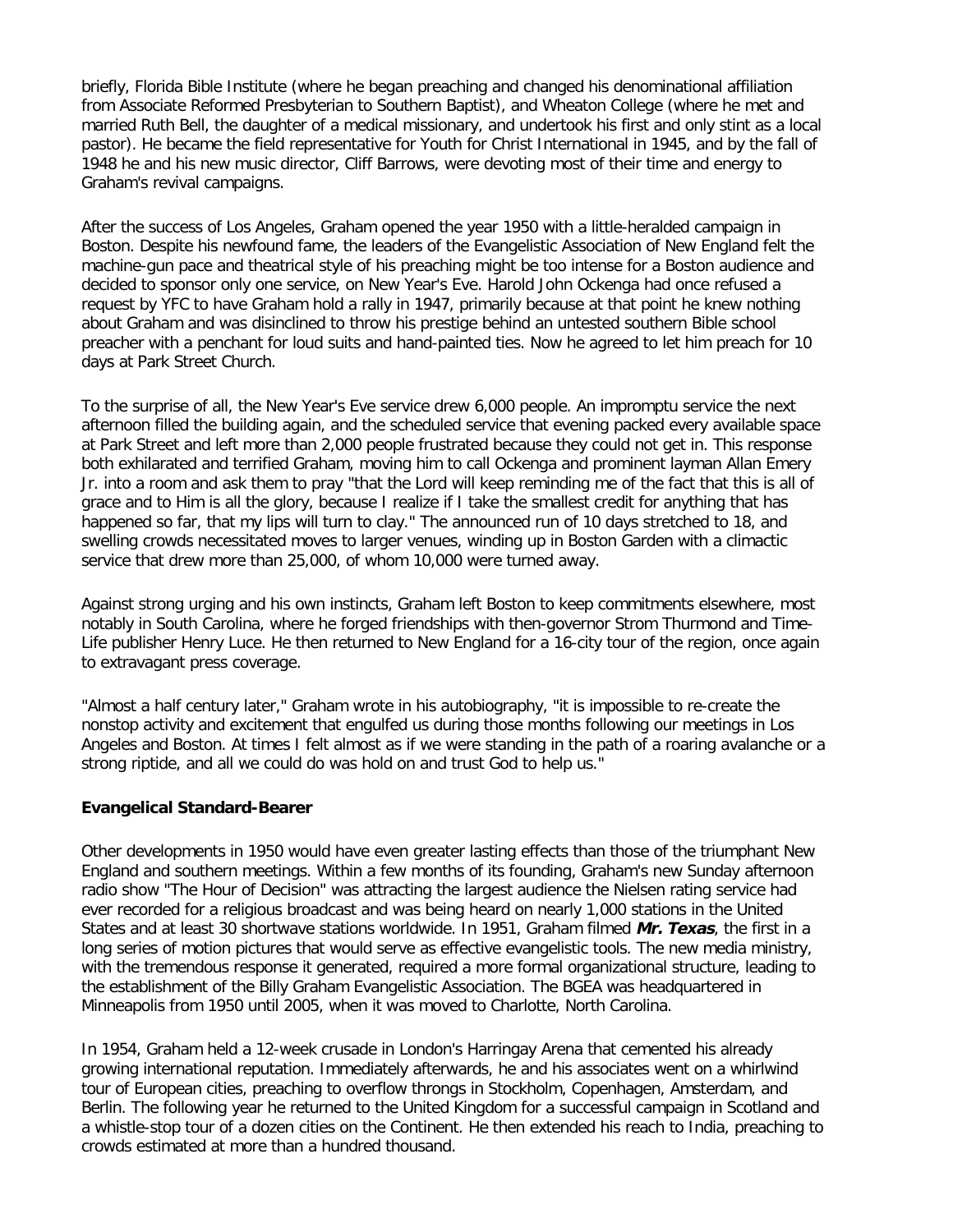briefly, Florida Bible Institute (where he began preaching and changed his denominational affiliation from Associate Reformed Presbyterian to Southern Baptist), and Wheaton College (where he met and married Ruth Bell, the daughter of a medical missionary, and undertook his first and only stint as a local pastor). He became the field representative for Youth for Christ International in 1945, and by the fall of 1948 he and his new music director, Cliff Barrows, were devoting most of their time and energy to Graham's revival campaigns.

After the success of Los Angeles, Graham opened the year 1950 with a little-heralded campaign in Boston. Despite his newfound fame, the leaders of the Evangelistic Association of New England felt the machine-gun pace and theatrical style of his preaching might be too intense for a Boston audience and decided to sponsor only one service, on New Year's Eve. Harold John Ockenga had once refused a request by YFC to have Graham hold a rally in 1947, primarily because at that point he knew nothing about Graham and was disinclined to throw his prestige behind an untested southern Bible school preacher with a penchant for loud suits and hand-painted ties. Now he agreed to let him preach for 10 days at Park Street Church.

To the surprise of all, the New Year's Eve service drew 6,000 people. An impromptu service the next afternoon filled the building again, and the scheduled service that evening packed every available space at Park Street and left more than 2,000 people frustrated because they could not get in. This response both exhilarated and terrified Graham, moving him to call Ockenga and prominent layman Allan Emery Jr. into a room and ask them to pray "that the Lord will keep reminding me of the fact that this is all of grace and to Him is all the glory, because I realize if I take the smallest credit for anything that has happened so far, that my lips will turn to clay." The announced run of 10 days stretched to 18, and swelling crowds necessitated moves to larger venues, winding up in Boston Garden with a climactic service that drew more than 25,000, of whom 10,000 were turned away.

Against strong urging and his own instincts, Graham left Boston to keep commitments elsewhere, most notably in South Carolina, where he forged friendships with then-governor Strom Thurmond and Time-Life publisher Henry Luce. He then returned to New England for a 16-city tour of the region, once again to extravagant press coverage.

"Almost a half century later," Graham wrote in his autobiography, "it is impossible to re-create the nonstop activity and excitement that engulfed us during those months following our meetings in Los Angeles and Boston. At times I felt almost as if we were standing in the path of a roaring avalanche or a strong riptide, and all we could do was hold on and trust God to help us."

## Evangelical Standard-Bearer

Other developments in 1950 would have even greater lasting effects than those of the triumphant New England and southern meetings. Within a few months of its founding, Graham's new Sunday afternoon radio show "The Hour of Decision" was attracting the largest audience the Nielsen rating service had ever recorded for a religious broadcast and was being heard on nearly 1,000 stations in the United States and at least 30 shortwave stations worldwide. In 1951, Graham filmed ***Mr. Texas***, the first in a long series of motion pictures that would serve as effective evangelistic tools. The new media ministry, with the tremendous response it generated, required a more formal organizational structure, leading to the establishment of the Billy Graham Evangelistic Association. The BGEA was headquartered in Minneapolis from 1950 until 2005, when it was moved to Charlotte, North Carolina.

In 1954, Graham held a 12-week crusade in London's Harringay Arena that cemented his already growing international reputation. Immediately afterwards, he and his associates went on a whirlwind tour of European cities, preaching to overflow throngs in Stockholm, Copenhagen, Amsterdam, and Berlin. The following year he returned to the United Kingdom for a successful campaign in Scotland and a whistle-stop tour of a dozen cities on the Continent. He then extended his reach to India, preaching to crowds estimated at more than a hundred thousand.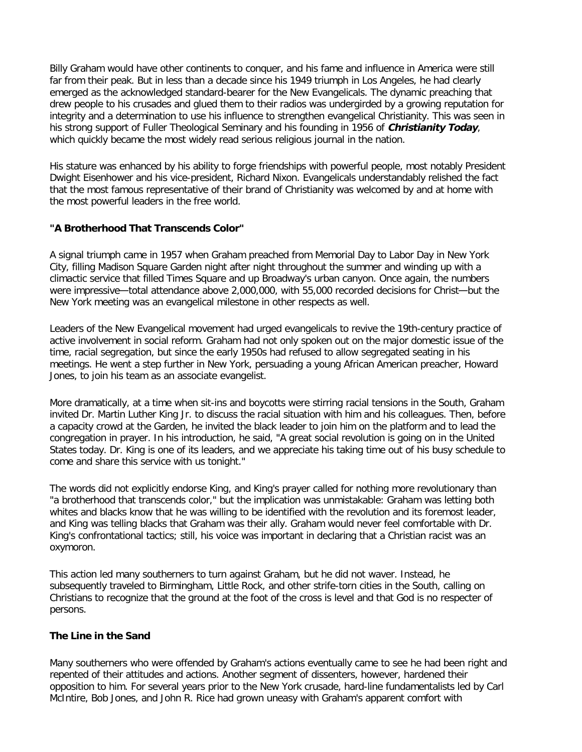Billy Graham would have other continents to conquer, and his fame and influence in America were still far from their peak. But in less than a decade since his 1949 triumph in Los Angeles, he had clearly emerged as the acknowledged standard-bearer for the New Evangelicals. The dynamic preaching that drew people to his crusades and glued them to their radios was undergirded by a growing reputation for integrity and a determination to use his influence to strengthen evangelical Christianity. This was seen in his strong support of Fuller Theological Seminary and his founding in 1956 of ***Christianity Today***, which quickly became the most widely read serious religious journal in the nation.

His stature was enhanced by his ability to forge friendships with powerful people, most notably President Dwight Eisenhower and his vice-president, Richard Nixon. Evangelicals understandably relished the fact that the most famous representative of their brand of Christianity was welcomed by and at home with the most powerful leaders in the free world.

### "A Brotherhood That Transcends Color"

A signal triumph came in 1957 when Graham preached from Memorial Day to Labor Day in New York City, filling Madison Square Garden night after night throughout the summer and winding up with a climactic service that filled Times Square and up Broadway's urban canyon. Once again, the numbers were impressive—total attendance above 2,000,000, with 55,000 recorded decisions for Christ—but the New York meeting was an evangelical milestone in other respects as well.

Leaders of the New Evangelical movement had urged evangelicals to revive the 19th-century practice of active involvement in social reform. Graham had not only spoken out on the major domestic issue of the time, racial segregation, but since the early 1950s had refused to allow segregated seating in his meetings. He went a step further in New York, persuading a young African American preacher, Howard Jones, to join his team as an associate evangelist.

More dramatically, at a time when sit-ins and boycotts were stirring racial tensions in the South, Graham invited Dr. Martin Luther King Jr. to discuss the racial situation with him and his colleagues. Then, before a capacity crowd at the Garden, he invited the black leader to join him on the platform and to lead the congregation in prayer. In his introduction, he said, "A great social revolution is going on in the United States today. Dr. King is one of its leaders, and we appreciate his taking time out of his busy schedule to come and share this service with us tonight."

The words did not explicitly endorse King, and King's prayer called for nothing more revolutionary than "a brotherhood that transcends color," but the implication was unmistakable: Graham was letting both whites and blacks know that he was willing to be identified with the revolution and its foremost leader, and King was telling blacks that Graham was their ally. Graham would never feel comfortable with Dr. King's confrontational tactics; still, his voice was important in declaring that a Christian racist was an oxymoron.

This action led many southerners to turn against Graham, but he did not waver. Instead, he subsequently traveled to Birmingham, Little Rock, and other strife-torn cities in the South, calling on Christians to recognize that the ground at the foot of the cross is level and that God is no respecter of persons.

### The Line in the Sand

Many southerners who were offended by Graham's actions eventually came to see he had been right and repented of their attitudes and actions. Another segment of dissenters, however, hardened their opposition to him. For several years prior to the New York crusade, hard-line fundamentalists led by Carl McIntire, Bob Jones, and John R. Rice had grown uneasy with Graham's apparent comfort with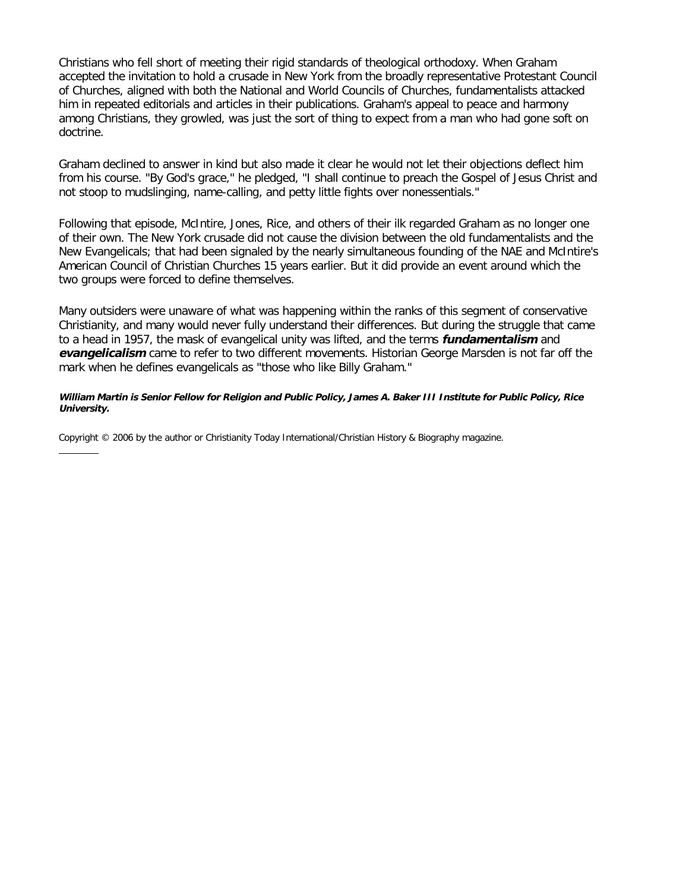Christians who fell short of meeting their rigid standards of theological orthodoxy. When Graham accepted the invitation to hold a crusade in New York from the broadly representative Protestant Council of Churches, aligned with both the National and World Councils of Churches, fundamentalists attacked him in repeated editorials and articles in their publications. Graham's appeal to peace and harmony among Christians, they growled, was just the sort of thing to expect from a man who had gone soft on doctrine.

Graham declined to answer in kind but also made it clear he would not let their objections deflect him from his course. "By God's grace," he pledged, "I shall continue to preach the Gospel of Jesus Christ and not stoop to mudslinging, name-calling, and petty little fights over nonessentials."

Following that episode, McIntire, Jones, Rice, and others of their ilk regarded Graham as no longer one of their own. The New York crusade did not cause the division between the old fundamentalists and the New Evangelicals; that had been signaled by the nearly simultaneous founding of the NAE and McIntire's American Council of Christian Churches 15 years earlier. But it did provide an event around which the two groups were forced to define themselves.

Many outsiders were unaware of what was happening within the ranks of this segment of conservative Christianity, and many would never fully understand their differences. But during the struggle that came to a head in 1957, the mask of evangelical unity was lifted, and the terms ***fundamentalism*** and ***evangelicalism*** came to refer to two different movements. Historian George Marsden is not far off the mark when he defines evangelicals as "those who like Billy Graham."

***William Martin is Senior Fellow for Religion and Public Policy, James A. Baker III Institute for Public Policy, Rice University.***

Copyright © 2006 by the author or Christianity Today International/Christian History & Biography magazine.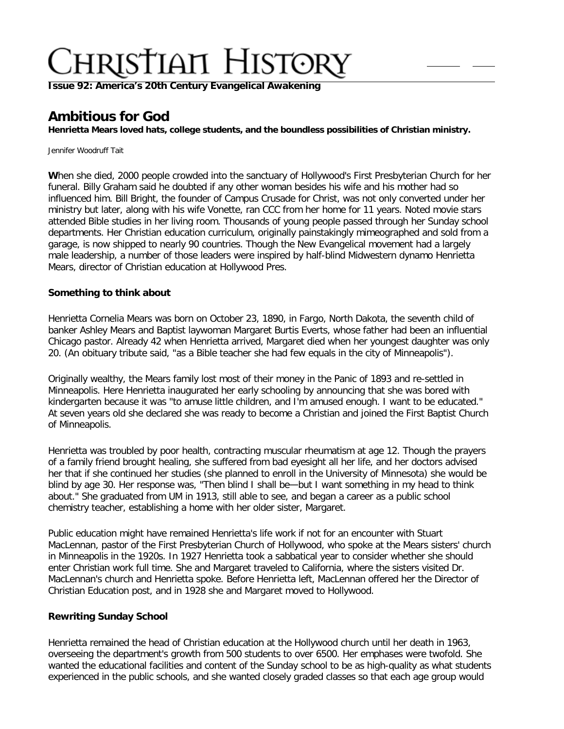**Issue 92: America's 20th Century Evangelical Awakening**

# Ambitious for God

**Henrietta Mears loved hats, college students, and the boundless possibilities of Christian ministry.**

Jennifer Woodruff Tait

**W**hen she died, 2000 people crowded into the sanctuary of Hollywood's First Presbyterian Church for her funeral. Billy Graham said he doubted if any other woman besides his wife and his mother had so influenced him. Bill Bright, the founder of Campus Crusade for Christ, was not only converted under her ministry but later, along with his wife Vonette, ran CCC from her home for 11 years. Noted movie stars attended Bible studies in her living room. Thousands of young people passed through her Sunday school departments. Her Christian education curriculum, originally painstakingly mimeographed and sold from a garage, is now shipped to nearly 90 countries. Though the New Evangelical movement had a largely male leadership, a number of those leaders were inspired by half-blind Midwestern dynamo Henrietta Mears, director of Christian education at Hollywood Pres.

### Something to think about

Henrietta Cornelia Mears was born on October 23, 1890, in Fargo, North Dakota, the seventh child of banker Ashley Mears and Baptist laywoman Margaret Burtis Everts, whose father had been an influential Chicago pastor. Already 42 when Henrietta arrived, Margaret died when her youngest daughter was only 20. (An obituary tribute said, "as a Bible teacher she had few equals in the city of Minneapolis").

Originally wealthy, the Mears family lost most of their money in the Panic of 1893 and re-settled in Minneapolis. Here Henrietta inaugurated her early schooling by announcing that she was bored with kindergarten because it was "to amuse little children, and I'm amused enough. I want to be educated." At seven years old she declared she was ready to become a Christian and joined the First Baptist Church of Minneapolis.

Henrietta was troubled by poor health, contracting muscular rheumatism at age 12. Though the prayers of a family friend brought healing, she suffered from bad eyesight all her life, and her doctors advised her that if she continued her studies (she planned to enroll in the University of Minnesota) she would be blind by age 30. Her response was, "Then blind I shall be—but I want something in my head to think about." She graduated from UM in 1913, still able to see, and began a career as a public school chemistry teacher, establishing a home with her older sister, Margaret.

Public education might have remained Henrietta's life work if not for an encounter with Stuart MacLennan, pastor of the First Presbyterian Church of Hollywood, who spoke at the Mears sisters' church in Minneapolis in the 1920s. In 1927 Henrietta took a sabbatical year to consider whether she should enter Christian work full time. She and Margaret traveled to California, where the sisters visited Dr. MacLennan's church and Henrietta spoke. Before Henrietta left, MacLennan offered her the Director of Christian Education post, and in 1928 she and Margaret moved to Hollywood.

### Rewriting Sunday School

Henrietta remained the head of Christian education at the Hollywood church until her death in 1963, overseeing the department's growth from 500 students to over 6500. Her emphases were twofold. She wanted the educational facilities and content of the Sunday school to be as high-quality as what students experienced in the public schools, and she wanted closely graded classes so that each age group would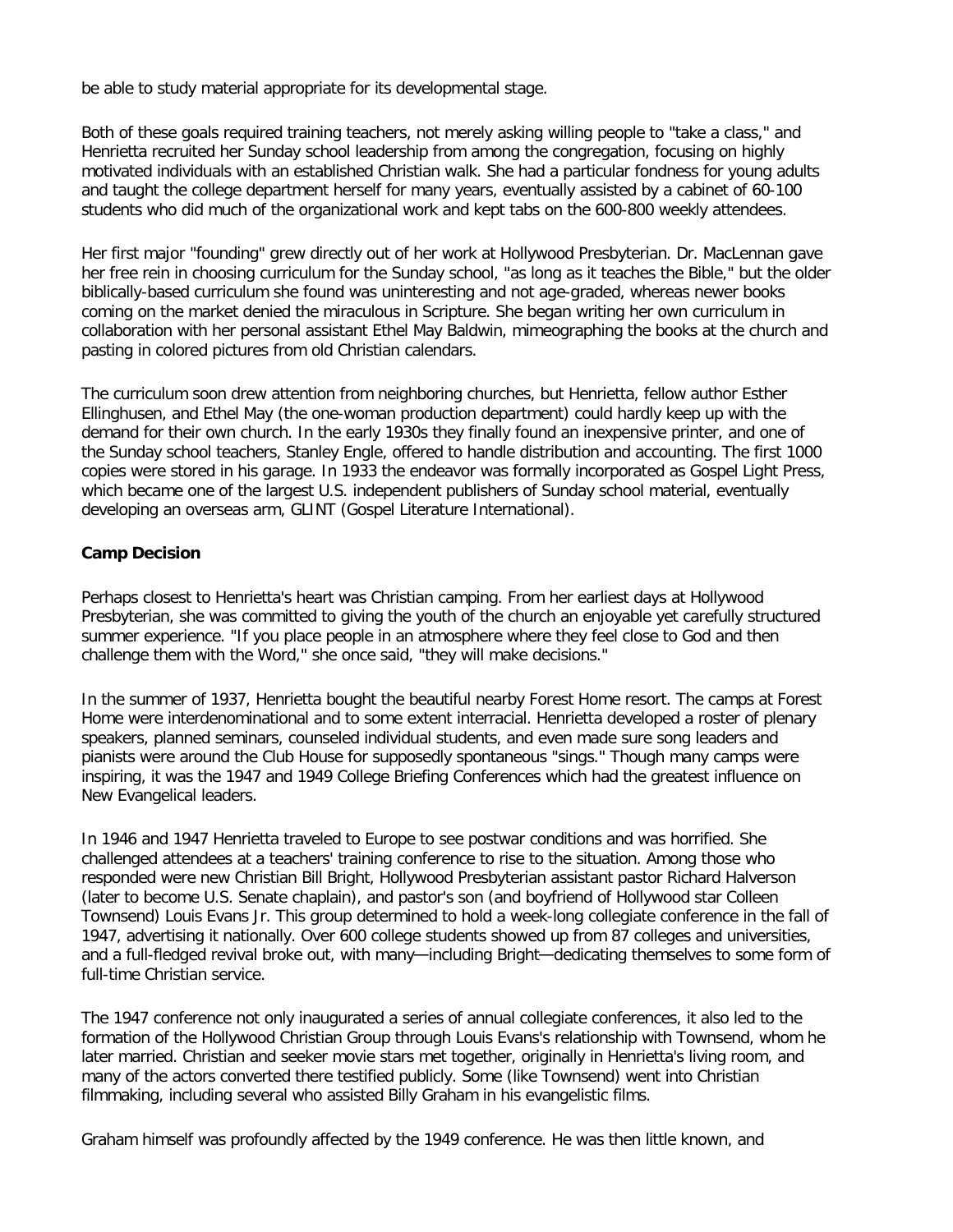be able to study material appropriate for its developmental stage.

Both of these goals required training teachers, not merely asking willing people to "take a class," and Henrietta recruited her Sunday school leadership from among the congregation, focusing on highly motivated individuals with an established Christian walk. She had a particular fondness for young adults and taught the college department herself for many years, eventually assisted by a cabinet of 60-100 students who did much of the organizational work and kept tabs on the 600-800 weekly attendees.

Her first major "founding" grew directly out of her work at Hollywood Presbyterian. Dr. MacLennan gave her free rein in choosing curriculum for the Sunday school, "as long as it teaches the Bible," but the older biblically-based curriculum she found was uninteresting and not age-graded, whereas newer books coming on the market denied the miraculous in Scripture. She began writing her own curriculum in collaboration with her personal assistant Ethel May Baldwin, mimeographing the books at the church and pasting in colored pictures from old Christian calendars.

The curriculum soon drew attention from neighboring churches, but Henrietta, fellow author Esther Ellinghusen, and Ethel May (the one-woman production department) could hardly keep up with the demand for their own church. In the early 1930s they finally found an inexpensive printer, and one of the Sunday school teachers, Stanley Engle, offered to handle distribution and accounting. The first 1000 copies were stored in his garage. In 1933 the endeavor was formally incorporated as Gospel Light Press, which became one of the largest U.S. independent publishers of Sunday school material, eventually developing an overseas arm, GLINT (Gospel Literature International).

**Camp Decision**

Perhaps closest to Henrietta's heart was Christian camping. From her earliest days at Hollywood Presbyterian, she was committed to giving the youth of the church an enjoyable yet carefully structured summer experience. "If you place people in an atmosphere where they feel close to God and then challenge them with the Word," she once said, "they will make decisions."

In the summer of 1937, Henrietta bought the beautiful nearby Forest Home resort. The camps at Forest Home were interdenominational and to some extent interracial. Henrietta developed a roster of plenary speakers, planned seminars, counseled individual students, and even made sure song leaders and pianists were around the Club House for supposedly spontaneous "sings." Though many camps were inspiring, it was the 1947 and 1949 College Briefing Conferences which had the greatest influence on New Evangelical leaders.

In 1946 and 1947 Henrietta traveled to Europe to see postwar conditions and was horrified. She challenged attendees at a teachers' training conference to rise to the situation. Among those who responded were new Christian Bill Bright, Hollywood Presbyterian assistant pastor Richard Halverson (later to become U.S. Senate chaplain), and pastor's son (and boyfriend of Hollywood star Colleen Townsend) Louis Evans Jr. This group determined to hold a week-long collegiate conference in the fall of 1947, advertising it nationally. Over 600 college students showed up from 87 colleges and universities, and a full-fledged revival broke out, with many—including Bright—dedicating themselves to some form of full-time Christian service.

The 1947 conference not only inaugurated a series of annual collegiate conferences, it also led to the formation of the Hollywood Christian Group through Louis Evans's relationship with Townsend, whom he later married. Christian and seeker movie stars met together, originally in Henrietta's living room, and many of the actors converted there testified publicly. Some (like Townsend) went into Christian filmmaking, including several who assisted Billy Graham in his evangelistic films.

Graham himself was profoundly affected by the 1949 conference. He was then little known, and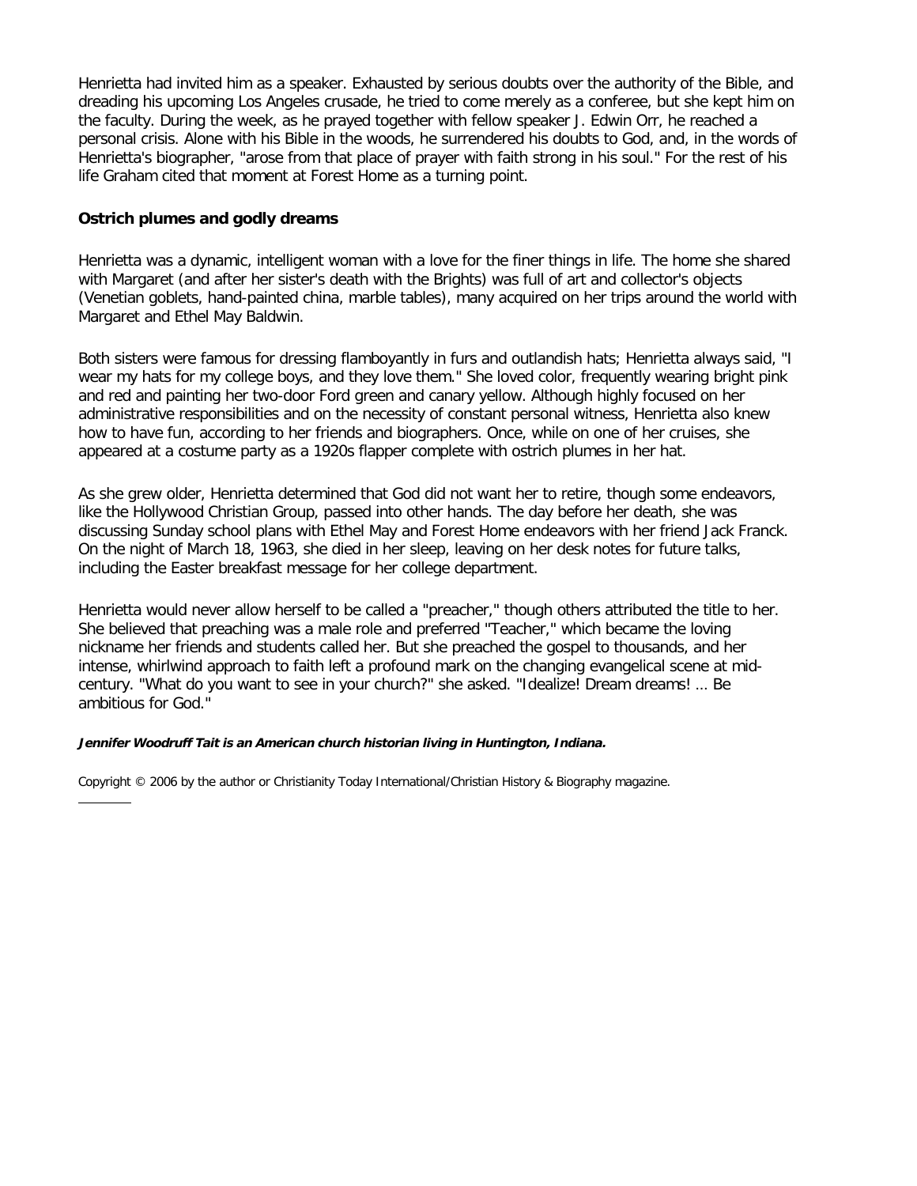Henrietta had invited him as a speaker. Exhausted by serious doubts over the authority of the Bible, and dreading his upcoming Los Angeles crusade, he tried to come merely as a conferee, but she kept him on the faculty. During the week, as he prayed together with fellow speaker J. Edwin Orr, he reached a personal crisis. Alone with his Bible in the woods, he surrendered his doubts to God, and, in the words of Henrietta's biographer, "arose from that place of prayer with faith strong in his soul." For the rest of his life Graham cited that moment at Forest Home as a turning point.

**Ostrich plumes and godly dreams**

Henrietta was a dynamic, intelligent woman with a love for the finer things in life. The home she shared with Margaret (and after her sister's death with the Brights) was full of art and collector's objects (Venetian goblets, hand-painted china, marble tables), many acquired on her trips around the world with Margaret and Ethel May Baldwin.

Both sisters were famous for dressing flamboyantly in furs and outlandish hats; Henrietta always said, "I wear my hats for my college boys, and they love them." She loved color, frequently wearing bright pink and red and painting her two-door Ford green and canary yellow. Although highly focused on her administrative responsibilities and on the necessity of constant personal witness, Henrietta also knew how to have fun, according to her friends and biographers. Once, while on one of her cruises, she appeared at a costume party as a 1920s flapper complete with ostrich plumes in her hat.

As she grew older, Henrietta determined that God did not want her to retire, though some endeavors, like the Hollywood Christian Group, passed into other hands. The day before her death, she was discussing Sunday school plans with Ethel May and Forest Home endeavors with her friend Jack Franck. On the night of March 18, 1963, she died in her sleep, leaving on her desk notes for future talks, including the Easter breakfast message for her college department.

Henrietta would never allow herself to be called a "preacher," though others attributed the title to her. She believed that preaching was a male role and preferred "Teacher," which became the loving nickname her friends and students called her. But she preached the gospel to thousands, and her intense, whirlwind approach to faith left a profound mark on the changing evangelical scene at mid-century. "What do you want to see in your church?" she asked. "Idealize! Dream dreams! ... Be ambitious for God."

***Jennifer Woodruff Tait is an American church historian living in Huntington, Indiana.***

Copyright © 2006 by the author or Christianity Today International/Christian History & Biography magazine.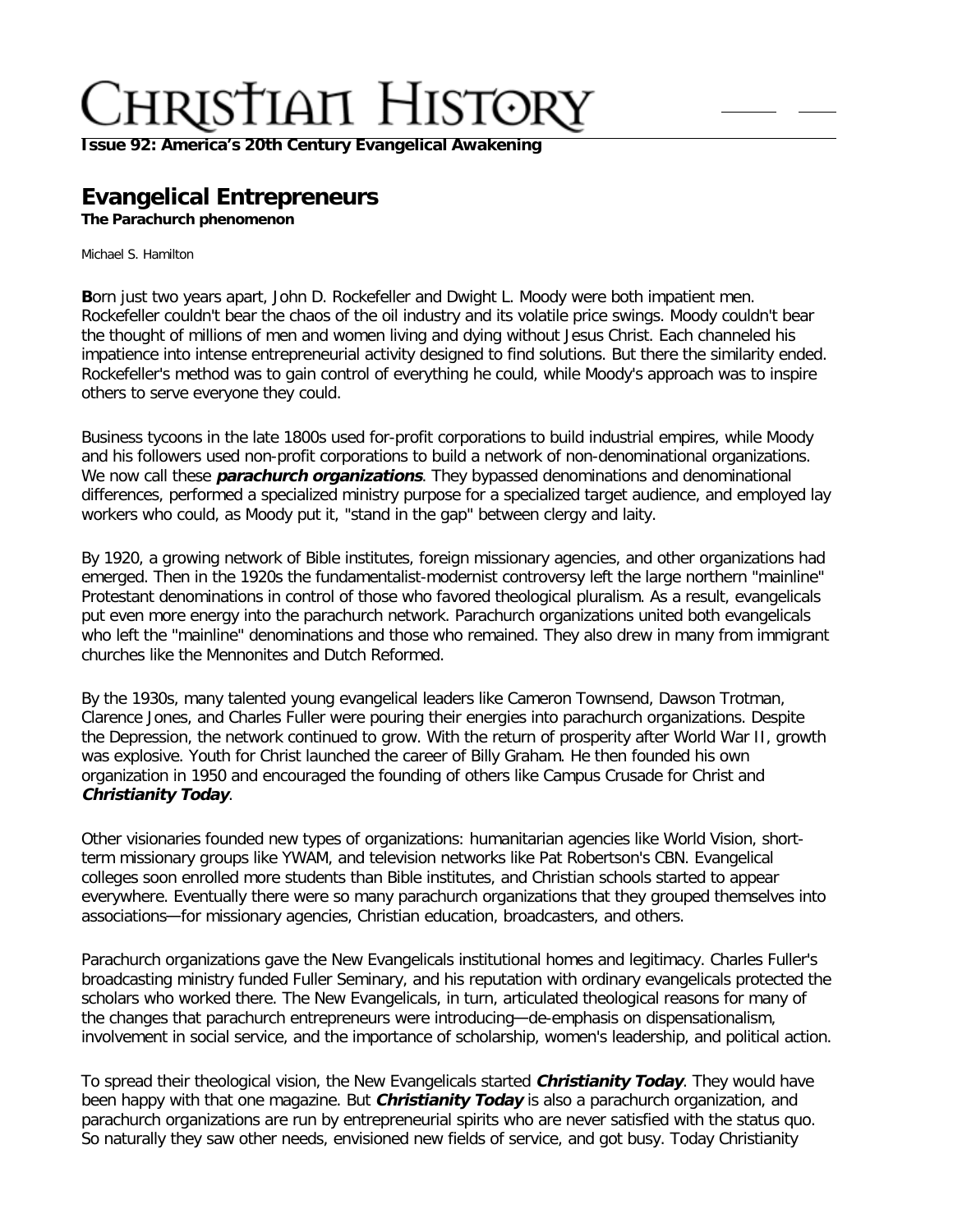**Issue 92: America's 20th Century Evangelical Awakening**

## Evangelical Entrepreneurs

**The Parachurch phenomenon**

Michael S. Hamilton

**B**orn just two years apart, John D. Rockefeller and Dwight L. Moody were both impatient men. Rockefeller couldn't bear the chaos of the oil industry and its volatile price swings. Moody couldn't bear the thought of millions of men and women living and dying without Jesus Christ. Each channeled his impatience into intense entrepreneurial activity designed to find solutions. But there the similarity ended. Rockefeller's method was to gain control of everything he could, while Moody's approach was to inspire others to serve everyone they could.

Business tycoons in the late 1800s used for-profit corporations to build industrial empires, while Moody and his followers used non-profit corporations to build a network of non-denominational organizations. We now call these ***parachurch organizations***. They bypassed denominations and denominational differences, performed a specialized ministry purpose for a specialized target audience, and employed lay workers who could, as Moody put it, "stand in the gap" between clergy and laity.

By 1920, a growing network of Bible institutes, foreign missionary agencies, and other organizations had emerged. Then in the 1920s the fundamentalist-modernist controversy left the large northern "mainline" Protestant denominations in control of those who favored theological pluralism. As a result, evangelicals put even more energy into the parachurch network. Parachurch organizations united both evangelicals who left the "mainline" denominations and those who remained. They also drew in many from immigrant churches like the Mennonites and Dutch Reformed.

By the 1930s, many talented young evangelical leaders like Cameron Townsend, Dawson Trotman, Clarence Jones, and Charles Fuller were pouring their energies into parachurch organizations. Despite the Depression, the network continued to grow. With the return of prosperity after World War II, growth was explosive. Youth for Christ launched the career of Billy Graham. He then founded his own organization in 1950 and encouraged the founding of others like Campus Crusade for Christ and ***Christianity Today***.

Other visionaries founded new types of organizations: humanitarian agencies like World Vision, short-term missionary groups like YWAM, and television networks like Pat Robertson's CBN. Evangelical colleges soon enrolled more students than Bible institutes, and Christian schools started to appear everywhere. Eventually there were so many parachurch organizations that they grouped themselves into associations—for missionary agencies, Christian education, broadcasters, and others.

Parachurch organizations gave the New Evangelicals institutional homes and legitimacy. Charles Fuller's broadcasting ministry funded Fuller Seminary, and his reputation with ordinary evangelicals protected the scholars who worked there. The New Evangelicals, in turn, articulated theological reasons for many of the changes that parachurch entrepreneurs were introducing—de-emphasis on dispensationalism, involvement in social service, and the importance of scholarship, women's leadership, and political action.

To spread their theological vision, the New Evangelicals started ***Christianity Today***. They would have been happy with that one magazine. But ***Christianity Today*** is also a parachurch organization, and parachurch organizations are run by entrepreneurial spirits who are never satisfied with the status quo. So naturally they saw other needs, envisioned new fields of service, and got busy. Today Christianity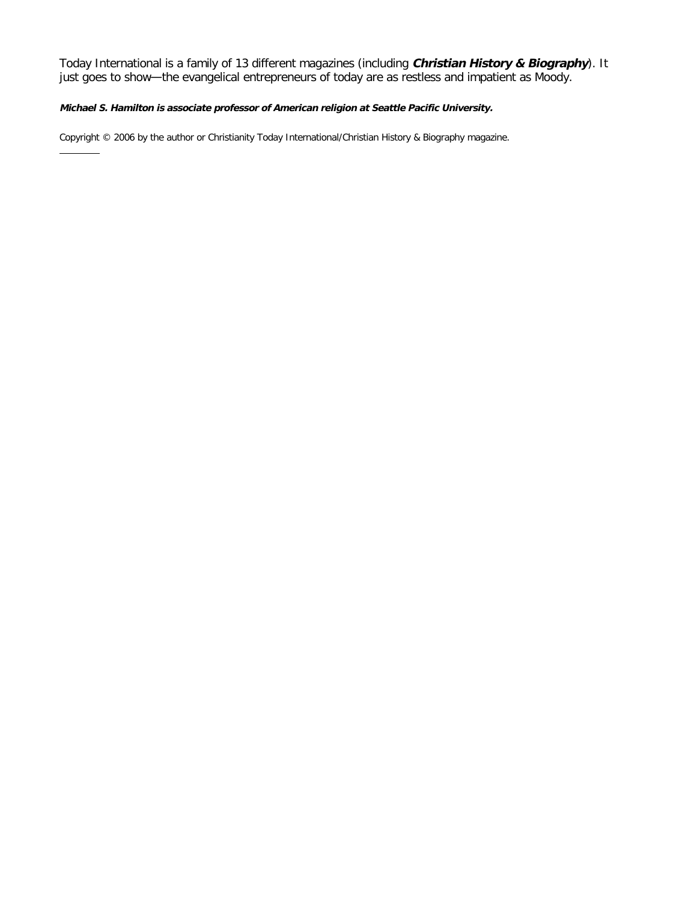Today International is a family of 13 different magazines (including ***Christian History & Biography***). It just goes to show—the evangelical entrepreneurs of today are as restless and impatient as Moody.

***Michael S. Hamilton is associate professor of American religion at Seattle Pacific University.***

Copyright © 2006 by the author or Christianity Today International/Christian History & Biography magazine.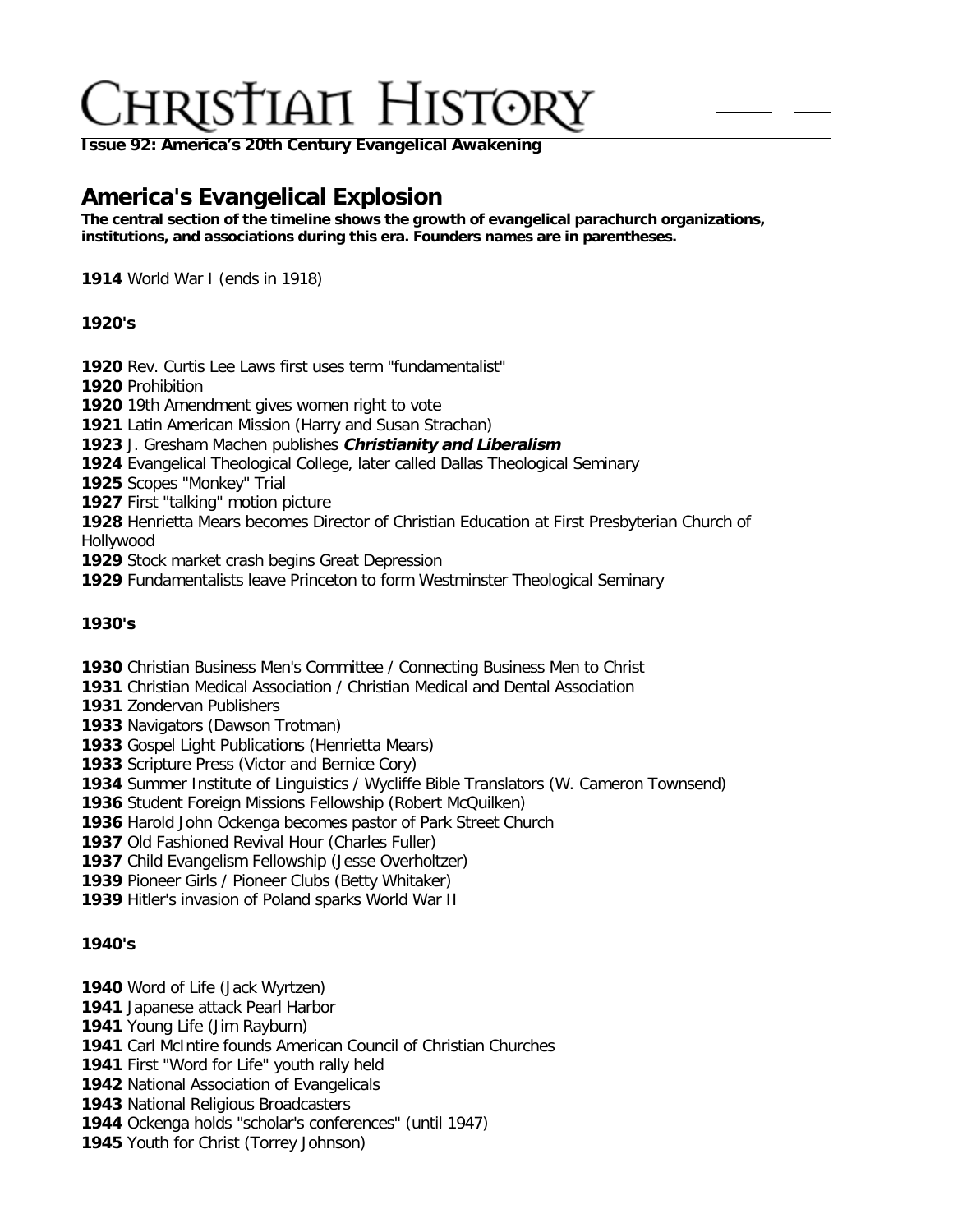# Christian History

**Issue 92: America's 20th Century Evangelical Awakening**

## America's Evangelical Explosion

**The central section of the timeline shows the growth of evangelical parachurch organizations, institutions, and associations during this era. Founders names are in parentheses.**

**1914** World War I (ends in 1918)

### 1920's

**1920** Rev. Curtis Lee Laws first uses term "fundamentalist"  
**1920** Prohibition  
**1920** 19th Amendment gives women right to vote  
**1921** Latin American Mission (Harry and Susan Strachan)  
**1923** J. Gresham Machen publishes ***Christianity and Liberalism***  
**1924** Evangelical Theological College, later called Dallas Theological Seminary  
**1925** Scopes "Monkey" Trial  
**1927** First "talking" motion picture  
**1928** Henrietta Mears becomes Director of Christian Education at First Presbyterian Church of Hollywood  
**1929** Stock market crash begins Great Depression  
**1929** Fundamentalists leave Princeton to form Westminster Theological Seminary

### 1930's

**1930** Christian Business Men's Committee / Connecting Business Men to Christ  
**1931** Christian Medical Association / Christian Medical and Dental Association  
**1931** Zondervan Publishers  
**1933** Navigators (Dawson Trotman)  
**1933** Gospel Light Publications (Henrietta Mears)  
**1933** Scripture Press (Victor and Bernice Cory)  
**1934** Summer Institute of Linguistics / Wycliffe Bible Translators (W. Cameron Townsend)  
**1936** Student Foreign Missions Fellowship (Robert McQuilken)  
**1936** Harold John Ockenga becomes pastor of Park Street Church  
**1937** Old Fashioned Revival Hour (Charles Fuller)  
**1937** Child Evangelism Fellowship (Jesse Overholtzer)  
**1939** Pioneer Girls / Pioneer Clubs (Betty Whitaker)  
**1939** Hitler's invasion of Poland sparks World War II

### 1940's

**1940** Word of Life (Jack Wyrtzen)  
**1941** Japanese attack Pearl Harbor  
**1941** Young Life (Jim Rayburn)  
**1941** Carl McIntire founds American Council of Christian Churches  
**1941** First "Word for Life" youth rally held  
**1942** National Association of Evangelicals  
**1943** National Religious Broadcasters  
**1944** Ockenga holds "scholar's conferences" (until 1947)  
**1945** Youth for Christ (Torrey Johnson)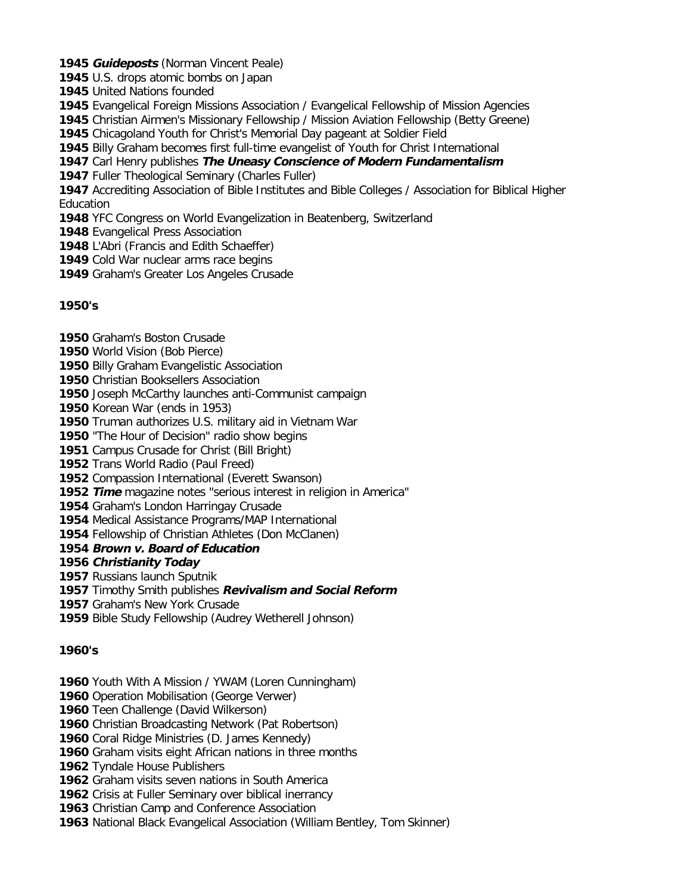**1945** ***Guideposts*** (Norman Vincent Peale)
**1945** U.S. drops atomic bombs on Japan
**1945** United Nations founded
**1945** Evangelical Foreign Missions Association / Evangelical Fellowship of Mission Agencies
**1945** Christian Airmen's Missionary Fellowship / Mission Aviation Fellowship (Betty Greene)
**1945** Chicagoland Youth for Christ's Memorial Day pageant at Soldier Field
**1945** Billy Graham becomes first full-time evangelist of Youth for Christ International
**1947** Carl Henry publishes ***The Uneasy Conscience of Modern Fundamentalism***
**1947** Fuller Theological Seminary (Charles Fuller)
**1947** Accrediting Association of Bible Institutes and Bible Colleges / Association for Biblical Higher Education
**1948** YFC Congress on World Evangelization in Beatenberg, Switzerland
**1948** Evangelical Press Association
**1948** L'Abri (Francis and Edith Schaeffer)
**1949** Cold War nuclear arms race begins
**1949** Graham's Greater Los Angeles Crusade

**1950's**

**1950** Graham's Boston Crusade
**1950** World Vision (Bob Pierce)
**1950** Billy Graham Evangelistic Association
**1950** Christian Booksellers Association
**1950** Joseph McCarthy launches anti-Communist campaign
**1950** Korean War (ends in 1953)
**1950** Truman authorizes U.S. military aid in Vietnam War
**1950** "The Hour of Decision" radio show begins
**1951** Campus Crusade for Christ (Bill Bright)
**1952** Trans World Radio (Paul Freed)
**1952** Compassion International (Everett Swanson)
**1952** ***Time*** magazine notes "serious interest in religion in America"
**1954** Graham's London Harringay Crusade
**1954** Medical Assistance Programs/MAP International
**1954** Fellowship of Christian Athletes (Don McClanen)
**1954** ***Brown v. Board of Education***
**1956** ***Christianity Today***
**1957** Russians launch Sputnik
**1957** Timothy Smith publishes ***Revivalism and Social Reform***
**1957** Graham's New York Crusade
**1959** Bible Study Fellowship (Audrey Wetherell Johnson)

**1960's**

**1960** Youth With A Mission / YWAM (Loren Cunningham)
**1960** Operation Mobilisation (George Verwer)
**1960** Teen Challenge (David Wilkerson)
**1960** Christian Broadcasting Network (Pat Robertson)
**1960** Coral Ridge Ministries (D. James Kennedy)
**1960** Graham visits eight African nations in three months
**1962** Tyndale House Publishers
**1962** Graham visits seven nations in South America
**1962** Crisis at Fuller Seminary over biblical inerrancy
**1963** Christian Camp and Conference Association
**1963** National Black Evangelical Association (William Bentley, Tom Skinner)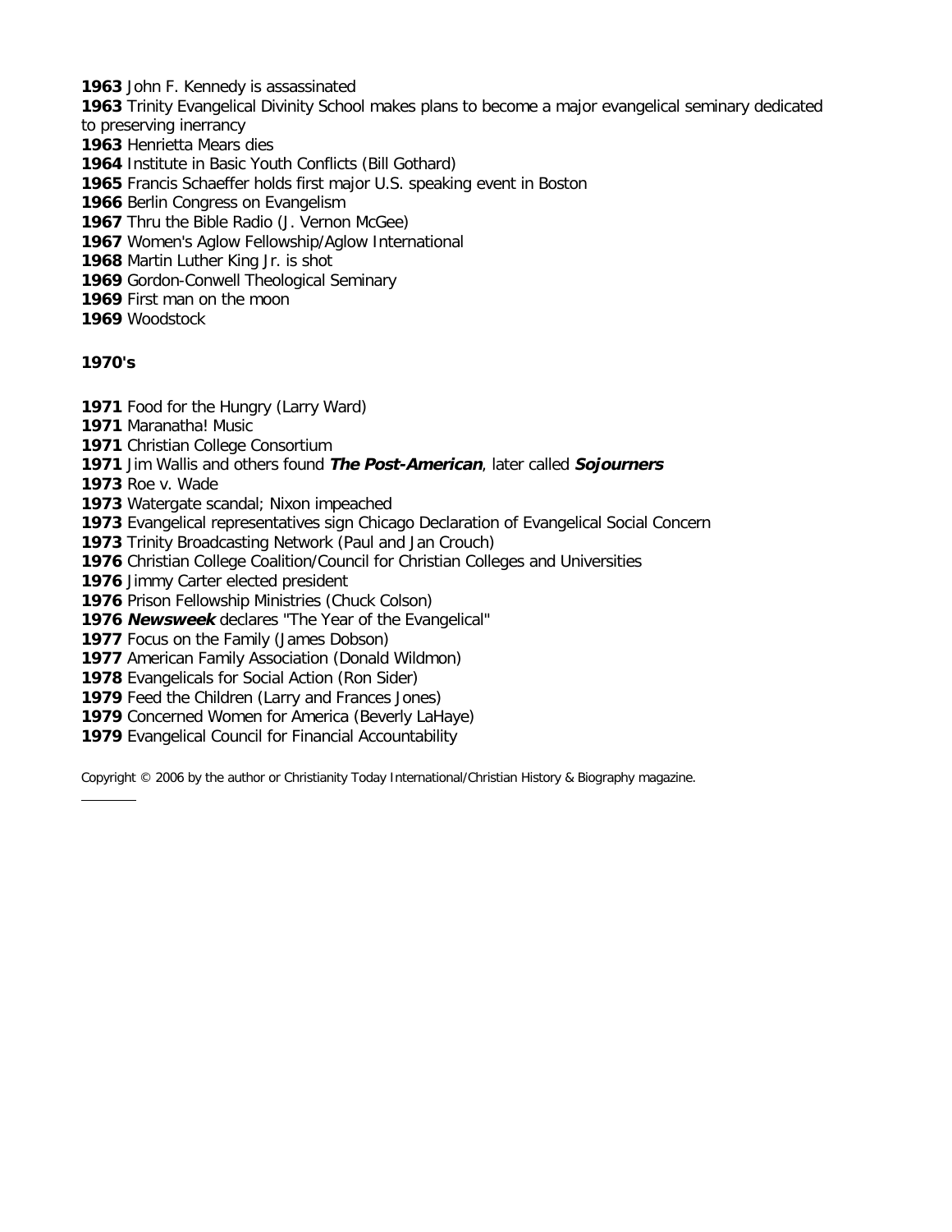**1963** John F. Kennedy is assassinated
**1963** Trinity Evangelical Divinity School makes plans to become a major evangelical seminary dedicated to preserving inerrancy
**1963** Henrietta Mears dies
**1964** Institute in Basic Youth Conflicts (Bill Gothard)
**1965** Francis Schaeffer holds first major U.S. speaking event in Boston
**1966** Berlin Congress on Evangelism
**1967** Thru the Bible Radio (J. Vernon McGee)
**1967** Women's Aglow Fellowship/Aglow International
**1968** Martin Luther King Jr. is shot
**1969** Gordon-Conwell Theological Seminary
**1969** First man on the moon
**1969** Woodstock

**1970's**

**1971** Food for the Hungry (Larry Ward)
**1971** Maranatha! Music
**1971** Christian College Consortium
**1971** Jim Wallis and others found ***The Post-American***, later called ***Sojourners***
**1973** Roe v. Wade
**1973** Watergate scandal; Nixon impeached
**1973** Evangelical representatives sign Chicago Declaration of Evangelical Social Concern
**1973** Trinity Broadcasting Network (Paul and Jan Crouch)
**1976** Christian College Coalition/Council for Christian Colleges and Universities
**1976** Jimmy Carter elected president
**1976** Prison Fellowship Ministries (Chuck Colson)
**1976** ***Newsweek*** declares "The Year of the Evangelical"
**1977** Focus on the Family (James Dobson)
**1977** American Family Association (Donald Wildmon)
**1978** Evangelicals for Social Action (Ron Sider)
**1979** Feed the Children (Larry and Frances Jones)
**1979** Concerned Women for America (Beverly LaHaye)
**1979** Evangelical Council for Financial Accountability

Copyright © 2006 by the author or Christianity Today International/Christian History & Biography magazine.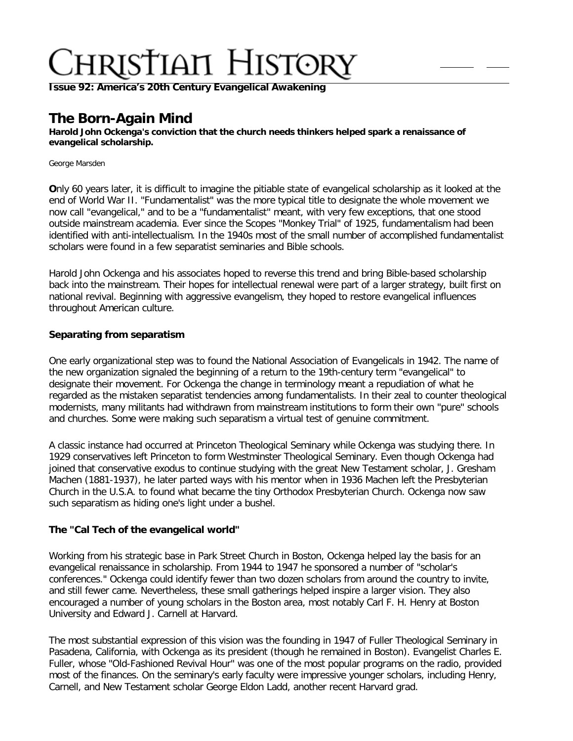**Issue 92: America's 20th Century Evangelical Awakening**

# The Born-Again Mind

**Harold John Ockenga's conviction that the church needs thinkers helped spark a renaissance of evangelical scholarship.**

George Marsden

**O**nly 60 years later, it is difficult to imagine the pitiable state of evangelical scholarship as it looked at the end of World War II. "Fundamentalist" was the more typical title to designate the whole movement we now call "evangelical," and to be a "fundamentalist" meant, with very few exceptions, that one stood outside mainstream academia. Ever since the Scopes "Monkey Trial" of 1925, fundamentalism had been identified with anti-intellectualism. In the 1940s most of the small number of accomplished fundamentalist scholars were found in a few separatist seminaries and Bible schools.

Harold John Ockenga and his associates hoped to reverse this trend and bring Bible-based scholarship back into the mainstream. Their hopes for intellectual renewal were part of a larger strategy, built first on national revival. Beginning with aggressive evangelism, they hoped to restore evangelical influences throughout American culture.

### Separating from separatism

One early organizational step was to found the National Association of Evangelicals in 1942. The name of the new organization signaled the beginning of a return to the 19th-century term "evangelical" to designate their movement. For Ockenga the change in terminology meant a repudiation of what he regarded as the mistaken separatist tendencies among fundamentalists. In their zeal to counter theological modernists, many militants had withdrawn from mainstream institutions to form their own "pure" schools and churches. Some were making such separatism a virtual test of genuine commitment.

A classic instance had occurred at Princeton Theological Seminary while Ockenga was studying there. In 1929 conservatives left Princeton to form Westminster Theological Seminary. Even though Ockenga had joined that conservative exodus to continue studying with the great New Testament scholar, J. Gresham Machen (1881-1937), he later parted ways with his mentor when in 1936 Machen left the Presbyterian Church in the U.S.A. to found what became the tiny Orthodox Presbyterian Church. Ockenga now saw such separatism as hiding one's light under a bushel.

### The "Cal Tech of the evangelical world"

Working from his strategic base in Park Street Church in Boston, Ockenga helped lay the basis for an evangelical renaissance in scholarship. From 1944 to 1947 he sponsored a number of "scholar's conferences." Ockenga could identify fewer than two dozen scholars from around the country to invite, and still fewer came. Nevertheless, these small gatherings helped inspire a larger vision. They also encouraged a number of young scholars in the Boston area, most notably Carl F. H. Henry at Boston University and Edward J. Carnell at Harvard.

The most substantial expression of this vision was the founding in 1947 of Fuller Theological Seminary in Pasadena, California, with Ockenga as its president (though he remained in Boston). Evangelist Charles E. Fuller, whose "Old-Fashioned Revival Hour" was one of the most popular programs on the radio, provided most of the finances. On the seminary's early faculty were impressive younger scholars, including Henry, Carnell, and New Testament scholar George Eldon Ladd, another recent Harvard grad.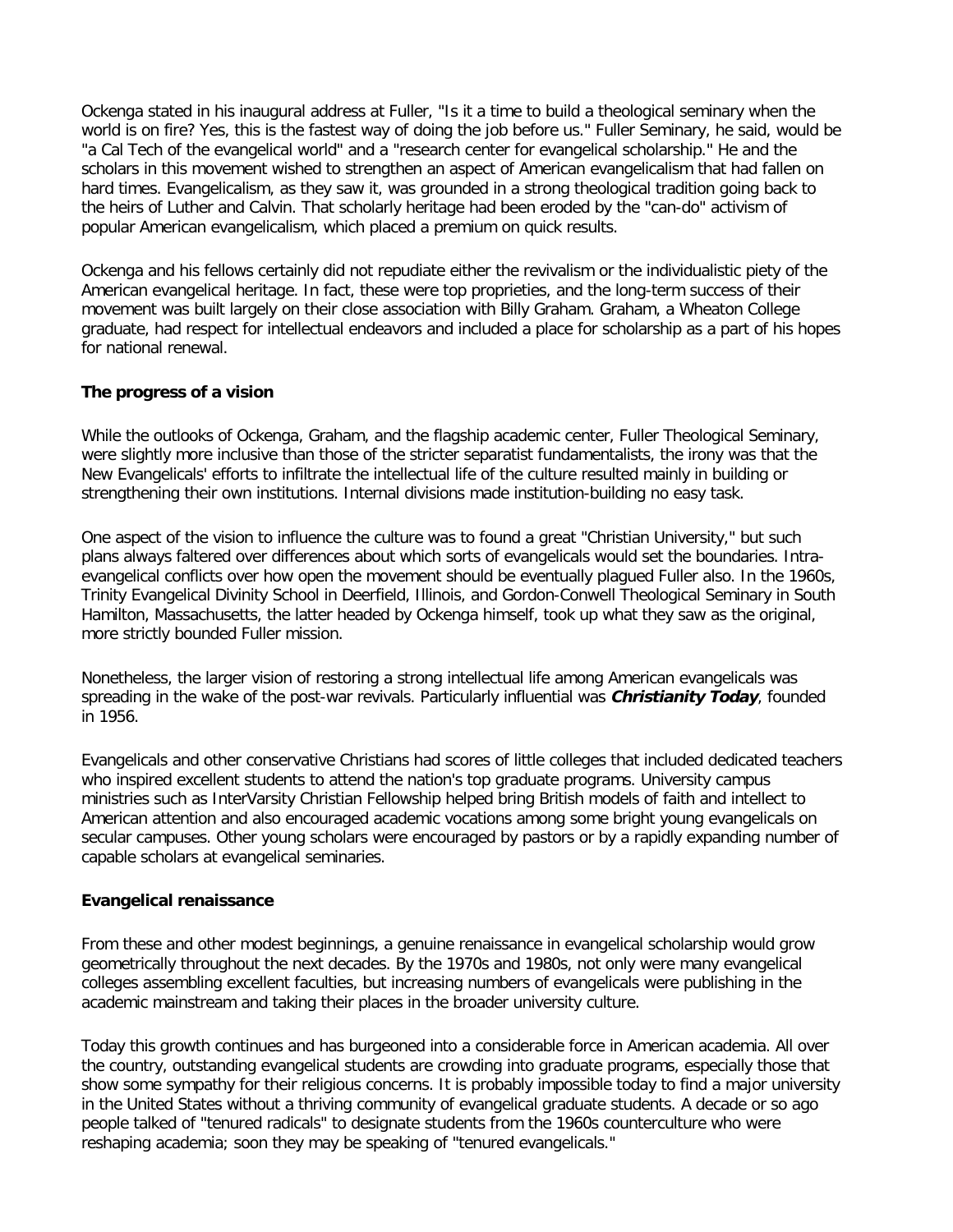Ockenga stated in his inaugural address at Fuller, "Is it a time to build a theological seminary when the world is on fire? Yes, this is the fastest way of doing the job before us." Fuller Seminary, he said, would be "a Cal Tech of the evangelical world" and a "research center for evangelical scholarship." He and the scholars in this movement wished to strengthen an aspect of American evangelicalism that had fallen on hard times. Evangelicalism, as they saw it, was grounded in a strong theological tradition going back to the heirs of Luther and Calvin. That scholarly heritage had been eroded by the "can-do" activism of popular American evangelicalism, which placed a premium on quick results.

Ockenga and his fellows certainly did not repudiate either the revivalism or the individualistic piety of the American evangelical heritage. In fact, these were top proprieties, and the long-term success of their movement was built largely on their close association with Billy Graham. Graham, a Wheaton College graduate, had respect for intellectual endeavors and included a place for scholarship as a part of his hopes for national renewal.

**The progress of a vision**

While the outlooks of Ockenga, Graham, and the flagship academic center, Fuller Theological Seminary, were slightly more inclusive than those of the stricter separatist fundamentalists, the irony was that the New Evangelicals' efforts to infiltrate the intellectual life of the culture resulted mainly in building or strengthening their own institutions. Internal divisions made institution-building no easy task.

One aspect of the vision to influence the culture was to found a great "Christian University," but such plans always faltered over differences about which sorts of evangelicals would set the boundaries. Intra-evangelical conflicts over how open the movement should be eventually plagued Fuller also. In the 1960s, Trinity Evangelical Divinity School in Deerfield, Illinois, and Gordon-Conwell Theological Seminary in South Hamilton, Massachusetts, the latter headed by Ockenga himself, took up what they saw as the original, more strictly bounded Fuller mission.

Nonetheless, the larger vision of restoring a strong intellectual life among American evangelicals was spreading in the wake of the post-war revivals. Particularly influential was ***Christianity Today***, founded in 1956.

Evangelicals and other conservative Christians had scores of little colleges that included dedicated teachers who inspired excellent students to attend the nation's top graduate programs. University campus ministries such as InterVarsity Christian Fellowship helped bring British models of faith and intellect to American attention and also encouraged academic vocations among some bright young evangelicals on secular campuses. Other young scholars were encouraged by pastors or by a rapidly expanding number of capable scholars at evangelical seminaries.

**Evangelical renaissance**

From these and other modest beginnings, a genuine renaissance in evangelical scholarship would grow geometrically throughout the next decades. By the 1970s and 1980s, not only were many evangelical colleges assembling excellent faculties, but increasing numbers of evangelicals were publishing in the academic mainstream and taking their places in the broader university culture.

Today this growth continues and has burgeoned into a considerable force in American academia. All over the country, outstanding evangelical students are crowding into graduate programs, especially those that show some sympathy for their religious concerns. It is probably impossible today to find a major university in the United States without a thriving community of evangelical graduate students. A decade or so ago people talked of "tenured radicals" to designate students from the 1960s counterculture who were reshaping academia; soon they may be speaking of "tenured evangelicals."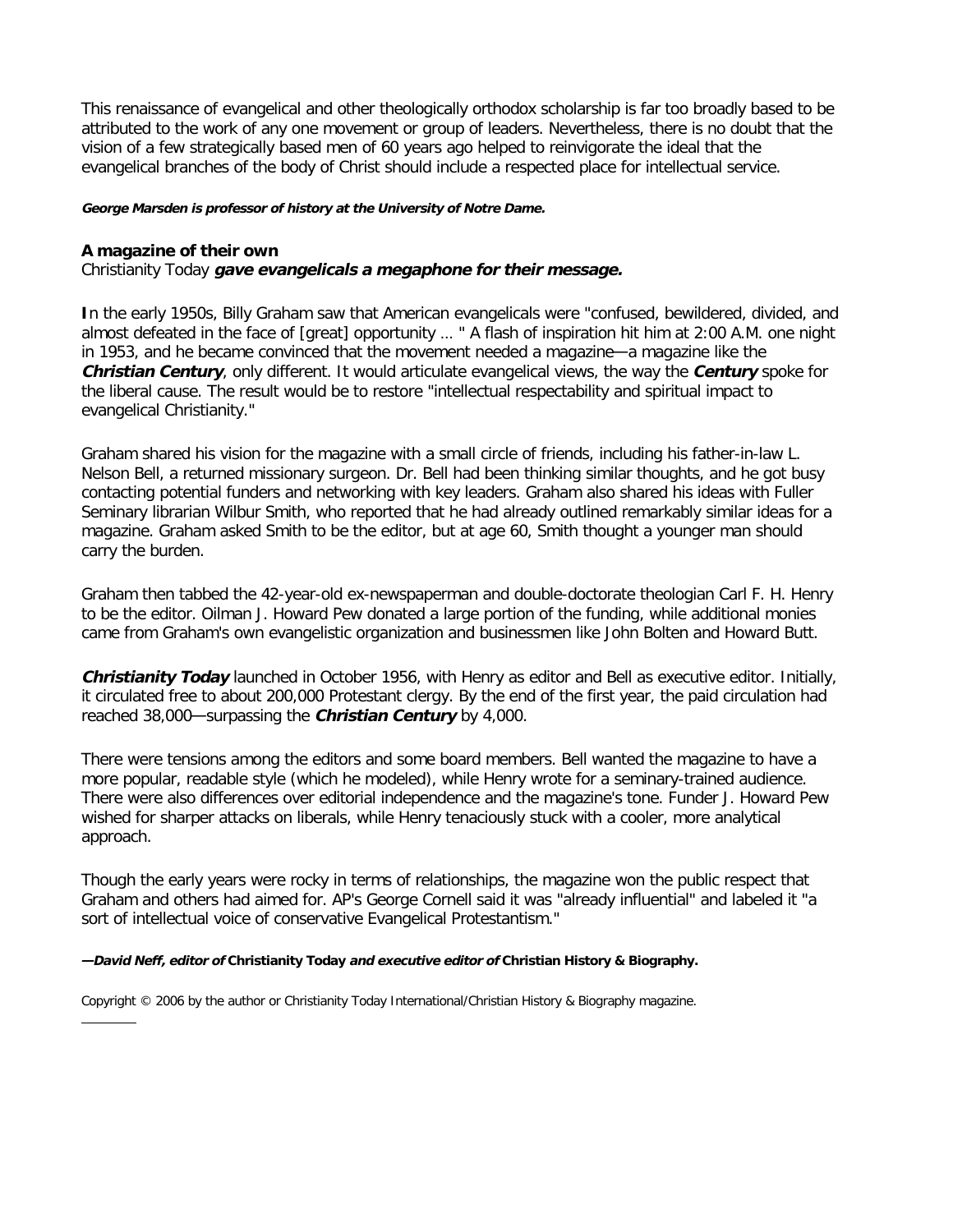This renaissance of evangelical and other theologically orthodox scholarship is far too broadly based to be attributed to the work of any one movement or group of leaders. Nevertheless, there is no doubt that the vision of a few strategically based men of 60 years ago helped to reinvigorate the ideal that the evangelical branches of the body of Christ should include a respected place for intellectual service.

***George Marsden is professor of history at the University of Notre Dame.***

**A magazine of their own**
Christianity Today ***gave evangelicals a megaphone for their message.***

**I**n the early 1950s, Billy Graham saw that American evangelicals were "confused, bewildered, divided, and almost defeated in the face of [great] opportunity ... " A flash of inspiration hit him at 2:00 A.M. one night in 1953, and he became convinced that the movement needed a magazine—a magazine like the ***Christian Century***, only different. It would articulate evangelical views, the way the ***Century*** spoke for the liberal cause. The result would be to restore "intellectual respectability and spiritual impact to evangelical Christianity."

Graham shared his vision for the magazine with a small circle of friends, including his father-in-law L. Nelson Bell, a returned missionary surgeon. Dr. Bell had been thinking similar thoughts, and he got busy contacting potential funders and networking with key leaders. Graham also shared his ideas with Fuller Seminary librarian Wilbur Smith, who reported that he had already outlined remarkably similar ideas for a magazine. Graham asked Smith to be the editor, but at age 60, Smith thought a younger man should carry the burden.

Graham then tabbed the 42-year-old ex-newspaperman and double-doctorate theologian Carl F. H. Henry to be the editor. Oilman J. Howard Pew donated a large portion of the funding, while additional monies came from Graham's own evangelistic organization and businessmen like John Bolten and Howard Butt.

***Christianity Today*** launched in October 1956, with Henry as editor and Bell as executive editor. Initially, it circulated free to about 200,000 Protestant clergy. By the end of the first year, the paid circulation had reached 38,000—surpassing the ***Christian Century*** by 4,000.

There were tensions among the editors and some board members. Bell wanted the magazine to have a more popular, readable style (which he modeled), while Henry wrote for a seminary-trained audience. There were also differences over editorial independence and the magazine's tone. Funder J. Howard Pew wished for sharper attacks on liberals, while Henry tenaciously stuck with a cooler, more analytical approach.

Though the early years were rocky in terms of relationships, the magazine won the public respect that Graham and others had aimed for. AP's George Cornell said it was "already influential" and labeled it "a sort of intellectual voice of conservative Evangelical Protestantism."

***—David Neff, editor of* Christianity Today *and executive editor of* Christian History & Biography.**

Copyright © 2006 by the author or Christianity Today International/Christian History & Biography magazine.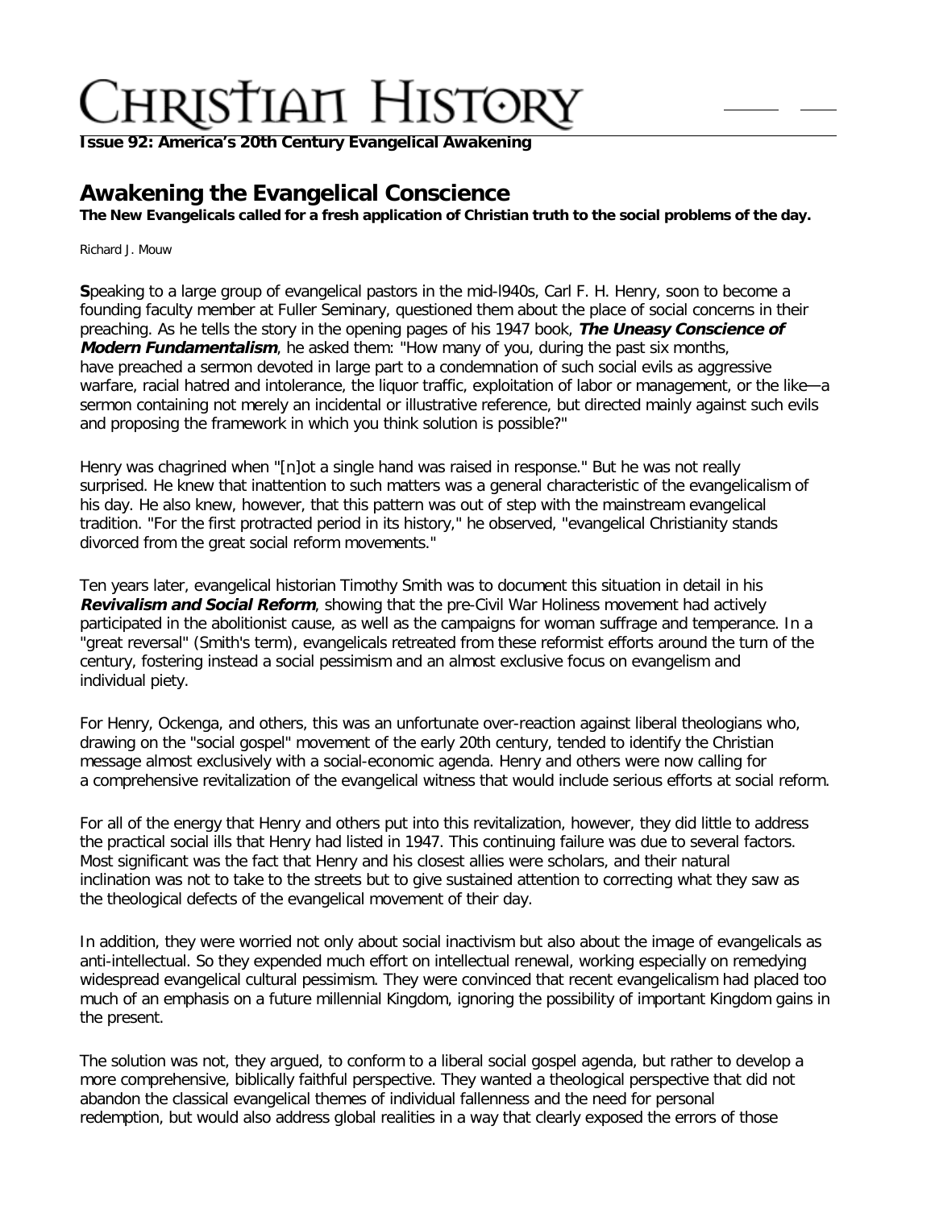**Issue 92: America's 20th Century Evangelical Awakening**

## Awakening the Evangelical Conscience

**The New Evangelicals called for a fresh application of Christian truth to the social problems of the day.**

Richard J. Mouw

**S**peaking to a large group of evangelical pastors in the mid-l940s, Carl F. H. Henry, soon to become a founding faculty member at Fuller Seminary, questioned them about the place of social concerns in their preaching. As he tells the story in the opening pages of his 1947 book, ***The Uneasy Conscience of Modern Fundamentalism***, he asked them: "How many of you, during the past six months, have preached a sermon devoted in large part to a condemnation of such social evils as aggressive warfare, racial hatred and intolerance, the liquor traffic, exploitation of labor or management, or the like—a sermon containing not merely an incidental or illustrative reference, but directed mainly against such evils and proposing the framework in which you think solution is possible?"

Henry was chagrined when "[n]ot a single hand was raised in response." But he was not really surprised. He knew that inattention to such matters was a general characteristic of the evangelicalism of his day. He also knew, however, that this pattern was out of step with the mainstream evangelical tradition. "For the first protracted period in its history," he observed, "evangelical Christianity stands divorced from the great social reform movements."

Ten years later, evangelical historian Timothy Smith was to document this situation in detail in his ***Revivalism and Social Reform***, showing that the pre-Civil War Holiness movement had actively participated in the abolitionist cause, as well as the campaigns for woman suffrage and temperance. In a "great reversal" (Smith's term), evangelicals retreated from these reformist efforts around the turn of the century, fostering instead a social pessimism and an almost exclusive focus on evangelism and individual piety.

For Henry, Ockenga, and others, this was an unfortunate over-reaction against liberal theologians who, drawing on the "social gospel" movement of the early 20th century, tended to identify the Christian message almost exclusively with a social-economic agenda. Henry and others were now calling for a comprehensive revitalization of the evangelical witness that would include serious efforts at social reform.

For all of the energy that Henry and others put into this revitalization, however, they did little to address the practical social ills that Henry had listed in 1947. This continuing failure was due to several factors. Most significant was the fact that Henry and his closest allies were scholars, and their natural inclination was not to take to the streets but to give sustained attention to correcting what they saw as the theological defects of the evangelical movement of their day.

In addition, they were worried not only about social inactivism but also about the image of evangelicals as anti-intellectual. So they expended much effort on intellectual renewal, working especially on remedying widespread evangelical cultural pessimism. They were convinced that recent evangelicalism had placed too much of an emphasis on a future millennial Kingdom, ignoring the possibility of important Kingdom gains in the present.

The solution was not, they argued, to conform to a liberal social gospel agenda, but rather to develop a more comprehensive, biblically faithful perspective. They wanted a theological perspective that did not abandon the classical evangelical themes of individual fallenness and the need for personal redemption, but would also address global realities in a way that clearly exposed the errors of those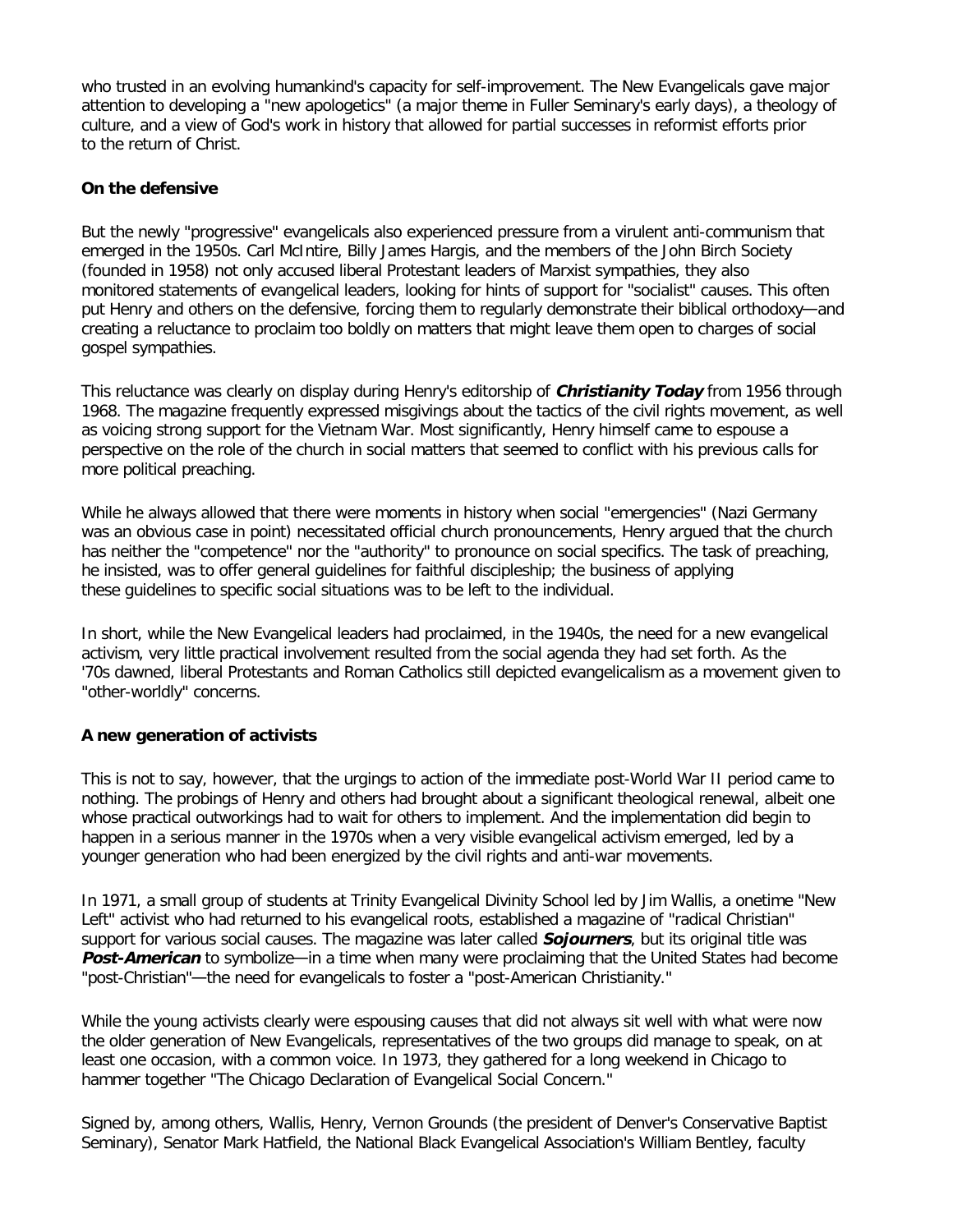who trusted in an evolving humankind's capacity for self-improvement. The New Evangelicals gave major attention to developing a "new apologetics" (a major theme in Fuller Seminary's early days), a theology of culture, and a view of God's work in history that allowed for partial successes in reformist efforts prior to the return of Christ.

**On the defensive**

But the newly "progressive" evangelicals also experienced pressure from a virulent anti-communism that emerged in the 1950s. Carl McIntire, Billy James Hargis, and the members of the John Birch Society (founded in 1958) not only accused liberal Protestant leaders of Marxist sympathies, they also monitored statements of evangelical leaders, looking for hints of support for "socialist" causes. This often put Henry and others on the defensive, forcing them to regularly demonstrate their biblical orthodoxy—and creating a reluctance to proclaim too boldly on matters that might leave them open to charges of social gospel sympathies.

This reluctance was clearly on display during Henry's editorship of ***Christianity Today*** from 1956 through 1968. The magazine frequently expressed misgivings about the tactics of the civil rights movement, as well as voicing strong support for the Vietnam War. Most significantly, Henry himself came to espouse a perspective on the role of the church in social matters that seemed to conflict with his previous calls for more political preaching.

While he always allowed that there were moments in history when social "emergencies" (Nazi Germany was an obvious case in point) necessitated official church pronouncements, Henry argued that the church has neither the "competence" nor the "authority" to pronounce on social specifics. The task of preaching, he insisted, was to offer general guidelines for faithful discipleship; the business of applying these guidelines to specific social situations was to be left to the individual.

In short, while the New Evangelical leaders had proclaimed, in the 1940s, the need for a new evangelical activism, very little practical involvement resulted from the social agenda they had set forth. As the '70s dawned, liberal Protestants and Roman Catholics still depicted evangelicalism as a movement given to "other-worldly" concerns.

**A new generation of activists**

This is not to say, however, that the urgings to action of the immediate post-World War II period came to nothing. The probings of Henry and others had brought about a significant theological renewal, albeit one whose practical outworkings had to wait for others to implement. And the implementation did begin to happen in a serious manner in the 1970s when a very visible evangelical activism emerged, led by a younger generation who had been energized by the civil rights and anti-war movements.

In 1971, a small group of students at Trinity Evangelical Divinity School led by Jim Wallis, a onetime "New Left" activist who had returned to his evangelical roots, established a magazine of "radical Christian" support for various social causes. The magazine was later called ***Sojourners***, but its original title was ***Post-American*** to symbolize—in a time when many were proclaiming that the United States had become "post-Christian"—the need for evangelicals to foster a "post-American Christianity."

While the young activists clearly were espousing causes that did not always sit well with what were now the older generation of New Evangelicals, representatives of the two groups did manage to speak, on at least one occasion, with a common voice. In 1973, they gathered for a long weekend in Chicago to hammer together "The Chicago Declaration of Evangelical Social Concern."

Signed by, among others, Wallis, Henry, Vernon Grounds (the president of Denver's Conservative Baptist Seminary), Senator Mark Hatfield, the National Black Evangelical Association's William Bentley, faculty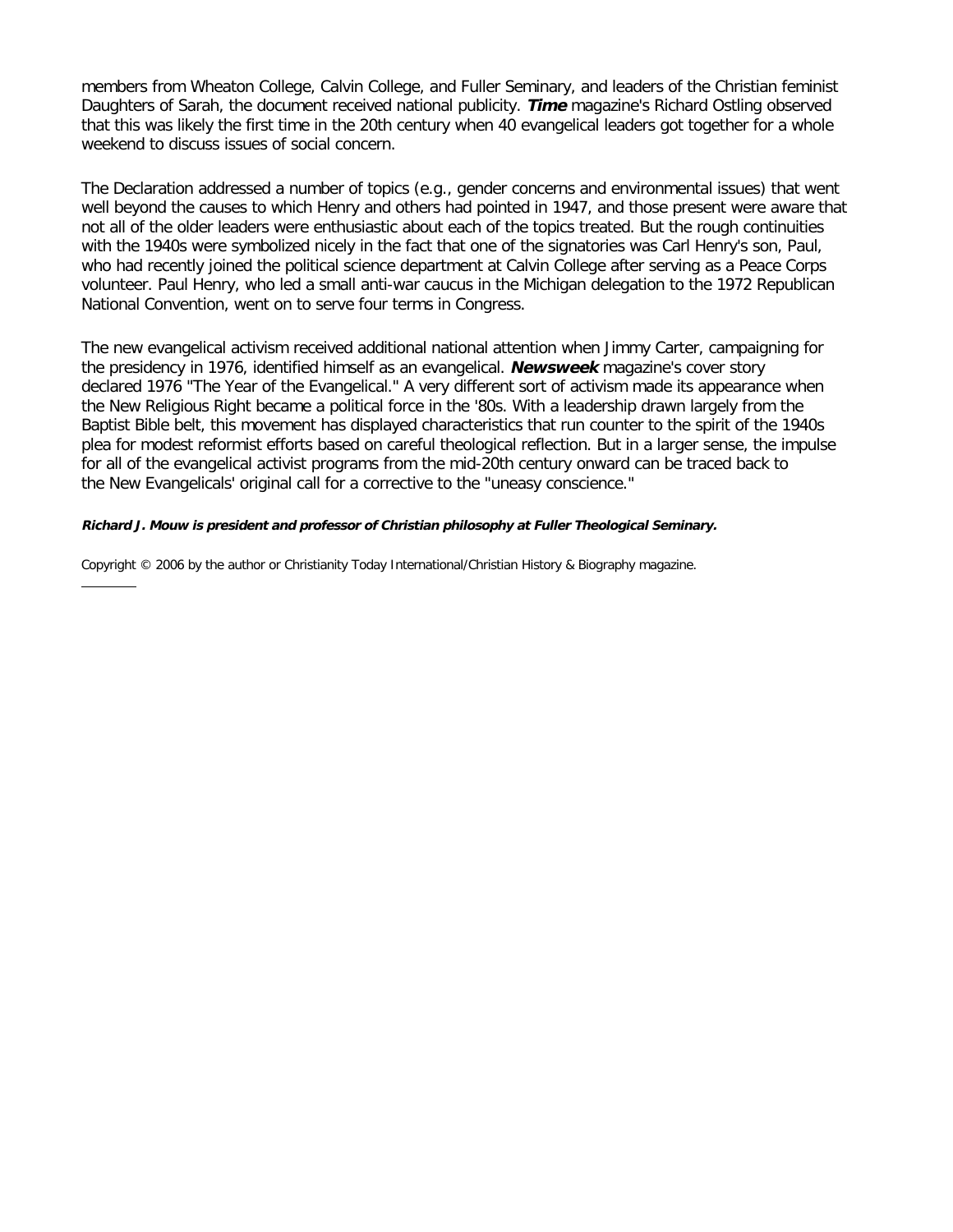members from Wheaton College, Calvin College, and Fuller Seminary, and leaders of the Christian feminist Daughters of Sarah, the document received national publicity. ***Time*** magazine's Richard Ostling observed that this was likely the first time in the 20th century when 40 evangelical leaders got together for a whole weekend to discuss issues of social concern.

The Declaration addressed a number of topics (e.g., gender concerns and environmental issues) that went well beyond the causes to which Henry and others had pointed in 1947, and those present were aware that not all of the older leaders were enthusiastic about each of the topics treated. But the rough continuities with the 1940s were symbolized nicely in the fact that one of the signatories was Carl Henry's son, Paul, who had recently joined the political science department at Calvin College after serving as a Peace Corps volunteer. Paul Henry, who led a small anti-war caucus in the Michigan delegation to the 1972 Republican National Convention, went on to serve four terms in Congress.

The new evangelical activism received additional national attention when Jimmy Carter, campaigning for the presidency in 1976, identified himself as an evangelical. ***Newsweek*** magazine's cover story declared 1976 "The Year of the Evangelical." A very different sort of activism made its appearance when the New Religious Right became a political force in the '80s. With a leadership drawn largely from the Baptist Bible belt, this movement has displayed characteristics that run counter to the spirit of the 1940s plea for modest reformist efforts based on careful theological reflection. But in a larger sense, the impulse for all of the evangelical activist programs from the mid-20th century onward can be traced back to the New Evangelicals' original call for a corrective to the "uneasy conscience."

***Richard J. Mouw is president and professor of Christian philosophy at Fuller Theological Seminary.***

Copyright © 2006 by the author or Christianity Today International/Christian History & Biography magazine.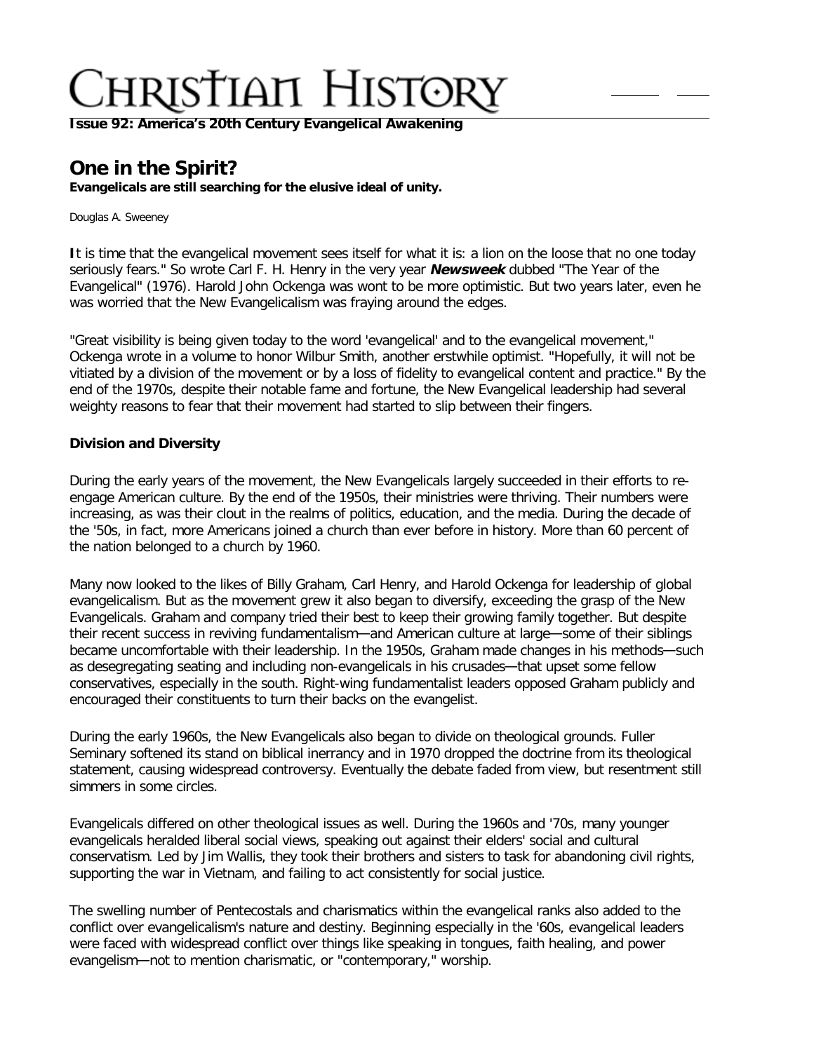**Issue 92: America's 20th Century Evangelical Awakening**

# One in the Spirit?

**Evangelicals are still searching for the elusive ideal of unity.**

Douglas A. Sweeney

**I**t is time that the evangelical movement sees itself for what it is: a lion on the loose that no one today seriously fears." So wrote Carl F. H. Henry in the very year ***Newsweek*** dubbed "The Year of the Evangelical" (1976). Harold John Ockenga was wont to be more optimistic. But two years later, even he was worried that the New Evangelicalism was fraying around the edges.

"Great visibility is being given today to the word 'evangelical' and to the evangelical movement," Ockenga wrote in a volume to honor Wilbur Smith, another erstwhile optimist. "Hopefully, it will not be vitiated by a division of the movement or by a loss of fidelity to evangelical content and practice." By the end of the 1970s, despite their notable fame and fortune, the New Evangelical leadership had several weighty reasons to fear that their movement had started to slip between their fingers.

### Division and Diversity

During the early years of the movement, the New Evangelicals largely succeeded in their efforts to re-engage American culture. By the end of the 1950s, their ministries were thriving. Their numbers were increasing, as was their clout in the realms of politics, education, and the media. During the decade of the '50s, in fact, more Americans joined a church than ever before in history. More than 60 percent of the nation belonged to a church by 1960.

Many now looked to the likes of Billy Graham, Carl Henry, and Harold Ockenga for leadership of global evangelicalism. But as the movement grew it also began to diversify, exceeding the grasp of the New Evangelicals. Graham and company tried their best to keep their growing family together. But despite their recent success in reviving fundamentalism—and American culture at large—some of their siblings became uncomfortable with their leadership. In the 1950s, Graham made changes in his methods—such as desegregating seating and including non-evangelicals in his crusades—that upset some fellow conservatives, especially in the south. Right-wing fundamentalist leaders opposed Graham publicly and encouraged their constituents to turn their backs on the evangelist.

During the early 1960s, the New Evangelicals also began to divide on theological grounds. Fuller Seminary softened its stand on biblical inerrancy and in 1970 dropped the doctrine from its theological statement, causing widespread controversy. Eventually the debate faded from view, but resentment still simmers in some circles.

Evangelicals differed on other theological issues as well. During the 1960s and '70s, many younger evangelicals heralded liberal social views, speaking out against their elders' social and cultural conservatism. Led by Jim Wallis, they took their brothers and sisters to task for abandoning civil rights, supporting the war in Vietnam, and failing to act consistently for social justice.

The swelling number of Pentecostals and charismatics within the evangelical ranks also added to the conflict over evangelicalism's nature and destiny. Beginning especially in the '60s, evangelical leaders were faced with widespread conflict over things like speaking in tongues, faith healing, and power evangelism—not to mention charismatic, or "contemporary," worship.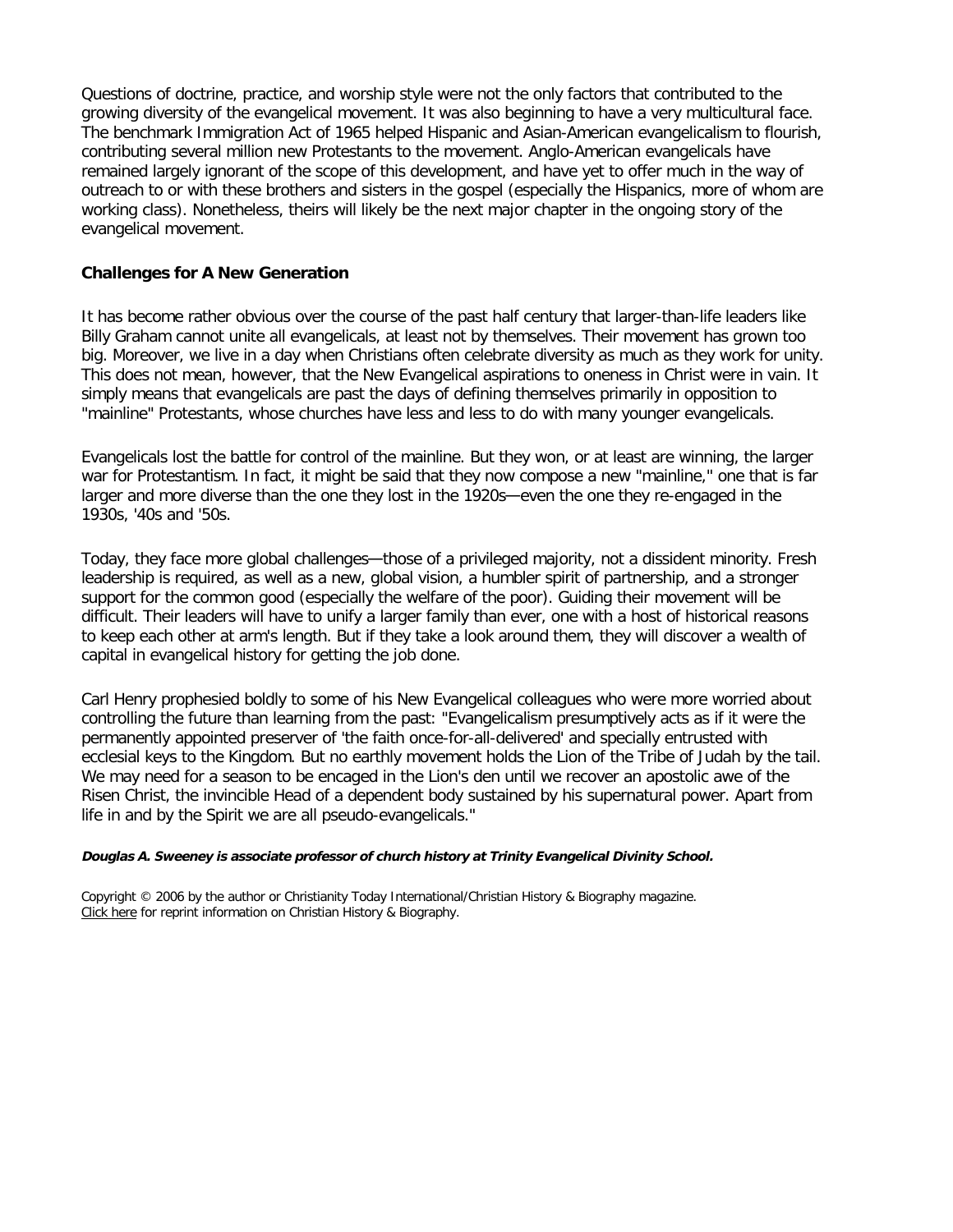Questions of doctrine, practice, and worship style were not the only factors that contributed to the growing diversity of the evangelical movement. It was also beginning to have a very multicultural face. The benchmark Immigration Act of 1965 helped Hispanic and Asian-American evangelicalism to flourish, contributing several million new Protestants to the movement. Anglo-American evangelicals have remained largely ignorant of the scope of this development, and have yet to offer much in the way of outreach to or with these brothers and sisters in the gospel (especially the Hispanics, more of whom are working class). Nonetheless, theirs will likely be the next major chapter in the ongoing story of the evangelical movement.

## Challenges for A New Generation

It has become rather obvious over the course of the past half century that larger-than-life leaders like Billy Graham cannot unite all evangelicals, at least not by themselves. Their movement has grown too big. Moreover, we live in a day when Christians often celebrate diversity as much as they work for unity. This does not mean, however, that the New Evangelical aspirations to oneness in Christ were in vain. It simply means that evangelicals are past the days of defining themselves primarily in opposition to "mainline" Protestants, whose churches have less and less to do with many younger evangelicals.

Evangelicals lost the battle for control of the mainline. But they won, or at least are winning, the larger war for Protestantism. In fact, it might be said that they now compose a new "mainline," one that is far larger and more diverse than the one they lost in the 1920s—even the one they re-engaged in the 1930s, '40s and '50s.

Today, they face more global challenges—those of a privileged majority, not a dissident minority. Fresh leadership is required, as well as a new, global vision, a humbler spirit of partnership, and a stronger support for the common good (especially the welfare of the poor). Guiding their movement will be difficult. Their leaders will have to unify a larger family than ever, one with a host of historical reasons to keep each other at arm's length. But if they take a look around them, they will discover a wealth of capital in evangelical history for getting the job done.

Carl Henry prophesied boldly to some of his New Evangelical colleagues who were more worried about controlling the future than learning from the past: "Evangelicalism presumptively acts as if it were the permanently appointed preserver of 'the faith once-for-all-delivered' and specially entrusted with ecclesial keys to the Kingdom. But no earthly movement holds the Lion of the Tribe of Judah by the tail. We may need for a season to be encaged in the Lion's den until we recover an apostolic awe of the Risen Christ, the invincible Head of a dependent body sustained by his supernatural power. Apart from life in and by the Spirit we are all pseudo-evangelicals."

***Douglas A. Sweeney is associate professor of church history at Trinity Evangelical Divinity School.***

Copyright © 2006 by the author or Christianity Today International/Christian History & Biography magazine.
Click here for reprint information on Christian History & Biography.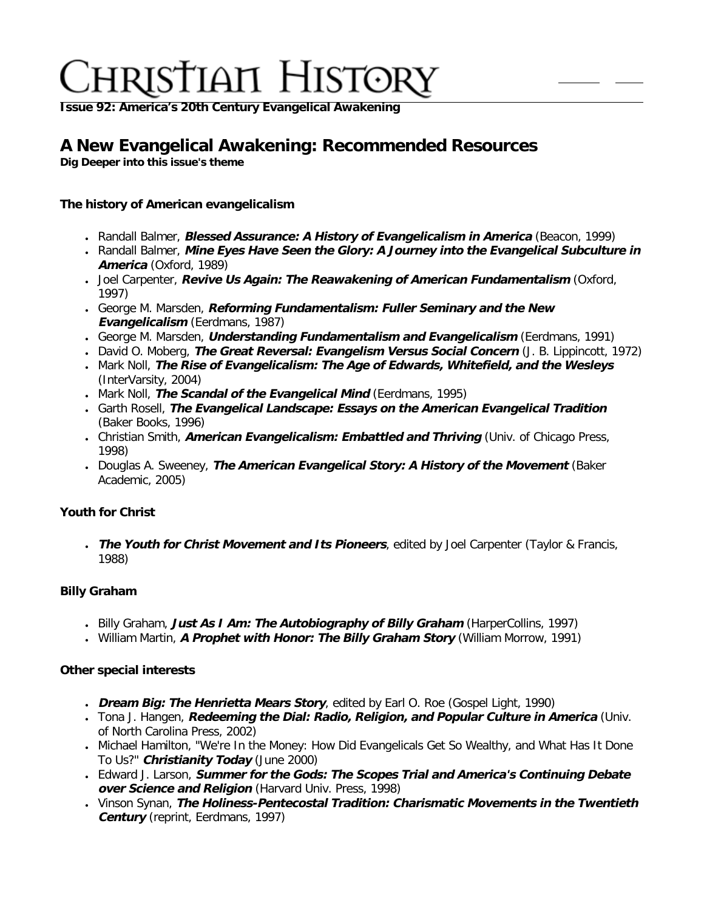# A New Evangelical Awakening: Recommended Resources

**Dig Deeper into this issue's theme**

### The history of American evangelicalism

- Randall Balmer, ***Blessed Assurance: A History of Evangelicalism in America*** (Beacon, 1999)
- Randall Balmer, ***Mine Eyes Have Seen the Glory: A Journey into the Evangelical Subculture in America*** (Oxford, 1989)
- Joel Carpenter, ***Revive Us Again: The Reawakening of American Fundamentalism*** (Oxford, 1997)
- George M. Marsden, ***Reforming Fundamentalism: Fuller Seminary and the New Evangelicalism*** (Eerdmans, 1987)
- George M. Marsden, ***Understanding Fundamentalism and Evangelicalism*** (Eerdmans, 1991)
- David O. Moberg, ***The Great Reversal: Evangelism Versus Social Concern*** (J. B. Lippincott, 1972)
- Mark Noll, ***The Rise of Evangelicalism: The Age of Edwards, Whitefield, and the Wesleys*** (InterVarsity, 2004)
- Mark Noll, ***The Scandal of the Evangelical Mind*** (Eerdmans, 1995)
- Garth Rosell, ***The Evangelical Landscape: Essays on the American Evangelical Tradition*** (Baker Books, 1996)
- Christian Smith, ***American Evangelicalism: Embattled and Thriving*** (Univ. of Chicago Press, 1998)
- Douglas A. Sweeney, ***The American Evangelical Story: A History of the Movement*** (Baker Academic, 2005)

### Youth for Christ

- ***The Youth for Christ Movement and Its Pioneers***, edited by Joel Carpenter (Taylor & Francis, 1988)

### Billy Graham

- Billy Graham, ***Just As I Am: The Autobiography of Billy Graham*** (HarperCollins, 1997)
- William Martin, ***A Prophet with Honor: The Billy Graham Story*** (William Morrow, 1991)

### Other special interests

- ***Dream Big: The Henrietta Mears Story***, edited by Earl O. Roe (Gospel Light, 1990)
- Tona J. Hangen, ***Redeeming the Dial: Radio, Religion, and Popular Culture in America*** (Univ. of North Carolina Press, 2002)
- Michael Hamilton, "We're In the Money: How Did Evangelicals Get So Wealthy, and What Has It Done To Us?" ***Christianity Today*** (June 2000)
- Edward J. Larson, ***Summer for the Gods: The Scopes Trial and America's Continuing Debate over Science and Religion*** (Harvard Univ. Press, 1998)
- Vinson Synan, ***The Holiness-Pentecostal Tradition: Charismatic Movements in the Twentieth Century*** (reprint, Eerdmans, 1997)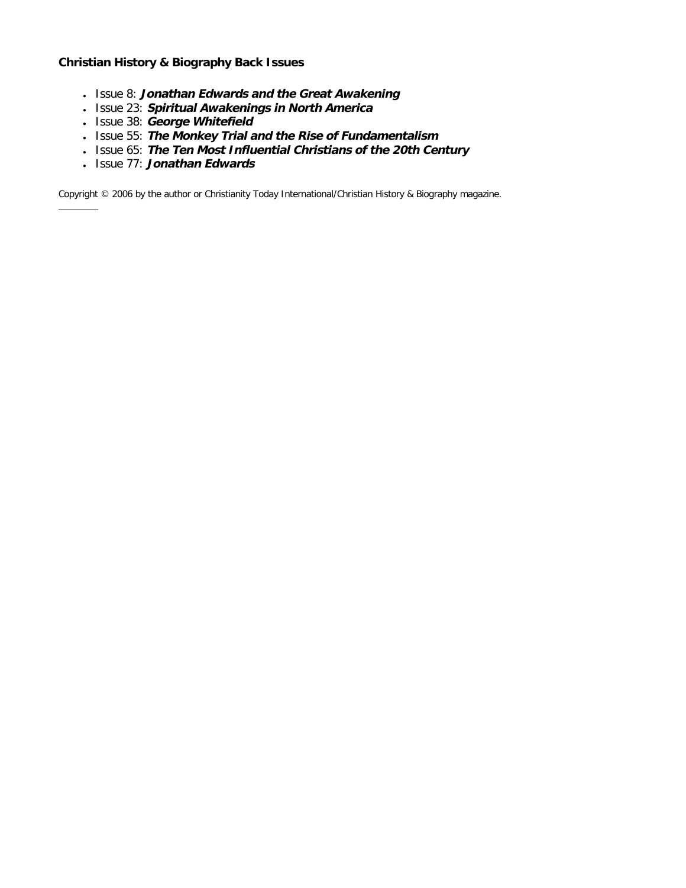**Christian History & Biography Back Issues**

- Issue 8: ***Jonathan Edwards and the Great Awakening***
- Issue 23: ***Spiritual Awakenings in North America***
- Issue 38: ***George Whitefield***
- Issue 55: ***The Monkey Trial and the Rise of Fundamentalism***
- Issue 65: ***The Ten Most Influential Christians of the 20th Century***
- Issue 77: ***Jonathan Edwards***

Copyright © 2006 by the author or Christianity Today International/Christian History & Biography magazine.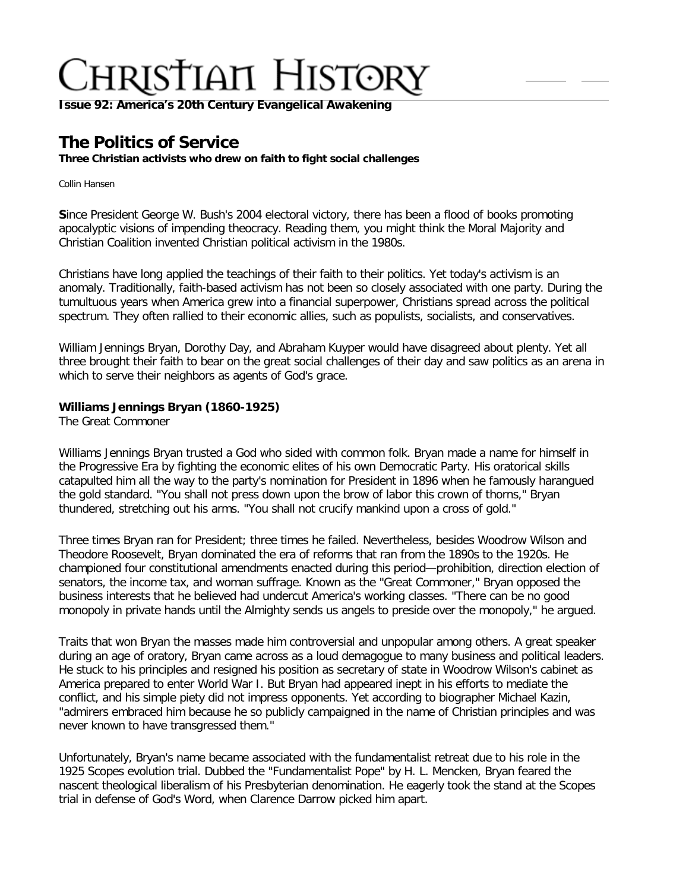**Issue 92: America's 20th Century Evangelical Awakening**

## The Politics of Service

**Three Christian activists who drew on faith to fight social challenges**

Collin Hansen

**S**ince President George W. Bush's 2004 electoral victory, there has been a flood of books promoting apocalyptic visions of impending theocracy. Reading them, you might think the Moral Majority and Christian Coalition invented Christian political activism in the 1980s.

Christians have long applied the teachings of their faith to their politics. Yet today's activism is an anomaly. Traditionally, faith-based activism has not been so closely associated with one party. During the tumultuous years when America grew into a financial superpower, Christians spread across the political spectrum. They often rallied to their economic allies, such as populists, socialists, and conservatives.

William Jennings Bryan, Dorothy Day, and Abraham Kuyper would have disagreed about plenty. Yet all three brought their faith to bear on the great social challenges of their day and saw politics as an arena in which to serve their neighbors as agents of God's grace.

**Williams Jennings Bryan (1860-1925)**
The Great Commoner

Williams Jennings Bryan trusted a God who sided with common folk. Bryan made a name for himself in the Progressive Era by fighting the economic elites of his own Democratic Party. His oratorical skills catapulted him all the way to the party's nomination for President in 1896 when he famously harangued the gold standard. "You shall not press down upon the brow of labor this crown of thorns," Bryan thundered, stretching out his arms. "You shall not crucify mankind upon a cross of gold."

Three times Bryan ran for President; three times he failed. Nevertheless, besides Woodrow Wilson and Theodore Roosevelt, Bryan dominated the era of reforms that ran from the 1890s to the 1920s. He championed four constitutional amendments enacted during this period—prohibition, direction election of senators, the income tax, and woman suffrage. Known as the "Great Commoner," Bryan opposed the business interests that he believed had undercut America's working classes. "There can be no good monopoly in private hands until the Almighty sends us angels to preside over the monopoly," he argued.

Traits that won Bryan the masses made him controversial and unpopular among others. A great speaker during an age of oratory, Bryan came across as a loud demagogue to many business and political leaders. He stuck to his principles and resigned his position as secretary of state in Woodrow Wilson's cabinet as America prepared to enter World War I. But Bryan had appeared inept in his efforts to mediate the conflict, and his simple piety did not impress opponents. Yet according to biographer Michael Kazin, "admirers embraced him because he so publicly campaigned in the name of Christian principles and was never known to have transgressed them."

Unfortunately, Bryan's name became associated with the fundamentalist retreat due to his role in the 1925 Scopes evolution trial. Dubbed the "Fundamentalist Pope" by H. L. Mencken, Bryan feared the nascent theological liberalism of his Presbyterian denomination. He eagerly took the stand at the Scopes trial in defense of God's Word, when Clarence Darrow picked him apart.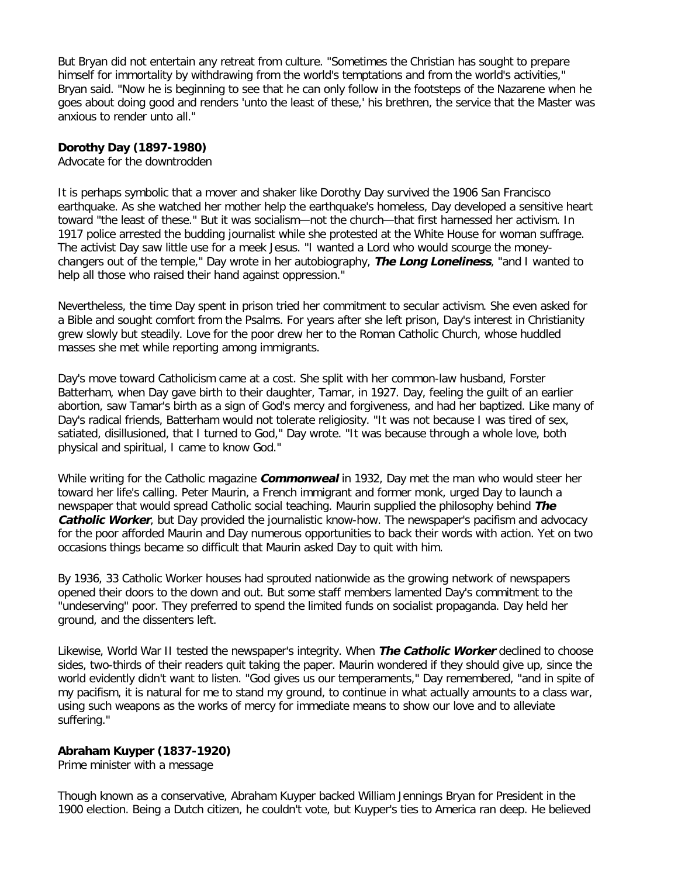But Bryan did not entertain any retreat from culture. "Sometimes the Christian has sought to prepare himself for immortality by withdrawing from the world's temptations and from the world's activities," Bryan said. "Now he is beginning to see that he can only follow in the footsteps of the Nazarene when he goes about doing good and renders 'unto the least of these,' his brethren, the service that the Master was anxious to render unto all."

**Dorothy Day (1897-1980)**
Advocate for the downtrodden

It is perhaps symbolic that a mover and shaker like Dorothy Day survived the 1906 San Francisco earthquake. As she watched her mother help the earthquake's homeless, Day developed a sensitive heart toward "the least of these." But it was socialism—not the church—that first harnessed her activism. In 1917 police arrested the budding journalist while she protested at the White House for woman suffrage. The activist Day saw little use for a meek Jesus. "I wanted a Lord who would scourge the money-changers out of the temple," Day wrote in her autobiography, ***The Long Loneliness***, "and I wanted to help all those who raised their hand against oppression."

Nevertheless, the time Day spent in prison tried her commitment to secular activism. She even asked for a Bible and sought comfort from the Psalms. For years after she left prison, Day's interest in Christianity grew slowly but steadily. Love for the poor drew her to the Roman Catholic Church, whose huddled masses she met while reporting among immigrants.

Day's move toward Catholicism came at a cost. She split with her common-law husband, Forster Batterham, when Day gave birth to their daughter, Tamar, in 1927. Day, feeling the guilt of an earlier abortion, saw Tamar's birth as a sign of God's mercy and forgiveness, and had her baptized. Like many of Day's radical friends, Batterham would not tolerate religiosity. "It was not because I was tired of sex, satiated, disillusioned, that I turned to God," Day wrote. "It was because through a whole love, both physical and spiritual, I came to know God."

While writing for the Catholic magazine ***Commonweal*** in 1932, Day met the man who would steer her toward her life's calling. Peter Maurin, a French immigrant and former monk, urged Day to launch a newspaper that would spread Catholic social teaching. Maurin supplied the philosophy behind ***The Catholic Worker***, but Day provided the journalistic know-how. The newspaper's pacifism and advocacy for the poor afforded Maurin and Day numerous opportunities to back their words with action. Yet on two occasions things became so difficult that Maurin asked Day to quit with him.

By 1936, 33 Catholic Worker houses had sprouted nationwide as the growing network of newspapers opened their doors to the down and out. But some staff members lamented Day's commitment to the "undeserving" poor. They preferred to spend the limited funds on socialist propaganda. Day held her ground, and the dissenters left.

Likewise, World War II tested the newspaper's integrity. When ***The Catholic Worker*** declined to choose sides, two-thirds of their readers quit taking the paper. Maurin wondered if they should give up, since the world evidently didn't want to listen. "God gives us our temperaments," Day remembered, "and in spite of my pacifism, it is natural for me to stand my ground, to continue in what actually amounts to a class war, using such weapons as the works of mercy for immediate means to show our love and to alleviate suffering."

**Abraham Kuyper (1837-1920)**
Prime minister with a message

Though known as a conservative, Abraham Kuyper backed William Jennings Bryan for President in the 1900 election. Being a Dutch citizen, he couldn't vote, but Kuyper's ties to America ran deep. He believed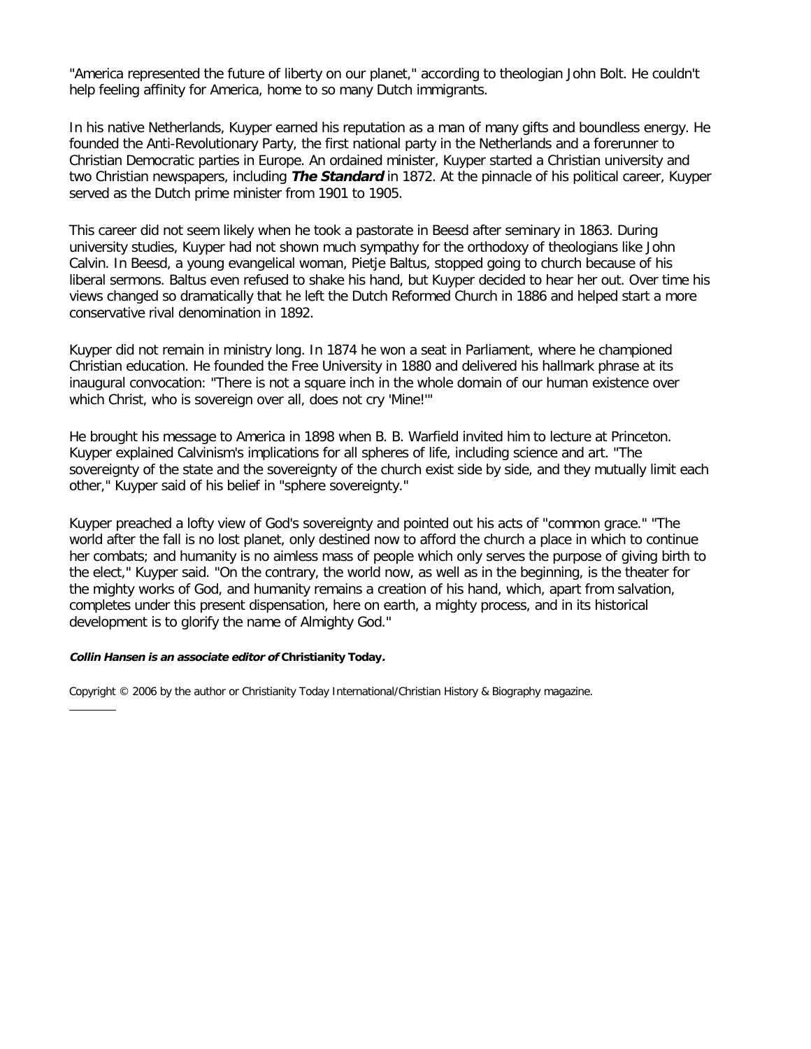"America represented the future of liberty on our planet," according to theologian John Bolt. He couldn't help feeling affinity for America, home to so many Dutch immigrants.

In his native Netherlands, Kuyper earned his reputation as a man of many gifts and boundless energy. He founded the Anti-Revolutionary Party, the first national party in the Netherlands and a forerunner to Christian Democratic parties in Europe. An ordained minister, Kuyper started a Christian university and two Christian newspapers, including ***The Standard*** in 1872. At the pinnacle of his political career, Kuyper served as the Dutch prime minister from 1901 to 1905.

This career did not seem likely when he took a pastorate in Beesd after seminary in 1863. During university studies, Kuyper had not shown much sympathy for the orthodoxy of theologians like John Calvin. In Beesd, a young evangelical woman, Pietje Baltus, stopped going to church because of his liberal sermons. Baltus even refused to shake his hand, but Kuyper decided to hear her out. Over time his views changed so dramatically that he left the Dutch Reformed Church in 1886 and helped start a more conservative rival denomination in 1892.

Kuyper did not remain in ministry long. In 1874 he won a seat in Parliament, where he championed Christian education. He founded the Free University in 1880 and delivered his hallmark phrase at its inaugural convocation: "There is not a square inch in the whole domain of our human existence over which Christ, who is sovereign over all, does not cry 'Mine!'"

He brought his message to America in 1898 when B. B. Warfield invited him to lecture at Princeton. Kuyper explained Calvinism's implications for all spheres of life, including science and art. "The sovereignty of the state and the sovereignty of the church exist side by side, and they mutually limit each other," Kuyper said of his belief in "sphere sovereignty."

Kuyper preached a lofty view of God's sovereignty and pointed out his acts of "common grace." "The world after the fall is no lost planet, only destined now to afford the church a place in which to continue her combats; and humanity is no aimless mass of people which only serves the purpose of giving birth to the elect," Kuyper said. "On the contrary, the world now, as well as in the beginning, is the theater for the mighty works of God, and humanity remains a creation of his hand, which, apart from salvation, completes under this present dispensation, here on earth, a mighty process, and in its historical development is to glorify the name of Almighty God."

***Collin Hansen is an associate editor of* Christianity Today.**

Copyright © 2006 by the author or Christianity Today International/Christian History & Biography magazine.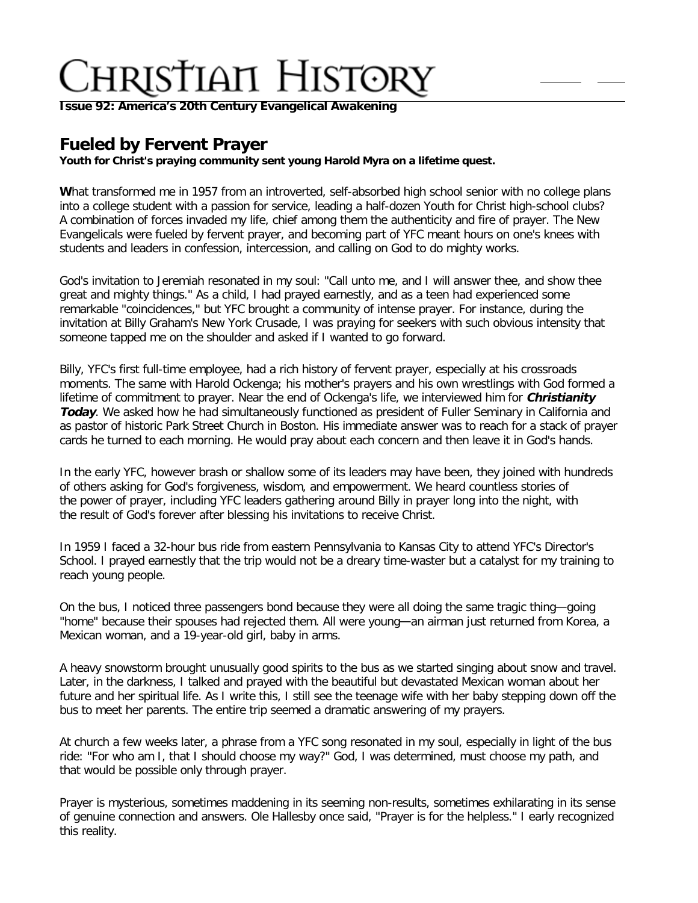**Issue 92: America's 20th Century Evangelical Awakening**

## Fueled by Fervent Prayer

**Youth for Christ's praying community sent young Harold Myra on a lifetime quest.**

**W**hat transformed me in 1957 from an introverted, self-absorbed high school senior with no college plans into a college student with a passion for service, leading a half-dozen Youth for Christ high-school clubs? A combination of forces invaded my life, chief among them the authenticity and fire of prayer. The New Evangelicals were fueled by fervent prayer, and becoming part of YFC meant hours on one's knees with students and leaders in confession, intercession, and calling on God to do mighty works.

God's invitation to Jeremiah resonated in my soul: "Call unto me, and I will answer thee, and show thee great and mighty things." As a child, I had prayed earnestly, and as a teen had experienced some remarkable "coincidences," but YFC brought a community of intense prayer. For instance, during the invitation at Billy Graham's New York Crusade, I was praying for seekers with such obvious intensity that someone tapped me on the shoulder and asked if I wanted to go forward.

Billy, YFC's first full-time employee, had a rich history of fervent prayer, especially at his crossroads moments. The same with Harold Ockenga; his mother's prayers and his own wrestlings with God formed a lifetime of commitment to prayer. Near the end of Ockenga's life, we interviewed him for ***Christianity Today***. We asked how he had simultaneously functioned as president of Fuller Seminary in California and as pastor of historic Park Street Church in Boston. His immediate answer was to reach for a stack of prayer cards he turned to each morning. He would pray about each concern and then leave it in God's hands.

In the early YFC, however brash or shallow some of its leaders may have been, they joined with hundreds of others asking for God's forgiveness, wisdom, and empowerment. We heard countless stories of the power of prayer, including YFC leaders gathering around Billy in prayer long into the night, with the result of God's forever after blessing his invitations to receive Christ.

In 1959 I faced a 32-hour bus ride from eastern Pennsylvania to Kansas City to attend YFC's Director's School. I prayed earnestly that the trip would not be a dreary time-waster but a catalyst for my training to reach young people.

On the bus, I noticed three passengers bond because they were all doing the same tragic thing—going "home" because their spouses had rejected them. All were young—an airman just returned from Korea, a Mexican woman, and a 19-year-old girl, baby in arms.

A heavy snowstorm brought unusually good spirits to the bus as we started singing about snow and travel. Later, in the darkness, I talked and prayed with the beautiful but devastated Mexican woman about her future and her spiritual life. As I write this, I still see the teenage wife with her baby stepping down off the bus to meet her parents. The entire trip seemed a dramatic answering of my prayers.

At church a few weeks later, a phrase from a YFC song resonated in my soul, especially in light of the bus ride: "For who am I, that I should choose my way?" God, I was determined, must choose my path, and that would be possible only through prayer.

Prayer is mysterious, sometimes maddening in its seeming non-results, sometimes exhilarating in its sense of genuine connection and answers. Ole Hallesby once said, "Prayer is for the helpless." I early recognized this reality.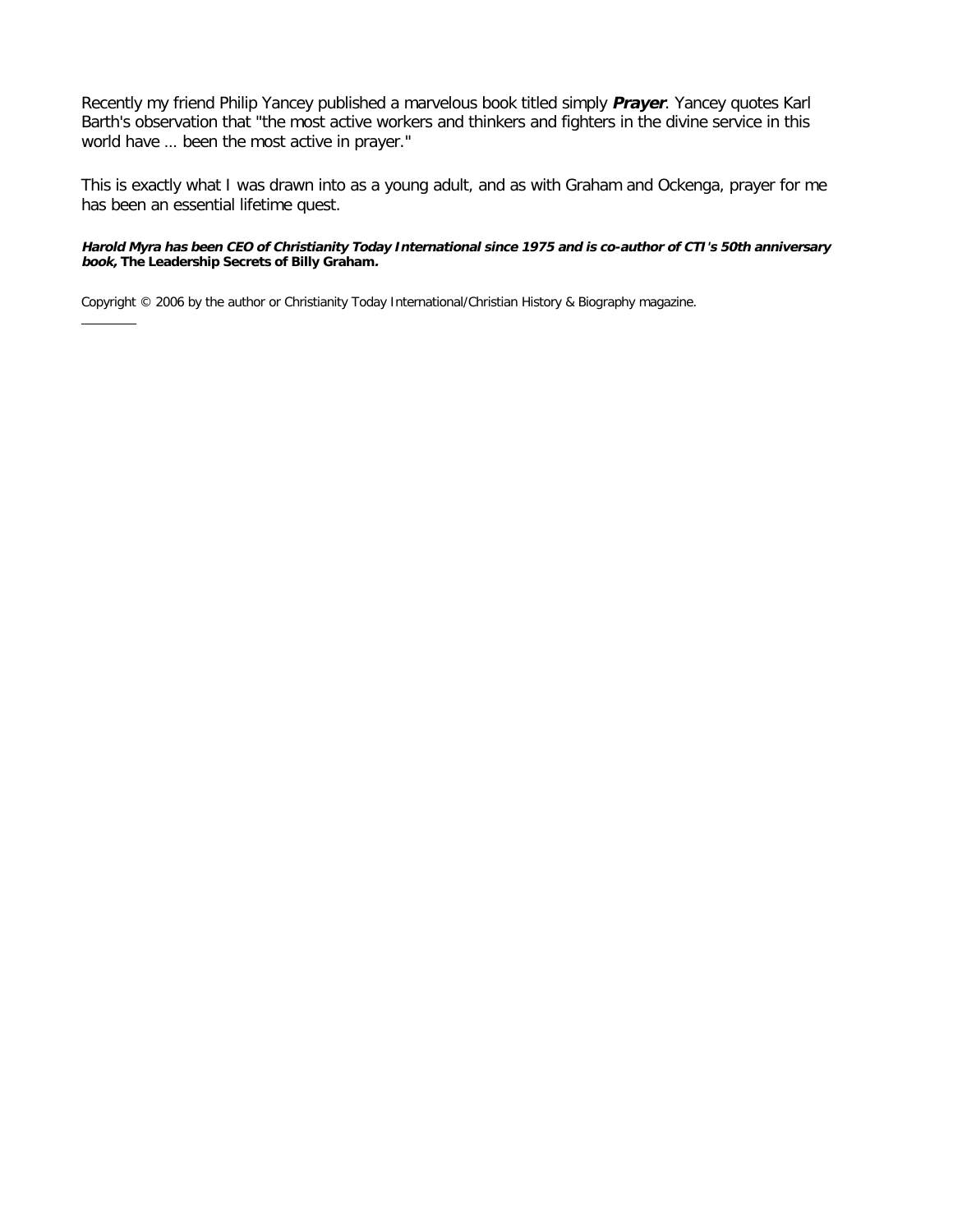Recently my friend Philip Yancey published a marvelous book titled simply ***Prayer***. Yancey quotes Karl Barth's observation that "the most active workers and thinkers and fighters in the divine service in this world have … been the most active in prayer."

This is exactly what I was drawn into as a young adult, and as with Graham and Ockenga, prayer for me has been an essential lifetime quest.

***Harold Myra has been CEO of Christianity Today International since 1975 and is co-author of CTI's 50th anniversary book,* The Leadership Secrets of Billy Graham.**

Copyright © 2006 by the author or Christianity Today International/Christian History & Biography magazine.